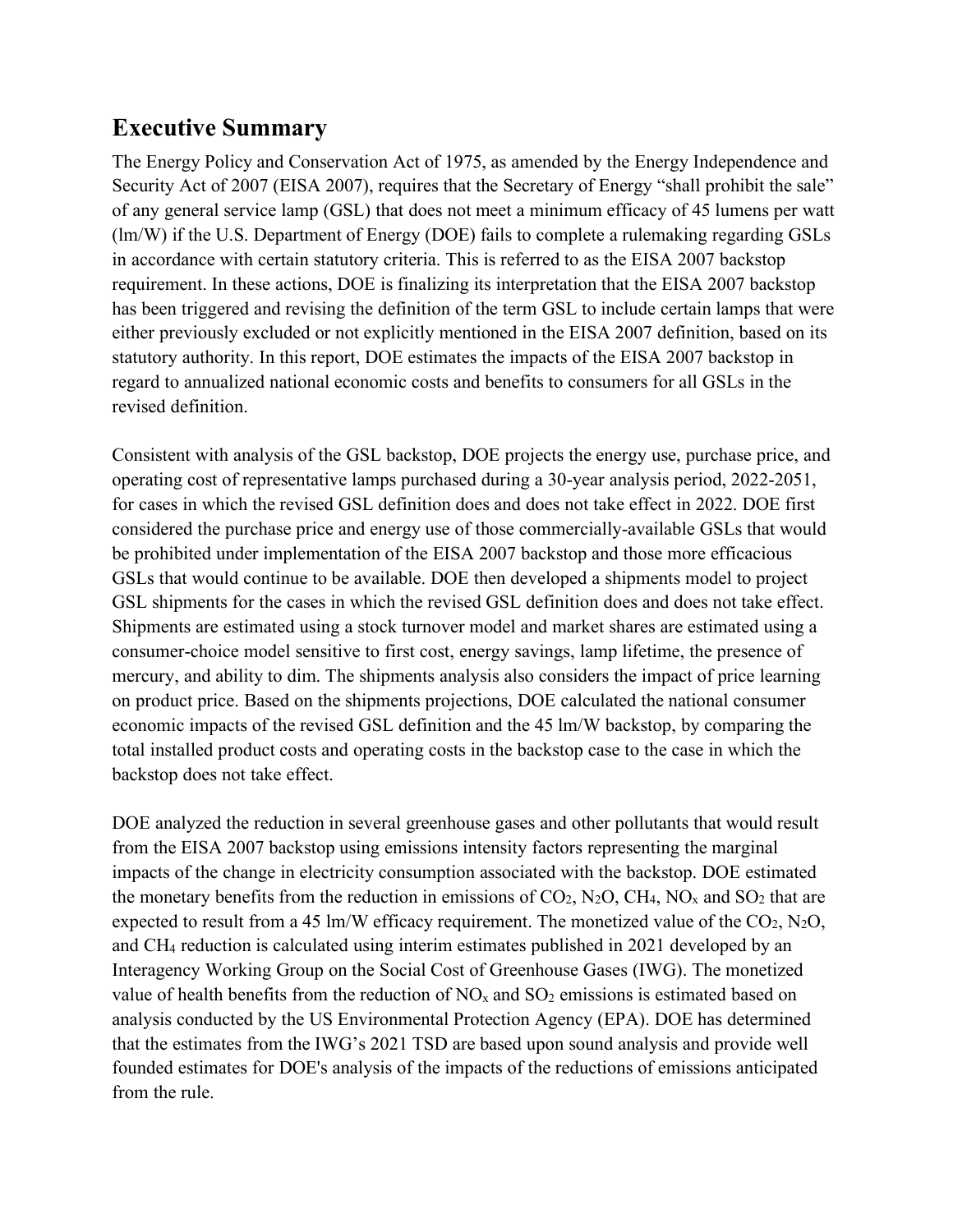## Executive Summary

The Energy Policy and Conservation Act of 1975, as amended by the Energy Independence and Security Act of 2007 (EISA 2007), requires that the Secretary of Energy "shall prohibit the sale" of any general service lamp (GSL) that does not meet a minimum efficacy of 45 lumens per watt (lm/W) if the U.S. Department of Energy (DOE) fails to complete a rulemaking regarding GSLs in accordance with certain statutory criteria. This is referred to as the EISA 2007 backstop requirement. In these actions, DOE is finalizing its interpretation that the EISA 2007 backstop has been triggered and revising the definition of the term GSL to include certain lamps that were either previously excluded or not explicitly mentioned in the EISA 2007 definition, based on its statutory authority. In this report, DOE estimates the impacts of the EISA 2007 backstop in regard to annualized national economic costs and benefits to consumers for all GSLs in the revised definition.

Consistent with analysis of the GSL backstop, DOE projects the energy use, purchase price, and operating cost of representative lamps purchased during a 30-year analysis period, 2022-2051, for cases in which the revised GSL definition does and does not take effect in 2022. DOE first considered the purchase price and energy use of those commercially-available GSLs that would be prohibited under implementation of the EISA 2007 backstop and those more efficacious GSLs that would continue to be available. DOE then developed a shipments model to project GSL shipments for the cases in which the revised GSL definition does and does not take effect. Shipments are estimated using a stock turnover model and market shares are estimated using a consumer-choice model sensitive to first cost, energy savings, lamp lifetime, the presence of mercury, and ability to dim. The shipments analysis also considers the impact of price learning on product price. Based on the shipments projections, DOE calculated the national consumer economic impacts of the revised GSL definition and the 45 lm/W backstop, by comparing the total installed product costs and operating costs in the backstop case to the case in which the backstop does not take effect.

DOE analyzed the reduction in several greenhouse gases and other pollutants that would result from the EISA 2007 backstop using emissions intensity factors representing the marginal impacts of the change in electricity consumption associated with the backstop. DOE estimated the monetary benefits from the reduction in emissions of $CO_2$, $N_2O$, $CH_4$, $NO_x$ and $SO_2$ that are expected to result from a 45 lm/W efficacy requirement. The monetized value of the $CO_2$, $N_2O$, and $CH_4$ reduction is calculated using interim estimates published in 2021 developed by an Interagency Working Group on the Social Cost of Greenhouse Gases (IWG). The monetized value of health benefits from the reduction of $NO_x$ and $SO_2$ emissions is estimated based on analysis conducted by the US Environmental Protection Agency (EPA). DOE has determined that the estimates from the IWG's 2021 TSD are based upon sound analysis and provide well founded estimates for DOE's analysis of the impacts of the reductions of emissions anticipated from the rule.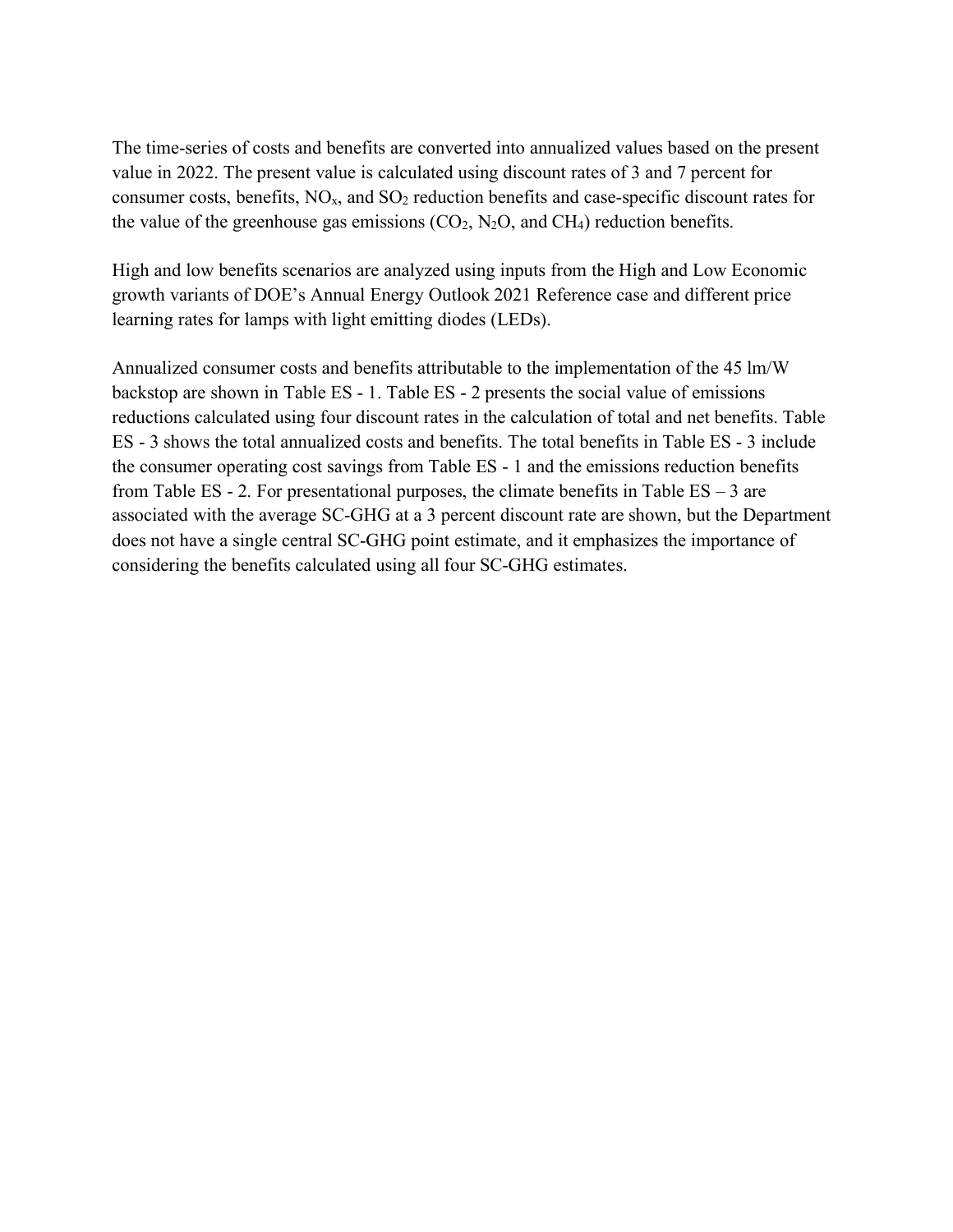The time-series of costs and benefits are converted into annualized values based on the present value in 2022. The present value is calculated using discount rates of 3 and 7 percent for consumer costs, benefits, $NO_x$, and $SO_2$ reduction benefits and case-specific discount rates for the value of the greenhouse gas emissions ($CO_2$, $N_2O$, and $CH_4$) reduction benefits.

High and low benefits scenarios are analyzed using inputs from the High and Low Economic growth variants of DOE's Annual Energy Outlook 2021 Reference case and different price learning rates for lamps with light emitting diodes (LEDs).

Annualized consumer costs and benefits attributable to the implementation of the 45 lm/W backstop are shown in Table ES - 1. Table ES - 2 presents the social value of emissions reductions calculated using four discount rates in the calculation of total and net benefits. Table ES - 3 shows the total annualized costs and benefits. The total benefits in Table ES - 3 include the consumer operating cost savings from Table ES - 1 and the emissions reduction benefits from Table ES - 2. For presentational purposes, the climate benefits in Table ES – 3 are associated with the average SC-GHG at a 3 percent discount rate are shown, but the Department does not have a single central SC-GHG point estimate, and it emphasizes the importance of considering the benefits calculated using all four SC-GHG estimates.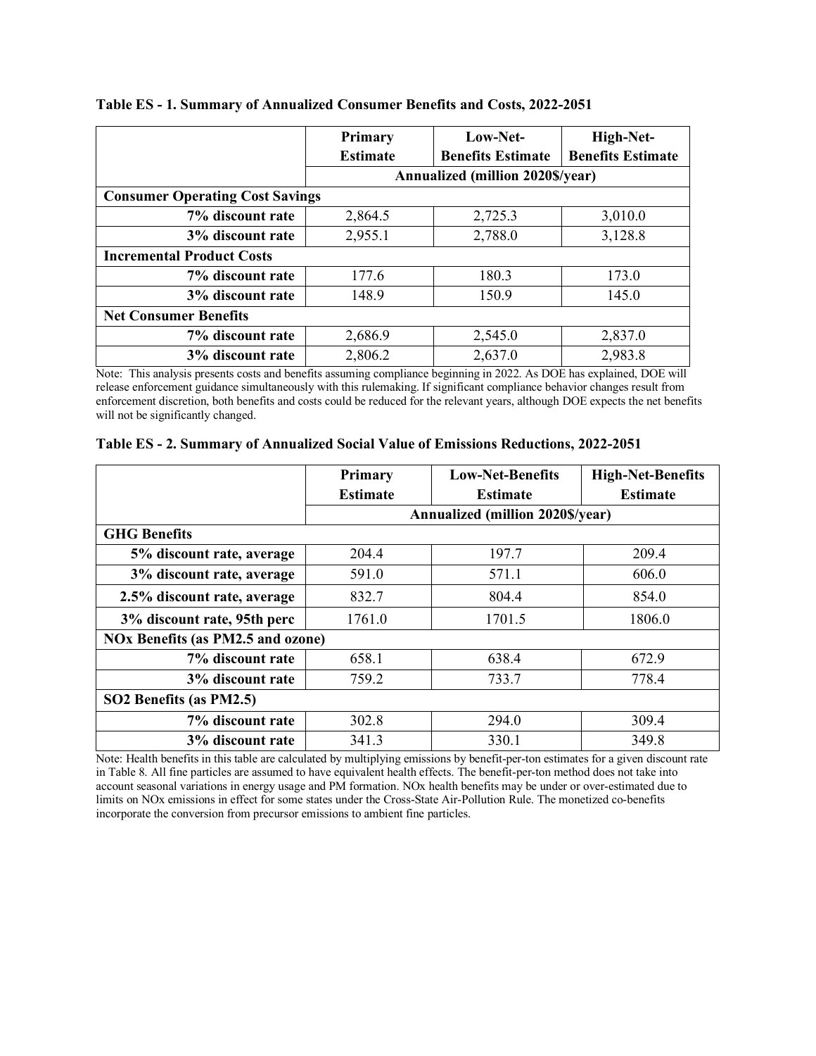**Table ES - 1. Summary of Annualized Consumer Benefits and Costs, 2022-2051**

| | Primary Estimate | Low-Net-Benefits Estimate | High-Net-Benefits Estimate |
|---|---|---|---|
| | Annualized (million 2020$/year) | | |
| **Consumer Operating Cost Savings** | | | |
| **7% discount rate** | 2,864.5 | 2,725.3 | 3,010.0 |
| **3% discount rate** | 2,955.1 | 2,788.0 | 3,128.8 |
| **Incremental Product Costs** | | | |
| **7% discount rate** | 177.6 | 180.3 | 173.0 |
| **3% discount rate** | 148.9 | 150.9 | 145.0 |
| **Net Consumer Benefits** | | | |
| **7% discount rate** | 2,686.9 | 2,545.0 | 2,837.0 |
| **3% discount rate** | 2,806.2 | 2,637.0 | 2,983.8 |

Note: This analysis presents costs and benefits assuming compliance beginning in 2022. As DOE has explained, DOE will release enforcement guidance simultaneously with this rulemaking. If significant compliance behavior changes result from enforcement discretion, both benefits and costs could be reduced for the relevant years, although DOE expects the net benefits will not be significantly changed.

**Table ES - 2. Summary of Annualized Social Value of Emissions Reductions, 2022-2051**

| | Primary Estimate | Low-Net-Benefits Estimate | High-Net-Benefits Estimate |
|---|---|---|---|
| | Annualized (million 2020$/year) | | |
| **GHG Benefits** | | | |
| **5% discount rate, average** | 204.4 | 197.7 | 209.4 |
| **3% discount rate, average** | 591.0 | 571.1 | 606.0 |
| **2.5% discount rate, average** | 832.7 | 804.4 | 854.0 |
| **3% discount rate, 95th perc** | 1761.0 | 1701.5 | 1806.0 |
| **NOx Benefits (as PM2.5 and ozone)** | | | |
| **7% discount rate** | 658.1 | 638.4 | 672.9 |
| **3% discount rate** | 759.2 | 733.7 | 778.4 |
| **SO2 Benefits (as PM2.5)** | | | |
| **7% discount rate** | 302.8 | 294.0 | 309.4 |
| **3% discount rate** | 341.3 | 330.1 | 349.8 |

Note: Health benefits in this table are calculated by multiplying emissions by benefit-per-ton estimates for a given discount rate in Table 8. All fine particles are assumed to have equivalent health effects. The benefit-per-ton method does not take into account seasonal variations in energy usage and PM formation. NOx health benefits may be under or over-estimated due to limits on NOx emissions in effect for some states under the Cross-State Air-Pollution Rule. The monetized co-benefits incorporate the conversion from precursor emissions to ambient fine particles.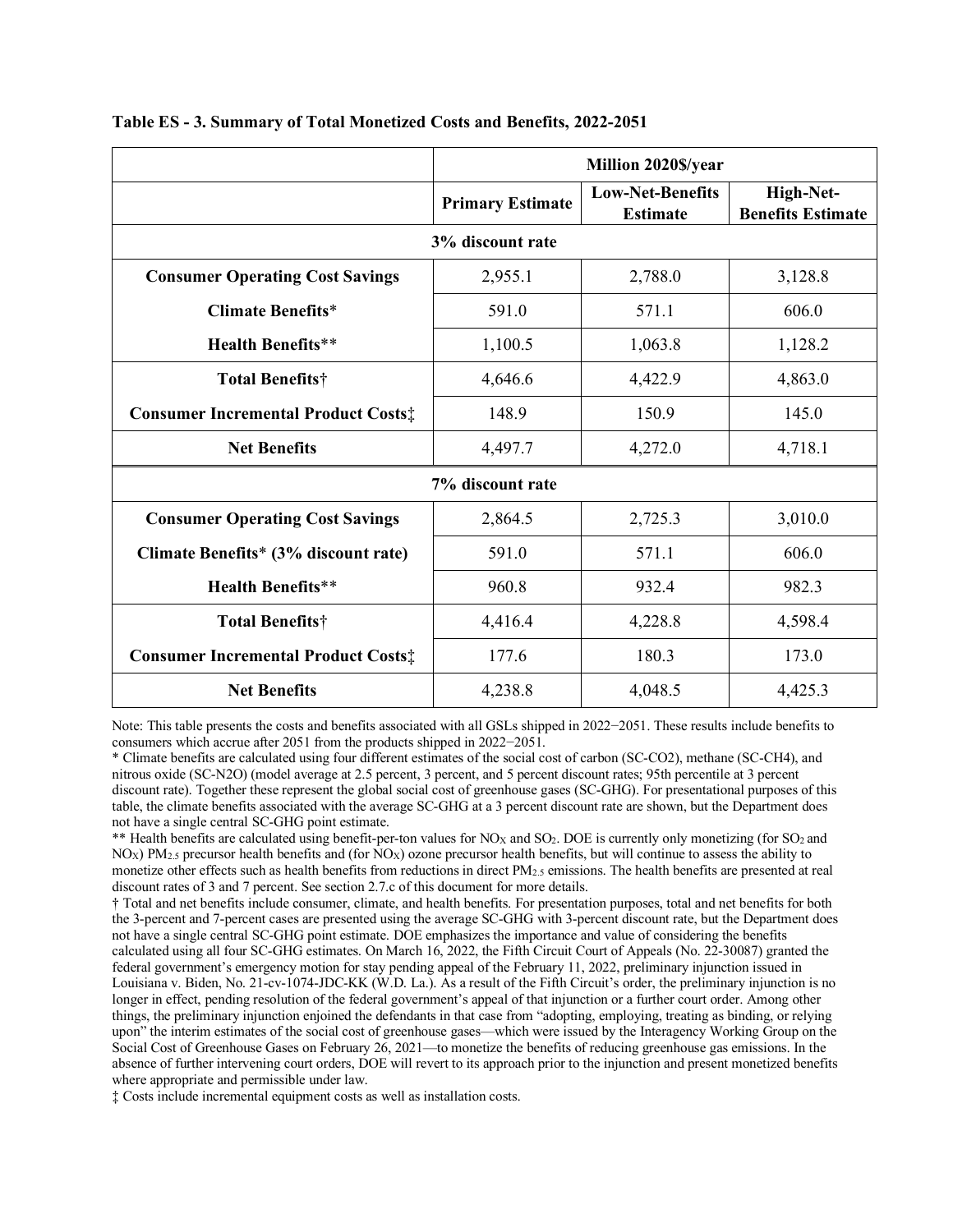**Table ES - 3. Summary of Total Monetized Costs and Benefits, 2022-2051**

| | Million 2020$/year | | |
|---|---|---|---|
| | **Primary Estimate** | **Low-Net-Benefits Estimate** | **High-Net-Benefits Estimate** |
| **3% discount rate** | | | |
| **Consumer Operating Cost Savings** | 2,955.1 | 2,788.0 | 3,128.8 |
| **Climate Benefits*** | 591.0 | 571.1 | 606.0 |
| **Health Benefits**** | 1,100.5 | 1,063.8 | 1,128.2 |
| **Total Benefits†** | 4,646.6 | 4,422.9 | 4,863.0 |
| **Consumer Incremental Product Costs‡** | 148.9 | 150.9 | 145.0 |
| **Net Benefits** | 4,497.7 | 4,272.0 | 4,718.1 |
| **7% discount rate** | | | |
| **Consumer Operating Cost Savings** | 2,864.5 | 2,725.3 | 3,010.0 |
| **Climate Benefits* (3% discount rate)** | 591.0 | 571.1 | 606.0 |
| **Health Benefits**** | 960.8 | 932.4 | 982.3 |
| **Total Benefits†** | 4,416.4 | 4,228.8 | 4,598.4 |
| **Consumer Incremental Product Costs‡** | 177.6 | 180.3 | 173.0 |
| **Net Benefits** | 4,238.8 | 4,048.5 | 4,425.3 |

Note: This table presents the costs and benefits associated with all GSLs shipped in 2022−2051. These results include benefits to consumers which accrue after 2051 from the products shipped in 2022−2051.

\* Climate benefits are calculated using four different estimates of the social cost of carbon (SC-CO2), methane (SC-CH4), and nitrous oxide (SC-N2O) (model average at 2.5 percent, 3 percent, and 5 percent discount rates; 95th percentile at 3 percent discount rate). Together these represent the global social cost of greenhouse gases (SC-GHG). For presentational purposes of this table, the climate benefits associated with the average SC-GHG at a 3 percent discount rate are shown, but the Department does not have a single central SC-GHG point estimate.

\*\* Health benefits are calculated using benefit-per-ton values for $NO_X$ and $SO_2$. DOE is currently only monetizing (for $SO_2$ and $NO_X$) $PM_{2.5}$ precursor health benefits and (for $NO_X$) ozone precursor health benefits, but will continue to assess the ability to monetize other effects such as health benefits from reductions in direct $PM_{2.5}$ emissions. The health benefits are presented at real discount rates of 3 and 7 percent. See section 2.7.c of this document for more details.

† Total and net benefits include consumer, climate, and health benefits. For presentation purposes, total and net benefits for both the 3-percent and 7-percent cases are presented using the average SC-GHG with 3-percent discount rate, but the Department does not have a single central SC-GHG point estimate. DOE emphasizes the importance and value of considering the benefits calculated using all four SC-GHG estimates. On March 16, 2022, the Fifth Circuit Court of Appeals (No. 22-30087) granted the federal government's emergency motion for stay pending appeal of the February 11, 2022, preliminary injunction issued in Louisiana v. Biden, No. 21-cv-1074-JDC-KK (W.D. La.). As a result of the Fifth Circuit's order, the preliminary injunction is no longer in effect, pending resolution of the federal government's appeal of that injunction or a further court order. Among other things, the preliminary injunction enjoined the defendants in that case from "adopting, employing, treating as binding, or relying upon" the interim estimates of the social cost of greenhouse gases—which were issued by the Interagency Working Group on the Social Cost of Greenhouse Gases on February 26, 2021—to monetize the benefits of reducing greenhouse gas emissions. In the absence of further intervening court orders, DOE will revert to its approach prior to the injunction and present monetized benefits where appropriate and permissible under law.

‡ Costs include incremental equipment costs as well as installation costs.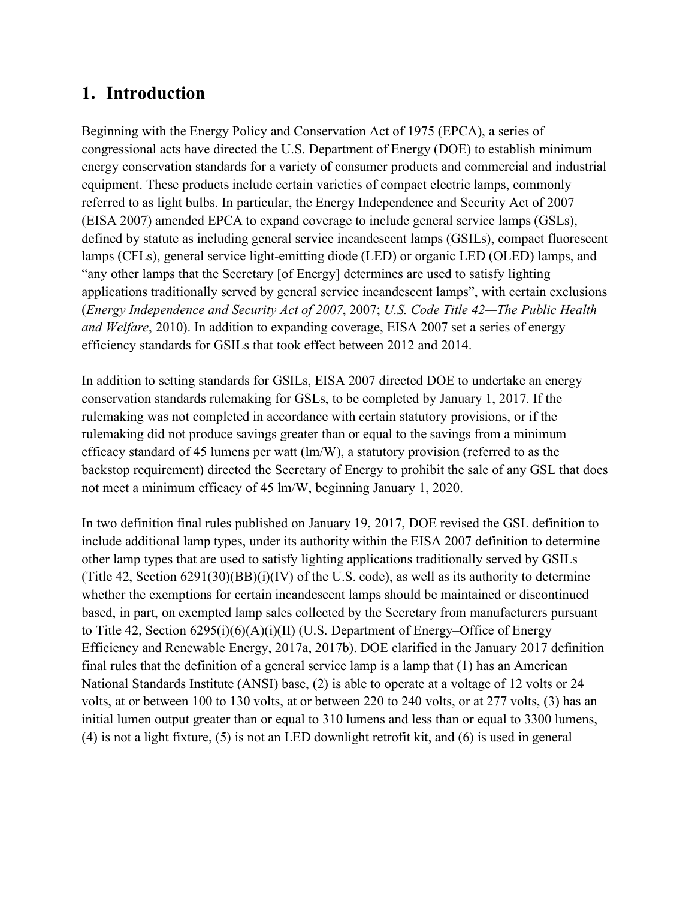## 1. Introduction

Beginning with the Energy Policy and Conservation Act of 1975 (EPCA), a series of congressional acts have directed the U.S. Department of Energy (DOE) to establish minimum energy conservation standards for a variety of consumer products and commercial and industrial equipment. These products include certain varieties of compact electric lamps, commonly referred to as light bulbs. In particular, the Energy Independence and Security Act of 2007 (EISA 2007) amended EPCA to expand coverage to include general service lamps (GSLs), defined by statute as including general service incandescent lamps (GSILs), compact fluorescent lamps (CFLs), general service light-emitting diode (LED) or organic LED (OLED) lamps, and "any other lamps that the Secretary [of Energy] determines are used to satisfy lighting applications traditionally served by general service incandescent lamps", with certain exclusions (*Energy Independence and Security Act of 2007*, 2007; *U.S. Code Title 42—The Public Health and Welfare*, 2010). In addition to expanding coverage, EISA 2007 set a series of energy efficiency standards for GSILs that took effect between 2012 and 2014.

In addition to setting standards for GSILs, EISA 2007 directed DOE to undertake an energy conservation standards rulemaking for GSLs, to be completed by January 1, 2017. If the rulemaking was not completed in accordance with certain statutory provisions, or if the rulemaking did not produce savings greater than or equal to the savings from a minimum efficacy standard of 45 lumens per watt (lm/W), a statutory provision (referred to as the backstop requirement) directed the Secretary of Energy to prohibit the sale of any GSL that does not meet a minimum efficacy of 45 lm/W, beginning January 1, 2020.

In two definition final rules published on January 19, 2017, DOE revised the GSL definition to include additional lamp types, under its authority within the EISA 2007 definition to determine other lamp types that are used to satisfy lighting applications traditionally served by GSILs (Title 42, Section 6291(30)(BB)(i)(IV) of the U.S. code), as well as its authority to determine whether the exemptions for certain incandescent lamps should be maintained or discontinued based, in part, on exempted lamp sales collected by the Secretary from manufacturers pursuant to Title 42, Section 6295(i)(6)(A)(i)(II) (U.S. Department of Energy–Office of Energy Efficiency and Renewable Energy, 2017a, 2017b). DOE clarified in the January 2017 definition final rules that the definition of a general service lamp is a lamp that (1) has an American National Standards Institute (ANSI) base, (2) is able to operate at a voltage of 12 volts or 24 volts, at or between 100 to 130 volts, at or between 220 to 240 volts, or at 277 volts, (3) has an initial lumen output greater than or equal to 310 lumens and less than or equal to 3300 lumens, (4) is not a light fixture, (5) is not an LED downlight retrofit kit, and (6) is used in general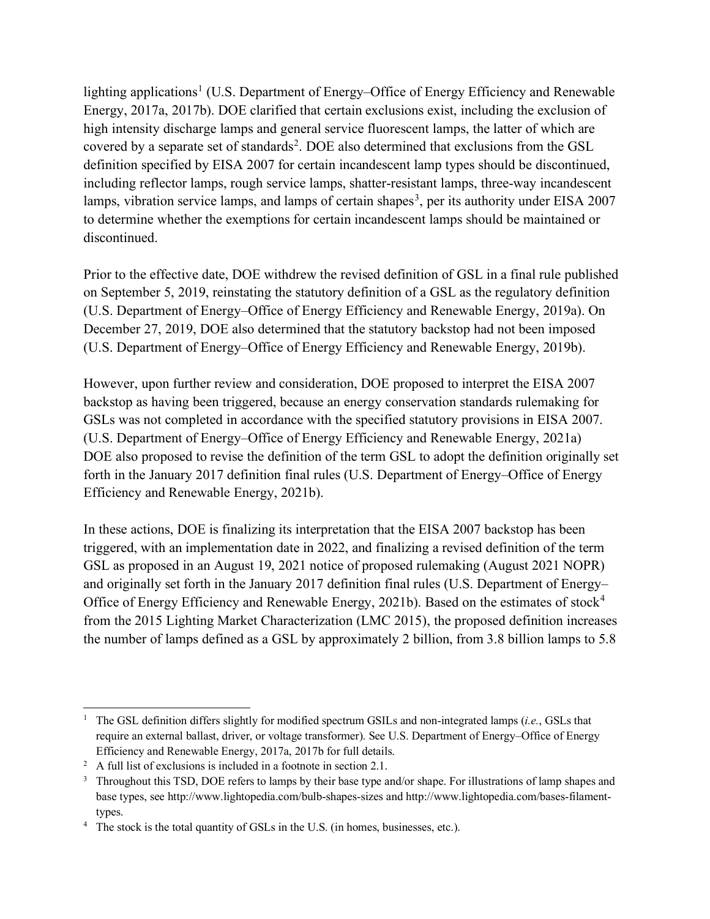lighting applications[1] (U.S. Department of Energy–Office of Energy Efficiency and Renewable Energy, 2017a, 2017b). DOE clarified that certain exclusions exist, including the exclusion of high intensity discharge lamps and general service fluorescent lamps, the latter of which are covered by a separate set of standards[2]. DOE also determined that exclusions from the GSL definition specified by EISA 2007 for certain incandescent lamp types should be discontinued, including reflector lamps, rough service lamps, shatter-resistant lamps, three-way incandescent lamps, vibration service lamps, and lamps of certain shapes[3], per its authority under EISA 2007 to determine whether the exemptions for certain incandescent lamps should be maintained or discontinued.

Prior to the effective date, DOE withdrew the revised definition of GSL in a final rule published on September 5, 2019, reinstating the statutory definition of a GSL as the regulatory definition (U.S. Department of Energy–Office of Energy Efficiency and Renewable Energy, 2019a). On December 27, 2019, DOE also determined that the statutory backstop had not been imposed (U.S. Department of Energy–Office of Energy Efficiency and Renewable Energy, 2019b).

However, upon further review and consideration, DOE proposed to interpret the EISA 2007 backstop as having been triggered, because an energy conservation standards rulemaking for GSLs was not completed in accordance with the specified statutory provisions in EISA 2007. (U.S. Department of Energy–Office of Energy Efficiency and Renewable Energy, 2021a) DOE also proposed to revise the definition of the term GSL to adopt the definition originally set forth in the January 2017 definition final rules (U.S. Department of Energy–Office of Energy Efficiency and Renewable Energy, 2021b).

In these actions, DOE is finalizing its interpretation that the EISA 2007 backstop has been triggered, with an implementation date in 2022, and finalizing a revised definition of the term GSL as proposed in an August 19, 2021 notice of proposed rulemaking (August 2021 NOPR) and originally set forth in the January 2017 definition final rules (U.S. Department of Energy–Office of Energy Efficiency and Renewable Energy, 2021b). Based on the estimates of stock[4] from the 2015 Lighting Market Characterization (LMC 2015), the proposed definition increases the number of lamps defined as a GSL by approximately 2 billion, from 3.8 billion lamps to 5.8

---

[1] The GSL definition differs slightly for modified spectrum GSILs and non-integrated lamps (*i.e.*, GSLs that require an external ballast, driver, or voltage transformer). See U.S. Department of Energy–Office of Energy Efficiency and Renewable Energy, 2017a, 2017b for full details.

[2] A full list of exclusions is included in a footnote in section 2.1.

[3] Throughout this TSD, DOE refers to lamps by their base type and/or shape. For illustrations of lamp shapes and base types, see http://www.lightopedia.com/bulb-shapes-sizes and http://www.lightopedia.com/bases-filament-types.

[4] The stock is the total quantity of GSLs in the U.S. (in homes, businesses, etc.).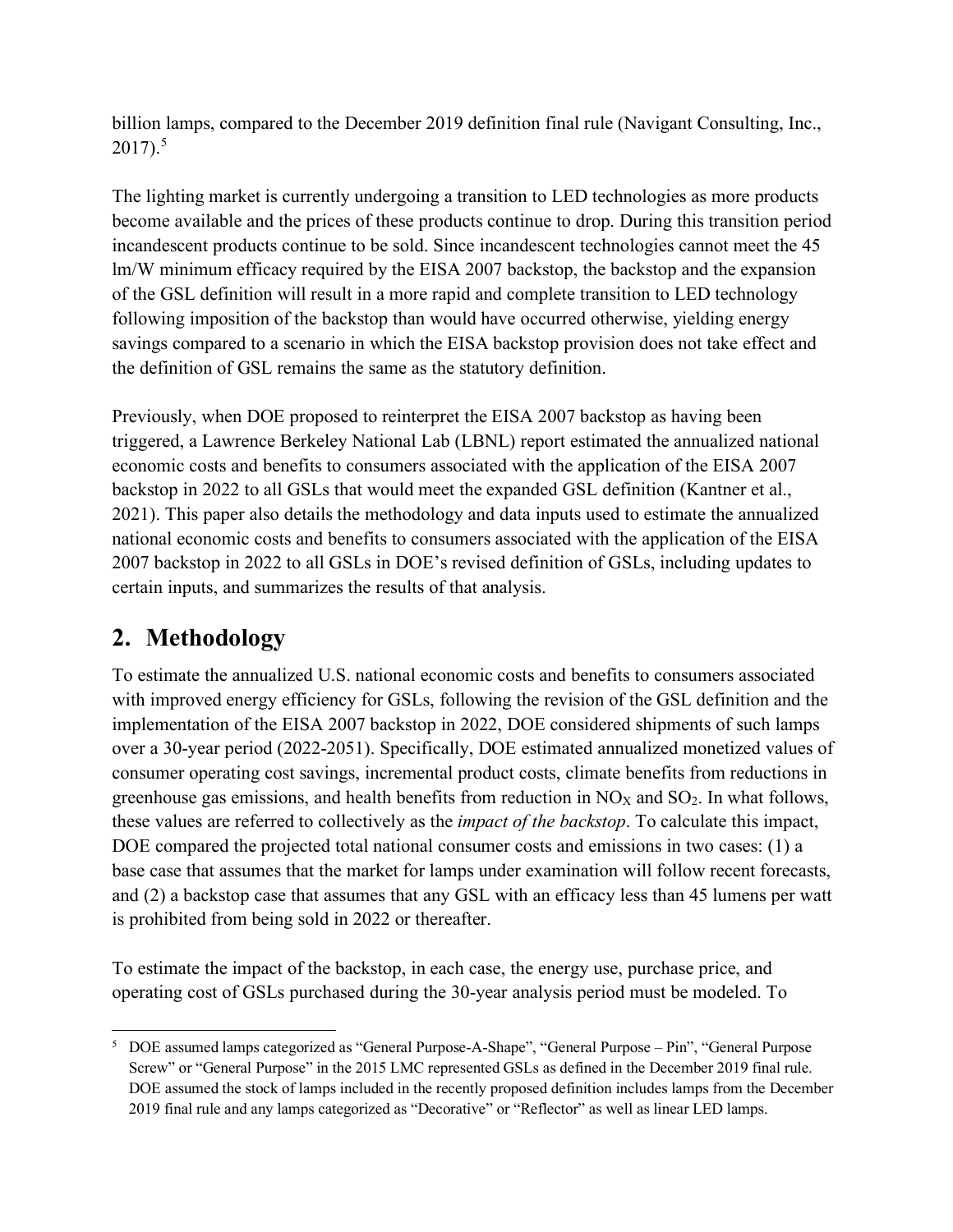billion lamps, compared to the December 2019 definition final rule (Navigant Consulting, Inc., 2017).[5]

The lighting market is currently undergoing a transition to LED technologies as more products become available and the prices of these products continue to drop. During this transition period incandescent products continue to be sold. Since incandescent technologies cannot meet the 45 lm/W minimum efficacy required by the EISA 2007 backstop, the backstop and the expansion of the GSL definition will result in a more rapid and complete transition to LED technology following imposition of the backstop than would have occurred otherwise, yielding energy savings compared to a scenario in which the EISA backstop provision does not take effect and the definition of GSL remains the same as the statutory definition.

Previously, when DOE proposed to reinterpret the EISA 2007 backstop as having been triggered, a Lawrence Berkeley National Lab (LBNL) report estimated the annualized national economic costs and benefits to consumers associated with the application of the EISA 2007 backstop in 2022 to all GSLs that would meet the expanded GSL definition (Kantner et al., 2021). This paper also details the methodology and data inputs used to estimate the annualized national economic costs and benefits to consumers associated with the application of the EISA 2007 backstop in 2022 to all GSLs in DOE's revised definition of GSLs, including updates to certain inputs, and summarizes the results of that analysis.

## 2. Methodology

To estimate the annualized U.S. national economic costs and benefits to consumers associated with improved energy efficiency for GSLs, following the revision of the GSL definition and the implementation of the EISA 2007 backstop in 2022, DOE considered shipments of such lamps over a 30-year period (2022-2051). Specifically, DOE estimated annualized monetized values of consumer operating cost savings, incremental product costs, climate benefits from reductions in greenhouse gas emissions, and health benefits from reduction in $NO_X$ and $SO_2$. In what follows, these values are referred to collectively as the *impact of the backstop*. To calculate this impact, DOE compared the projected total national consumer costs and emissions in two cases: (1) a base case that assumes that the market for lamps under examination will follow recent forecasts, and (2) a backstop case that assumes that any GSL with an efficacy less than 45 lumens per watt is prohibited from being sold in 2022 or thereafter.

To estimate the impact of the backstop, in each case, the energy use, purchase price, and operating cost of GSLs purchased during the 30-year analysis period must be modeled. To

[5] DOE assumed lamps categorized as "General Purpose-A-Shape", "General Purpose – Pin", "General Purpose Screw" or "General Purpose" in the 2015 LMC represented GSLs as defined in the December 2019 final rule. DOE assumed the stock of lamps included in the recently proposed definition includes lamps from the December 2019 final rule and any lamps categorized as "Decorative" or "Reflector" as well as linear LED lamps.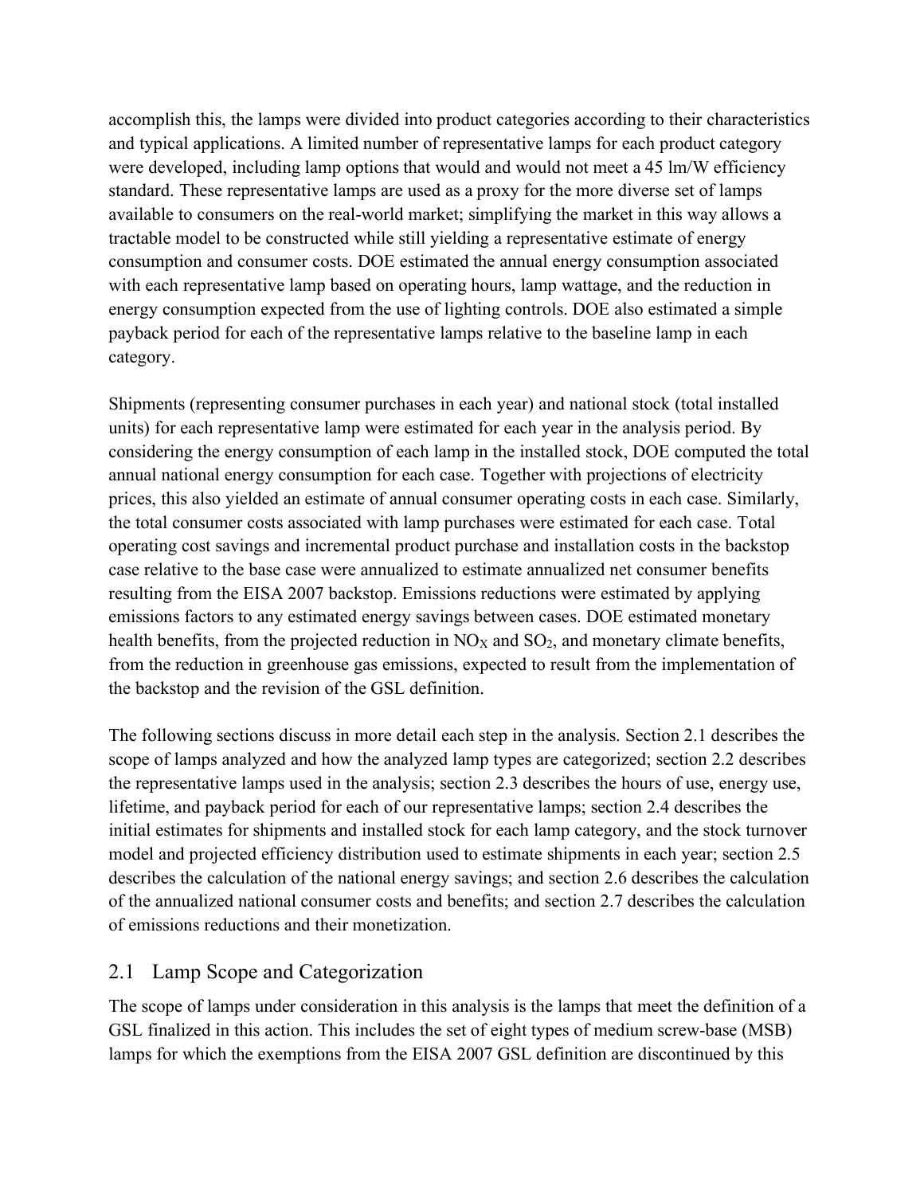accomplish this, the lamps were divided into product categories according to their characteristics and typical applications. A limited number of representative lamps for each product category were developed, including lamp options that would and would not meet a 45 lm/W efficiency standard. These representative lamps are used as a proxy for the more diverse set of lamps available to consumers on the real-world market; simplifying the market in this way allows a tractable model to be constructed while still yielding a representative estimate of energy consumption and consumer costs. DOE estimated the annual energy consumption associated with each representative lamp based on operating hours, lamp wattage, and the reduction in energy consumption expected from the use of lighting controls. DOE also estimated a simple payback period for each of the representative lamps relative to the baseline lamp in each category.

Shipments (representing consumer purchases in each year) and national stock (total installed units) for each representative lamp were estimated for each year in the analysis period. By considering the energy consumption of each lamp in the installed stock, DOE computed the total annual national energy consumption for each case. Together with projections of electricity prices, this also yielded an estimate of annual consumer operating costs in each case. Similarly, the total consumer costs associated with lamp purchases were estimated for each case. Total operating cost savings and incremental product purchase and installation costs in the backstop case relative to the base case were annualized to estimate annualized net consumer benefits resulting from the EISA 2007 backstop. Emissions reductions were estimated by applying emissions factors to any estimated energy savings between cases. DOE estimated monetary health benefits, from the projected reduction in $NO_X$ and $SO_2$, and monetary climate benefits, from the reduction in greenhouse gas emissions, expected to result from the implementation of the backstop and the revision of the GSL definition.

The following sections discuss in more detail each step in the analysis. Section 2.1 describes the scope of lamps analyzed and how the analyzed lamp types are categorized; section 2.2 describes the representative lamps used in the analysis; section 2.3 describes the hours of use, energy use, lifetime, and payback period for each of our representative lamps; section 2.4 describes the initial estimates for shipments and installed stock for each lamp category, and the stock turnover model and projected efficiency distribution used to estimate shipments in each year; section 2.5 describes the calculation of the national energy savings; and section 2.6 describes the calculation of the annualized national consumer costs and benefits; and section 2.7 describes the calculation of emissions reductions and their monetization.

## 2.1 Lamp Scope and Categorization

The scope of lamps under consideration in this analysis is the lamps that meet the definition of a GSL finalized in this action. This includes the set of eight types of medium screw-base (MSB) lamps for which the exemptions from the EISA 2007 GSL definition are discontinued by this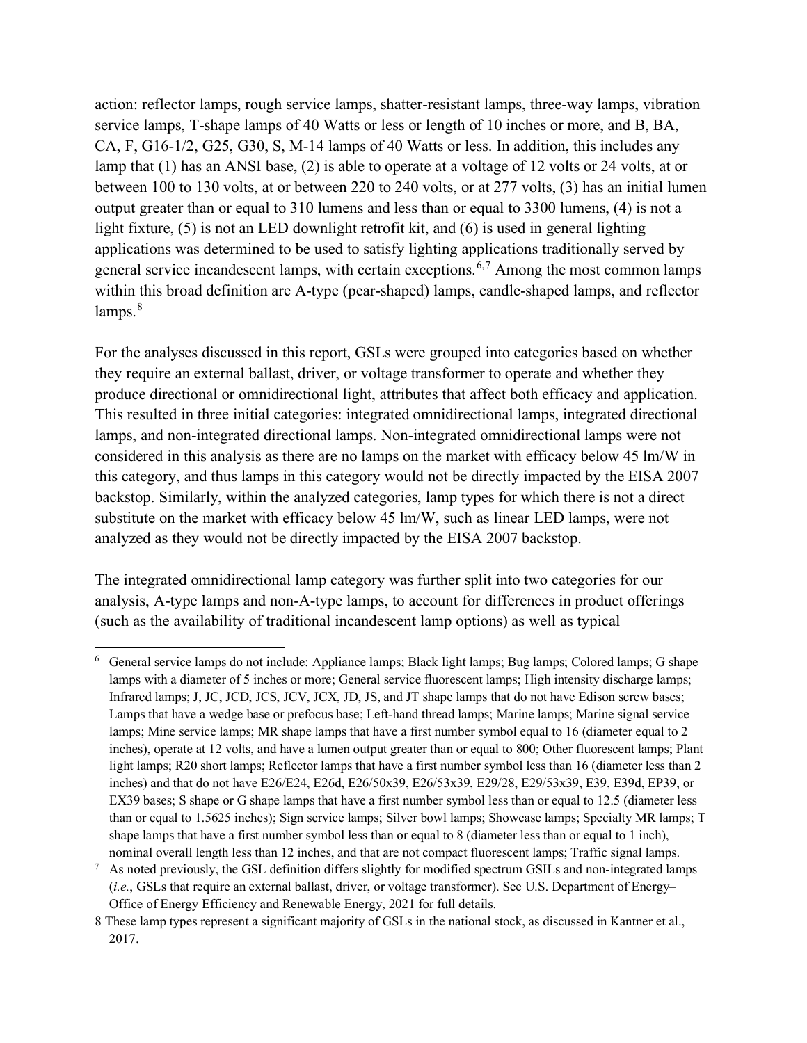action: reflector lamps, rough service lamps, shatter-resistant lamps, three-way lamps, vibration service lamps, T-shape lamps of 40 Watts or less or length of 10 inches or more, and B, BA, CA, F, G16-1/2, G25, G30, S, M-14 lamps of 40 Watts or less. In addition, this includes any lamp that (1) has an ANSI base, (2) is able to operate at a voltage of 12 volts or 24 volts, at or between 100 to 130 volts, at or between 220 to 240 volts, or at 277 volts, (3) has an initial lumen output greater than or equal to 310 lumens and less than or equal to 3300 lumens, (4) is not a light fixture, (5) is not an LED downlight retrofit kit, and (6) is used in general lighting applications was determined to be used to satisfy lighting applications traditionally served by general service incandescent lamps, with certain exceptions.[6,7] Among the most common lamps within this broad definition are A-type (pear-shaped) lamps, candle-shaped lamps, and reflector lamps.[8]

For the analyses discussed in this report, GSLs were grouped into categories based on whether they require an external ballast, driver, or voltage transformer to operate and whether they produce directional or omnidirectional light, attributes that affect both efficacy and application. This resulted in three initial categories: integrated omnidirectional lamps, integrated directional lamps, and non-integrated directional lamps. Non-integrated omnidirectional lamps were not considered in this analysis as there are no lamps on the market with efficacy below 45 lm/W in this category, and thus lamps in this category would not be directly impacted by the EISA 2007 backstop. Similarly, within the analyzed categories, lamp types for which there is not a direct substitute on the market with efficacy below 45 lm/W, such as linear LED lamps, were not analyzed as they would not be directly impacted by the EISA 2007 backstop.

The integrated omnidirectional lamp category was further split into two categories for our analysis, A-type lamps and non-A-type lamps, to account for differences in product offerings (such as the availability of traditional incandescent lamp options) as well as typical

---

[6] General service lamps do not include: Appliance lamps; Black light lamps; Bug lamps; Colored lamps; G shape lamps with a diameter of 5 inches or more; General service fluorescent lamps; High intensity discharge lamps; Infrared lamps; J, JC, JCD, JCS, JCV, JCX, JD, JS, and JT shape lamps that do not have Edison screw bases; Lamps that have a wedge base or prefocus base; Left-hand thread lamps; Marine lamps; Marine signal service lamps; Mine service lamps; MR shape lamps that have a first number symbol equal to 16 (diameter equal to 2 inches), operate at 12 volts, and have a lumen output greater than or equal to 800; Other fluorescent lamps; Plant light lamps; R20 short lamps; Reflector lamps that have a first number symbol less than 16 (diameter less than 2 inches) and that do not have E26/E24, E26d, E26/50x39, E26/53x39, E29/28, E29/53x39, E39, E39d, EP39, or EX39 bases; S shape or G shape lamps that have a first number symbol less than or equal to 12.5 (diameter less than or equal to 1.5625 inches); Sign service lamps; Silver bowl lamps; Showcase lamps; Specialty MR lamps; T shape lamps that have a first number symbol less than or equal to 8 (diameter less than or equal to 1 inch), nominal overall length less than 12 inches, and that are not compact fluorescent lamps; Traffic signal lamps.

[7] As noted previously, the GSL definition differs slightly for modified spectrum GSILs and non-integrated lamps (*i.e.*, GSLs that require an external ballast, driver, or voltage transformer). See U.S. Department of Energy–Office of Energy Efficiency and Renewable Energy, 2021 for full details.

[8] These lamp types represent a significant majority of GSLs in the national stock, as discussed in Kantner et al., 2017.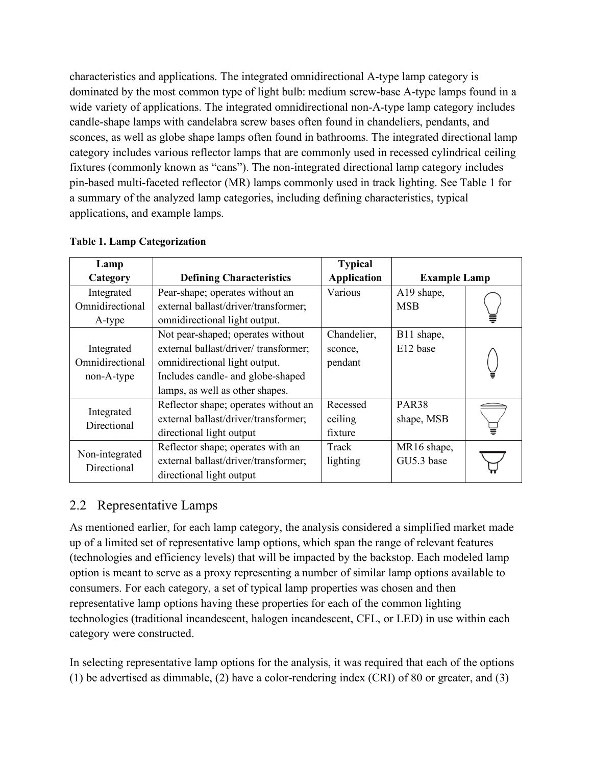characteristics and applications. The integrated omnidirectional A-type lamp category is dominated by the most common type of light bulb: medium screw-base A-type lamps found in a wide variety of applications. The integrated omnidirectional non-A-type lamp category includes candle-shape lamps with candelabra screw bases often found in chandeliers, pendants, and sconces, as well as globe shape lamps often found in bathrooms. The integrated directional lamp category includes various reflector lamps that are commonly used in recessed cylindrical ceiling fixtures (commonly known as "cans"). The non-integrated directional lamp category includes pin-based multi-faceted reflector (MR) lamps commonly used in track lighting. See Table 1 for a summary of the analyzed lamp categories, including defining characteristics, typical applications, and example lamps.

**Table 1. Lamp Categorization**

| Lamp Category | Defining Characteristics | Typical Application | Example Lamp | |
|---|---|---|---|---|
| Integrated Omnidirectional A-type | Pear-shape; operates without an external ballast/driver/transformer; omnidirectional light output. | Various | A19 shape, MSB | |
| Integrated Omnidirectional non-A-type | Not pear-shaped; operates without external ballast/driver/ transformer; omnidirectional light output. Includes candle- and globe-shaped lamps, as well as other shapes. | Chandelier, sconce, pendant | B11 shape, E12 base | |
| Integrated Directional | Reflector shape; operates without an external ballast/driver/transformer; directional light output | Recessed ceiling fixture | PAR38 shape, MSB | |
| Non-integrated Directional | Reflector shape; operates with an external ballast/driver/transformer; directional light output | Track lighting | MR16 shape, GU5.3 base | |

## 2.2 Representative Lamps

As mentioned earlier, for each lamp category, the analysis considered a simplified market made up of a limited set of representative lamp options, which span the range of relevant features (technologies and efficiency levels) that will be impacted by the backstop. Each modeled lamp option is meant to serve as a proxy representing a number of similar lamp options available to consumers. For each category, a set of typical lamp properties was chosen and then representative lamp options having these properties for each of the common lighting technologies (traditional incandescent, halogen incandescent, CFL, or LED) in use within each category were constructed.

In selecting representative lamp options for the analysis, it was required that each of the options (1) be advertised as dimmable, (2) have a color-rendering index (CRI) of 80 or greater, and (3)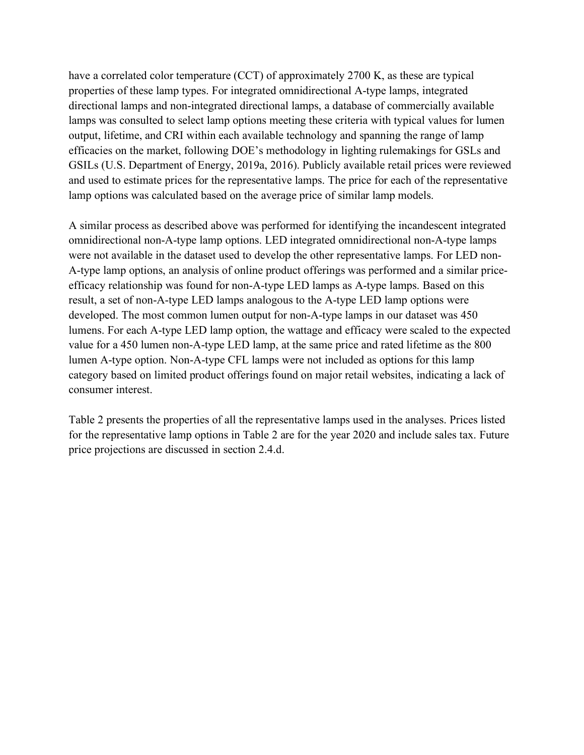have a correlated color temperature (CCT) of approximately 2700 K, as these are typical properties of these lamp types. For integrated omnidirectional A-type lamps, integrated directional lamps and non-integrated directional lamps, a database of commercially available lamps was consulted to select lamp options meeting these criteria with typical values for lumen output, lifetime, and CRI within each available technology and spanning the range of lamp efficacies on the market, following DOE's methodology in lighting rulemakings for GSLs and GSILs (U.S. Department of Energy, 2019a, 2016). Publicly available retail prices were reviewed and used to estimate prices for the representative lamps. The price for each of the representative lamp options was calculated based on the average price of similar lamp models.

A similar process as described above was performed for identifying the incandescent integrated omnidirectional non-A-type lamp options. LED integrated omnidirectional non-A-type lamps were not available in the dataset used to develop the other representative lamps. For LED non-A-type lamp options, an analysis of online product offerings was performed and a similar price-efficacy relationship was found for non-A-type LED lamps as A-type lamps. Based on this result, a set of non-A-type LED lamps analogous to the A-type LED lamp options were developed. The most common lumen output for non-A-type lamps in our dataset was 450 lumens. For each A-type LED lamp option, the wattage and efficacy were scaled to the expected value for a 450 lumen non-A-type LED lamp, at the same price and rated lifetime as the 800 lumen A-type option. Non-A-type CFL lamps were not included as options for this lamp category based on limited product offerings found on major retail websites, indicating a lack of consumer interest.

Table 2 presents the properties of all the representative lamps used in the analyses. Prices listed for the representative lamp options in Table 2 are for the year 2020 and include sales tax. Future price projections are discussed in section 2.4.d.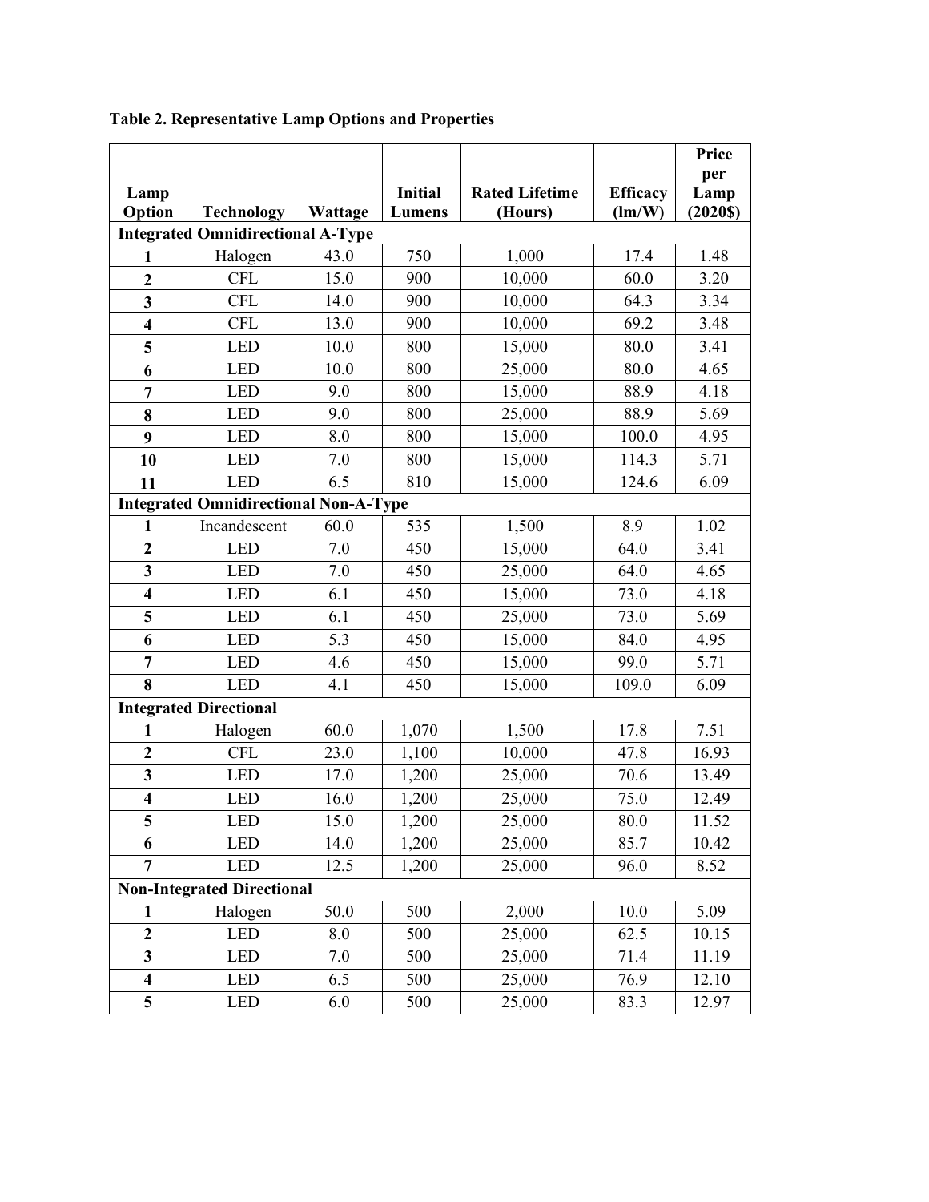**Table 2. Representative Lamp Options and Properties**

| Lamp Option | Technology | Wattage | Initial Lumens | Rated Lifetime (Hours) | Efficacy (lm/W) | Price per Lamp (2020$) |
|---|---|---|---|---|---|---|
| **Integrated Omnidirectional A-Type** | | | | | | |
| **1** | Halogen | 43.0 | 750 | 1,000 | 17.4 | 1.48 |
| **2** | CFL | 15.0 | 900 | 10,000 | 60.0 | 3.20 |
| **3** | CFL | 14.0 | 900 | 10,000 | 64.3 | 3.34 |
| **4** | CFL | 13.0 | 900 | 10,000 | 69.2 | 3.48 |
| **5** | LED | 10.0 | 800 | 15,000 | 80.0 | 3.41 |
| **6** | LED | 10.0 | 800 | 25,000 | 80.0 | 4.65 |
| **7** | LED | 9.0 | 800 | 15,000 | 88.9 | 4.18 |
| **8** | LED | 9.0 | 800 | 25,000 | 88.9 | 5.69 |
| **9** | LED | 8.0 | 800 | 15,000 | 100.0 | 4.95 |
| **10** | LED | 7.0 | 800 | 15,000 | 114.3 | 5.71 |
| **11** | LED | 6.5 | 810 | 15,000 | 124.6 | 6.09 |
| **Integrated Omnidirectional Non-A-Type** | | | | | | |
| **1** | Incandescent | 60.0 | 535 | 1,500 | 8.9 | 1.02 |
| **2** | LED | 7.0 | 450 | 15,000 | 64.0 | 3.41 |
| **3** | LED | 7.0 | 450 | 25,000 | 64.0 | 4.65 |
| **4** | LED | 6.1 | 450 | 15,000 | 73.0 | 4.18 |
| **5** | LED | 6.1 | 450 | 25,000 | 73.0 | 5.69 |
| **6** | LED | 5.3 | 450 | 15,000 | 84.0 | 4.95 |
| **7** | LED | 4.6 | 450 | 15,000 | 99.0 | 5.71 |
| **8** | LED | 4.1 | 450 | 15,000 | 109.0 | 6.09 |
| **Integrated Directional** | | | | | | |
| **1** | Halogen | 60.0 | 1,070 | 1,500 | 17.8 | 7.51 |
| **2** | CFL | 23.0 | 1,100 | 10,000 | 47.8 | 16.93 |
| **3** | LED | 17.0 | 1,200 | 25,000 | 70.6 | 13.49 |
| **4** | LED | 16.0 | 1,200 | 25,000 | 75.0 | 12.49 |
| **5** | LED | 15.0 | 1,200 | 25,000 | 80.0 | 11.52 |
| **6** | LED | 14.0 | 1,200 | 25,000 | 85.7 | 10.42 |
| **7** | LED | 12.5 | 1,200 | 25,000 | 96.0 | 8.52 |
| **Non-Integrated Directional** | | | | | | |
| **1** | Halogen | 50.0 | 500 | 2,000 | 10.0 | 5.09 |
| **2** | LED | 8.0 | 500 | 25,000 | 62.5 | 10.15 |
| **3** | LED | 7.0 | 500 | 25,000 | 71.4 | 11.19 |
| **4** | LED | 6.5 | 500 | 25,000 | 76.9 | 12.10 |
| **5** | LED | 6.0 | 500 | 25,000 | 83.3 | 12.97 |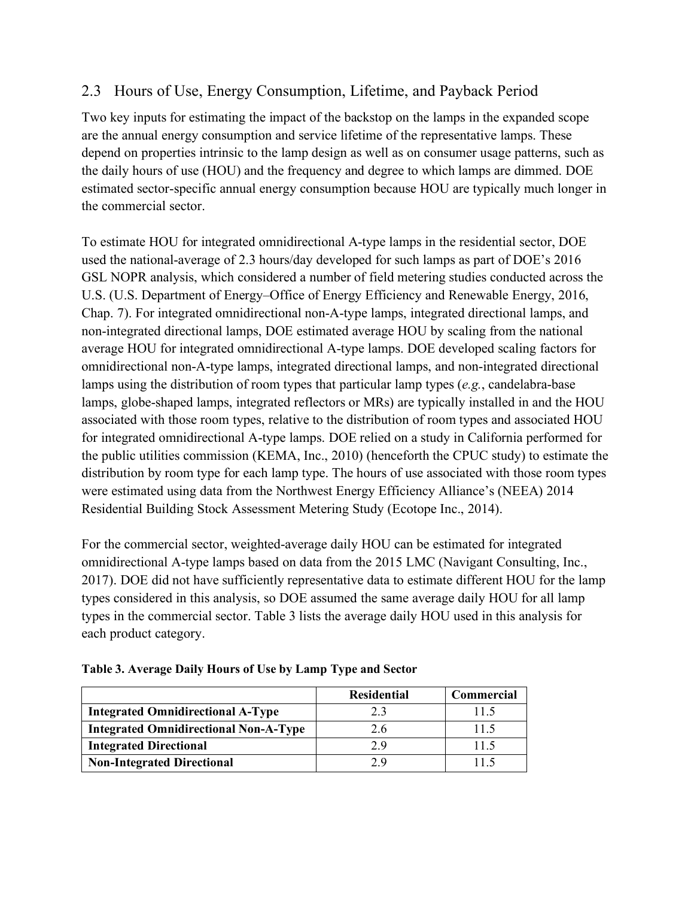## 2.3 Hours of Use, Energy Consumption, Lifetime, and Payback Period

Two key inputs for estimating the impact of the backstop on the lamps in the expanded scope are the annual energy consumption and service lifetime of the representative lamps. These depend on properties intrinsic to the lamp design as well as on consumer usage patterns, such as the daily hours of use (HOU) and the frequency and degree to which lamps are dimmed. DOE estimated sector-specific annual energy consumption because HOU are typically much longer in the commercial sector.

To estimate HOU for integrated omnidirectional A-type lamps in the residential sector, DOE used the national-average of 2.3 hours/day developed for such lamps as part of DOE's 2016 GSL NOPR analysis, which considered a number of field metering studies conducted across the U.S. (U.S. Department of Energy–Office of Energy Efficiency and Renewable Energy, 2016, Chap. 7). For integrated omnidirectional non-A-type lamps, integrated directional lamps, and non-integrated directional lamps, DOE estimated average HOU by scaling from the national average HOU for integrated omnidirectional A-type lamps. DOE developed scaling factors for omnidirectional non-A-type lamps, integrated directional lamps, and non-integrated directional lamps using the distribution of room types that particular lamp types (*e.g.*, candelabra-base lamps, globe-shaped lamps, integrated reflectors or MRs) are typically installed in and the HOU associated with those room types, relative to the distribution of room types and associated HOU for integrated omnidirectional A-type lamps. DOE relied on a study in California performed for the public utilities commission (KEMA, Inc., 2010) (henceforth the CPUC study) to estimate the distribution by room type for each lamp type. The hours of use associated with those room types were estimated using data from the Northwest Energy Efficiency Alliance's (NEEA) 2014 Residential Building Stock Assessment Metering Study (Ecotope Inc., 2014).

For the commercial sector, weighted-average daily HOU can be estimated for integrated omnidirectional A-type lamps based on data from the 2015 LMC (Navigant Consulting, Inc., 2017). DOE did not have sufficiently representative data to estimate different HOU for the lamp types considered in this analysis, so DOE assumed the same average daily HOU for all lamp types in the commercial sector. Table 3 lists the average daily HOU used in this analysis for each product category.

**Table 3. Average Daily Hours of Use by Lamp Type and Sector**

| | Residential | Commercial |
|---|---|---|
| **Integrated Omnidirectional A-Type** | 2.3 | 11.5 |
| **Integrated Omnidirectional Non-A-Type** | 2.6 | 11.5 |
| **Integrated Directional** | 2.9 | 11.5 |
| **Non-Integrated Directional** | 2.9 | 11.5 |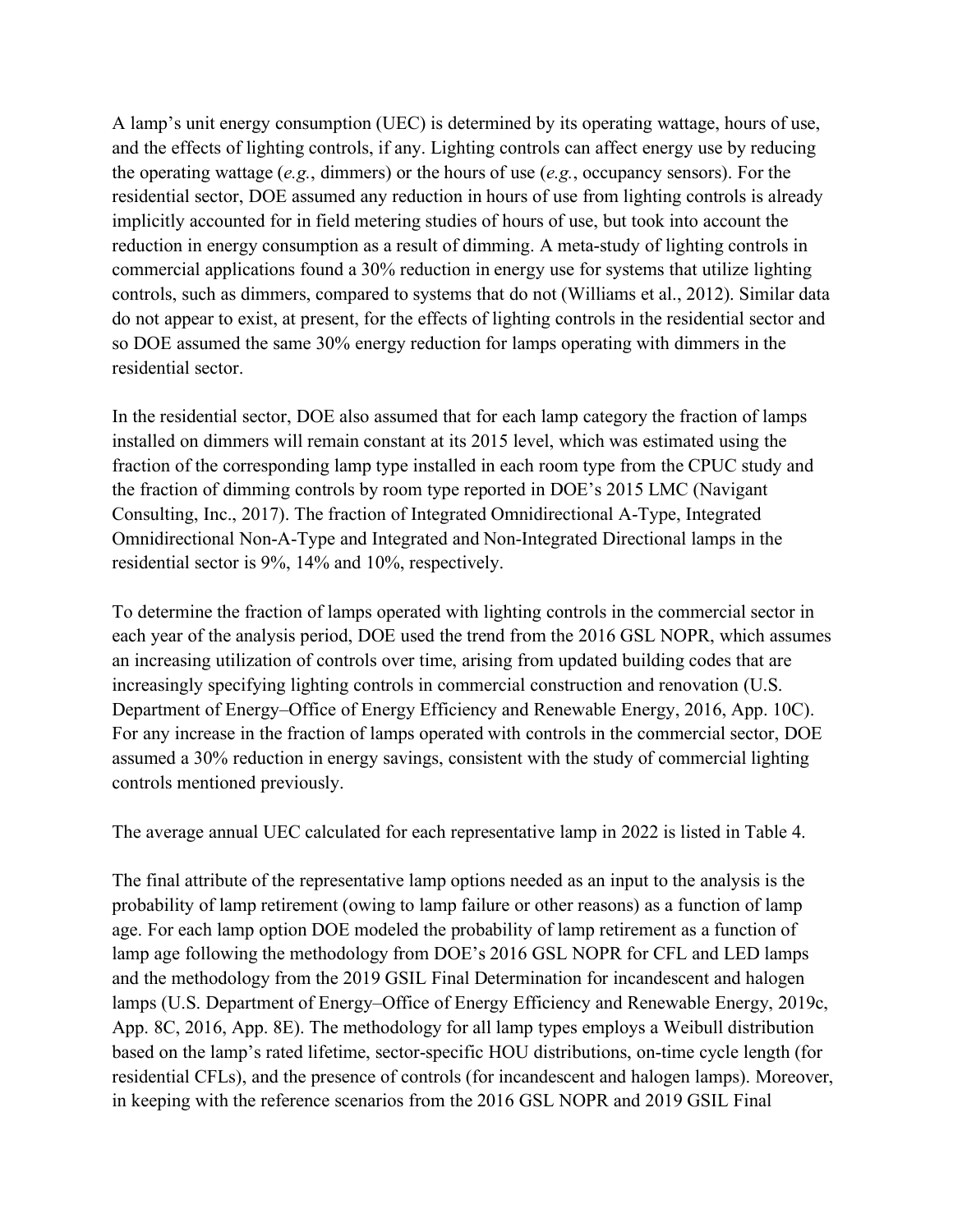A lamp's unit energy consumption (UEC) is determined by its operating wattage, hours of use, and the effects of lighting controls, if any. Lighting controls can affect energy use by reducing the operating wattage (*e.g.*, dimmers) or the hours of use (*e.g.*, occupancy sensors). For the residential sector, DOE assumed any reduction in hours of use from lighting controls is already implicitly accounted for in field metering studies of hours of use, but took into account the reduction in energy consumption as a result of dimming. A meta-study of lighting controls in commercial applications found a 30% reduction in energy use for systems that utilize lighting controls, such as dimmers, compared to systems that do not (Williams et al., 2012). Similar data do not appear to exist, at present, for the effects of lighting controls in the residential sector and so DOE assumed the same 30% energy reduction for lamps operating with dimmers in the residential sector.

In the residential sector, DOE also assumed that for each lamp category the fraction of lamps installed on dimmers will remain constant at its 2015 level, which was estimated using the fraction of the corresponding lamp type installed in each room type from the CPUC study and the fraction of dimming controls by room type reported in DOE's 2015 LMC (Navigant Consulting, Inc., 2017). The fraction of Integrated Omnidirectional A-Type, Integrated Omnidirectional Non-A-Type and Integrated and Non-Integrated Directional lamps in the residential sector is 9%, 14% and 10%, respectively.

To determine the fraction of lamps operated with lighting controls in the commercial sector in each year of the analysis period, DOE used the trend from the 2016 GSL NOPR, which assumes an increasing utilization of controls over time, arising from updated building codes that are increasingly specifying lighting controls in commercial construction and renovation (U.S. Department of Energy–Office of Energy Efficiency and Renewable Energy, 2016, App. 10C). For any increase in the fraction of lamps operated with controls in the commercial sector, DOE assumed a 30% reduction in energy savings, consistent with the study of commercial lighting controls mentioned previously.

The average annual UEC calculated for each representative lamp in 2022 is listed in Table 4.

The final attribute of the representative lamp options needed as an input to the analysis is the probability of lamp retirement (owing to lamp failure or other reasons) as a function of lamp age. For each lamp option DOE modeled the probability of lamp retirement as a function of lamp age following the methodology from DOE's 2016 GSL NOPR for CFL and LED lamps and the methodology from the 2019 GSIL Final Determination for incandescent and halogen lamps (U.S. Department of Energy–Office of Energy Efficiency and Renewable Energy, 2019c, App. 8C, 2016, App. 8E). The methodology for all lamp types employs a Weibull distribution based on the lamp's rated lifetime, sector-specific HOU distributions, on-time cycle length (for residential CFLs), and the presence of controls (for incandescent and halogen lamps). Moreover, in keeping with the reference scenarios from the 2016 GSL NOPR and 2019 GSIL Final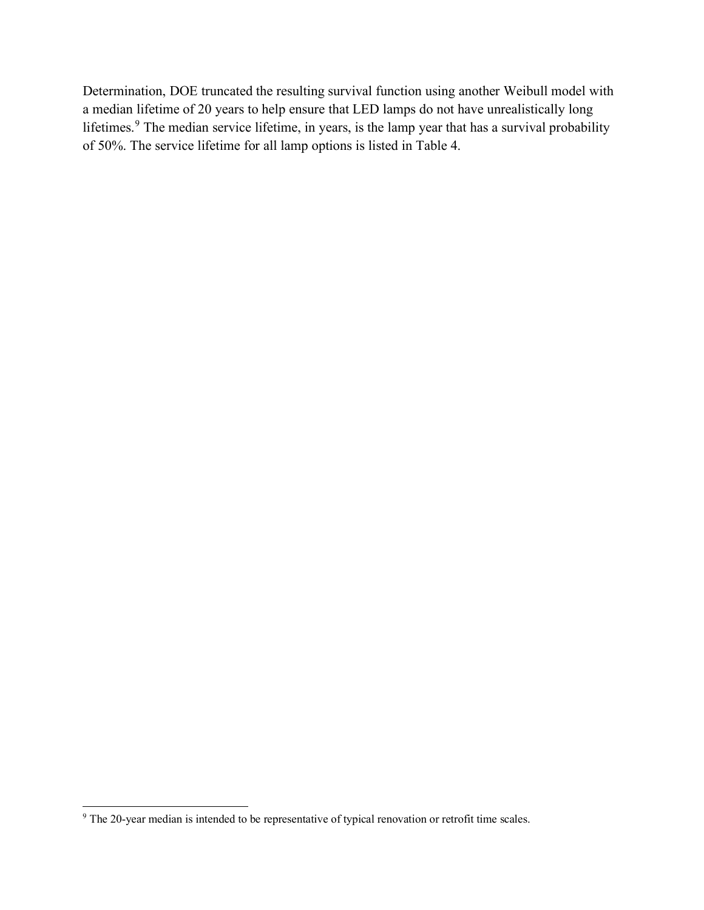Determination, DOE truncated the resulting survival function using another Weibull model with a median lifetime of 20 years to help ensure that LED lamps do not have unrealistically long lifetimes.[9] The median service lifetime, in years, is the lamp year that has a survival probability of 50%. The service lifetime for all lamp options is listed in Table 4.

---

[9] The 20-year median is intended to be representative of typical renovation or retrofit time scales.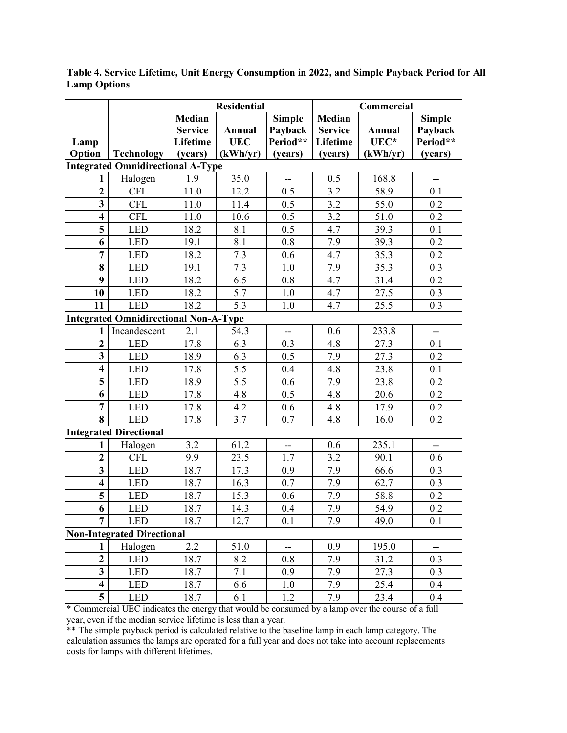**Table 4. Service Lifetime, Unit Energy Consumption in 2022, and Simple Payback Period for All Lamp Options**

| | | Residential | | | Commercial | | |
|---|---|---|---|---|---|---|---|
| Lamp Option | Technology | Median Service Lifetime (years) | Annual UEC (kWh/yr) | Simple Payback Period** (years) | Median Service Lifetime (years) | Annual UEC* (kWh/yr) | Simple Payback Period** (years) |
| **Integrated Omnidirectional A-Type** | | | | | | | |
| **1** | Halogen | 1.9 | 35.0 | -- | 0.5 | 168.8 | -- |
| **2** | CFL | 11.0 | 12.2 | 0.5 | 3.2 | 58.9 | 0.1 |
| **3** | CFL | 11.0 | 11.4 | 0.5 | 3.2 | 55.0 | 0.2 |
| **4** | CFL | 11.0 | 10.6 | 0.5 | 3.2 | 51.0 | 0.2 |
| **5** | LED | 18.2 | 8.1 | 0.5 | 4.7 | 39.3 | 0.1 |
| **6** | LED | 19.1 | 8.1 | 0.8 | 7.9 | 39.3 | 0.2 |
| **7** | LED | 18.2 | 7.3 | 0.6 | 4.7 | 35.3 | 0.2 |
| **8** | LED | 19.1 | 7.3 | 1.0 | 7.9 | 35.3 | 0.3 |
| **9** | LED | 18.2 | 6.5 | 0.8 | 4.7 | 31.4 | 0.2 |
| **10** | LED | 18.2 | 5.7 | 1.0 | 4.7 | 27.5 | 0.3 |
| **11** | LED | 18.2 | 5.3 | 1.0 | 4.7 | 25.5 | 0.3 |
| **Integrated Omnidirectional Non-A-Type** | | | | | | | |
| **1** | Incandescent | 2.1 | 54.3 | -- | 0.6 | 233.8 | -- |
| **2** | LED | 17.8 | 6.3 | 0.3 | 4.8 | 27.3 | 0.1 |
| **3** | LED | 18.9 | 6.3 | 0.5 | 7.9 | 27.3 | 0.2 |
| **4** | LED | 17.8 | 5.5 | 0.4 | 4.8 | 23.8 | 0.1 |
| **5** | LED | 18.9 | 5.5 | 0.6 | 7.9 | 23.8 | 0.2 |
| **6** | LED | 17.8 | 4.8 | 0.5 | 4.8 | 20.6 | 0.2 |
| **7** | LED | 17.8 | 4.2 | 0.6 | 4.8 | 17.9 | 0.2 |
| **8** | LED | 17.8 | 3.7 | 0.7 | 4.8 | 16.0 | 0.2 |
| **Integrated Directional** | | | | | | | |
| **1** | Halogen | 3.2 | 61.2 | -- | 0.6 | 235.1 | -- |
| **2** | CFL | 9.9 | 23.5 | 1.7 | 3.2 | 90.1 | 0.6 |
| **3** | LED | 18.7 | 17.3 | 0.9 | 7.9 | 66.6 | 0.3 |
| **4** | LED | 18.7 | 16.3 | 0.7 | 7.9 | 62.7 | 0.3 |
| **5** | LED | 18.7 | 15.3 | 0.6 | 7.9 | 58.8 | 0.2 |
| **6** | LED | 18.7 | 14.3 | 0.4 | 7.9 | 54.9 | 0.2 |
| **7** | LED | 18.7 | 12.7 | 0.1 | 7.9 | 49.0 | 0.1 |
| **Non-Integrated Directional** | | | | | | | |
| **1** | Halogen | 2.2 | 51.0 | -- | 0.9 | 195.0 | -- |
| **2** | LED | 18.7 | 8.2 | 0.8 | 7.9 | 31.2 | 0.3 |
| **3** | LED | 18.7 | 7.1 | 0.9 | 7.9 | 27.3 | 0.3 |
| **4** | LED | 18.7 | 6.6 | 1.0 | 7.9 | 25.4 | 0.4 |
| **5** | LED | 18.7 | 6.1 | 1.2 | 7.9 | 23.4 | 0.4 |

* Commercial UEC indicates the energy that would be consumed by a lamp over the course of a full year, even if the median service lifetime is less than a year.

** The simple payback period is calculated relative to the baseline lamp in each lamp category. The calculation assumes the lamps are operated for a full year and does not take into account replacements costs for lamps with different lifetimes.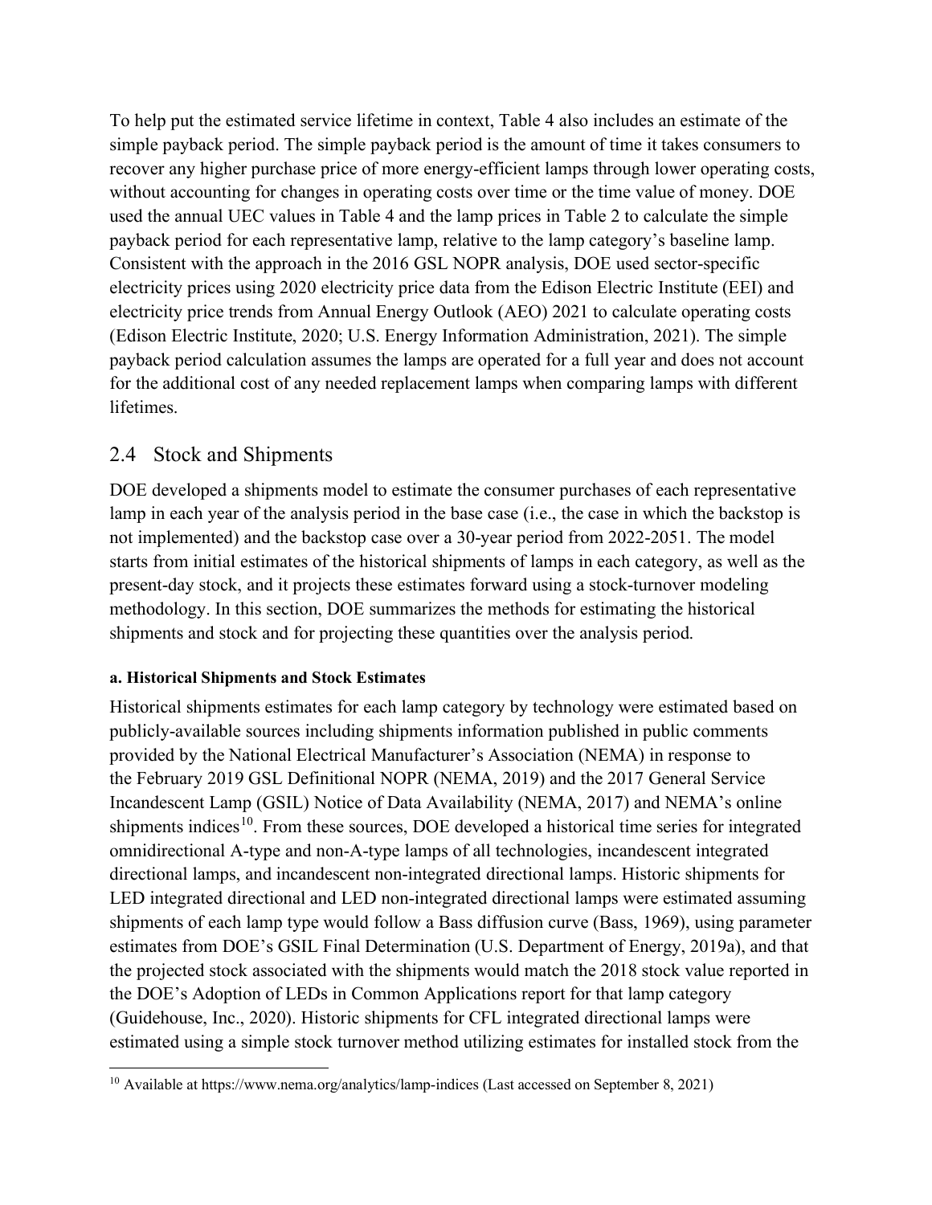To help put the estimated service lifetime in context, Table 4 also includes an estimate of the simple payback period. The simple payback period is the amount of time it takes consumers to recover any higher purchase price of more energy-efficient lamps through lower operating costs, without accounting for changes in operating costs over time or the time value of money. DOE used the annual UEC values in Table 4 and the lamp prices in Table 2 to calculate the simple payback period for each representative lamp, relative to the lamp category's baseline lamp. Consistent with the approach in the 2016 GSL NOPR analysis, DOE used sector-specific electricity prices using 2020 electricity price data from the Edison Electric Institute (EEI) and electricity price trends from Annual Energy Outlook (AEO) 2021 to calculate operating costs (Edison Electric Institute, 2020; U.S. Energy Information Administration, 2021). The simple payback period calculation assumes the lamps are operated for a full year and does not account for the additional cost of any needed replacement lamps when comparing lamps with different lifetimes.

## 2.4 Stock and Shipments

DOE developed a shipments model to estimate the consumer purchases of each representative lamp in each year of the analysis period in the base case (i.e., the case in which the backstop is not implemented) and the backstop case over a 30-year period from 2022-2051. The model starts from initial estimates of the historical shipments of lamps in each category, as well as the present-day stock, and it projects these estimates forward using a stock-turnover modeling methodology. In this section, DOE summarizes the methods for estimating the historical shipments and stock and for projecting these quantities over the analysis period.

#### a. Historical Shipments and Stock Estimates

Historical shipments estimates for each lamp category by technology were estimated based on publicly-available sources including shipments information published in public comments provided by the National Electrical Manufacturer's Association (NEMA) in response to the February 2019 GSL Definitional NOPR (NEMA, 2019) and the 2017 General Service Incandescent Lamp (GSIL) Notice of Data Availability (NEMA, 2017) and NEMA's online shipments indices[10]. From these sources, DOE developed a historical time series for integrated omnidirectional A-type and non-A-type lamps of all technologies, incandescent integrated directional lamps, and incandescent non-integrated directional lamps. Historic shipments for LED integrated directional and LED non-integrated directional lamps were estimated assuming shipments of each lamp type would follow a Bass diffusion curve (Bass, 1969), using parameter estimates from DOE's GSIL Final Determination (U.S. Department of Energy, 2019a), and that the projected stock associated with the shipments would match the 2018 stock value reported in the DOE's Adoption of LEDs in Common Applications report for that lamp category (Guidehouse, Inc., 2020). Historic shipments for CFL integrated directional lamps were estimated using a simple stock turnover method utilizing estimates for installed stock from the

[10] Available at https://www.nema.org/analytics/lamp-indices (Last accessed on September 8, 2021)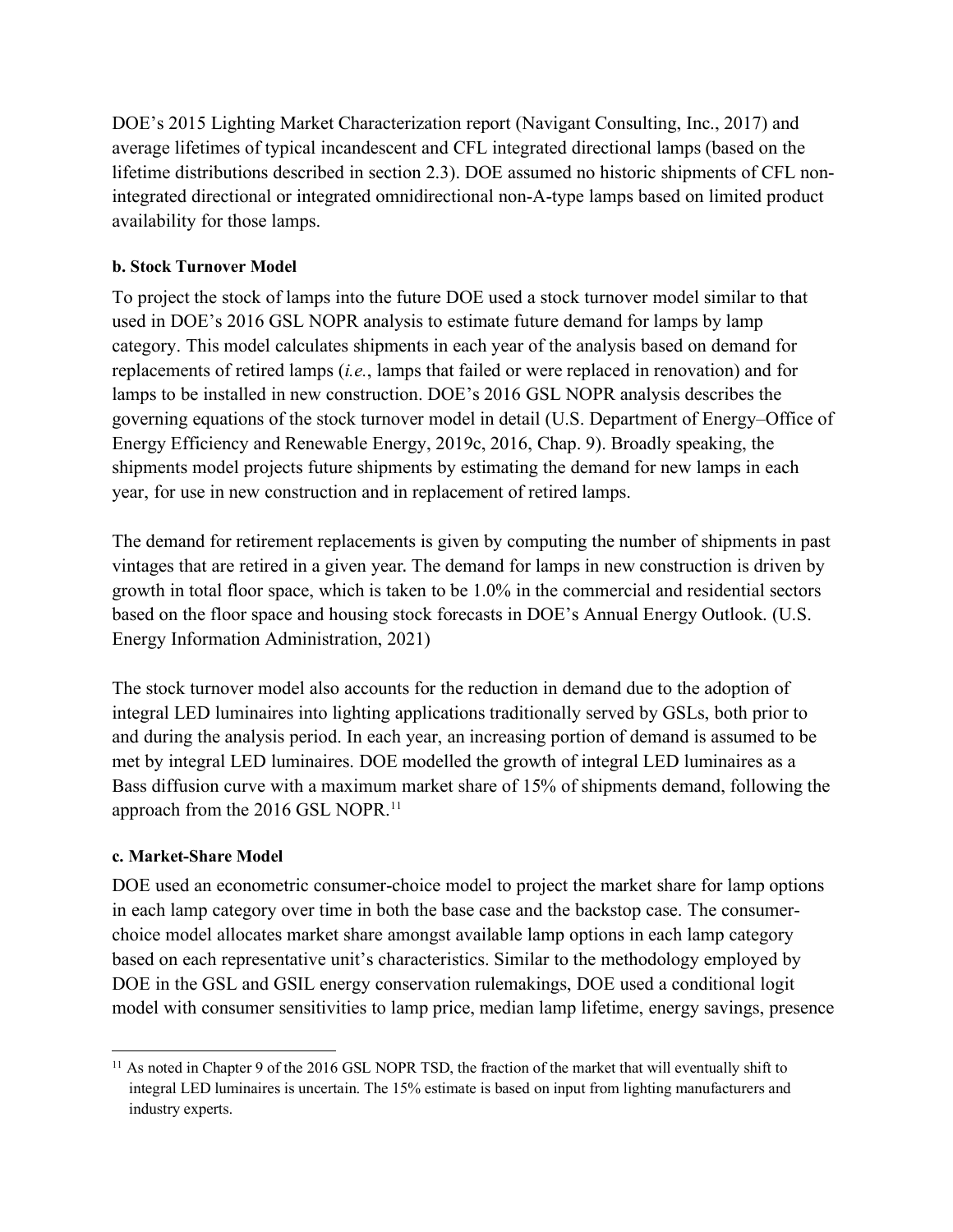DOE's 2015 Lighting Market Characterization report (Navigant Consulting, Inc., 2017) and average lifetimes of typical incandescent and CFL integrated directional lamps (based on the lifetime distributions described in section 2.3). DOE assumed no historic shipments of CFL non-integrated directional or integrated omnidirectional non-A-type lamps based on limited product availability for those lamps.

**b. Stock Turnover Model**

To project the stock of lamps into the future DOE used a stock turnover model similar to that used in DOE's 2016 GSL NOPR analysis to estimate future demand for lamps by lamp category. This model calculates shipments in each year of the analysis based on demand for replacements of retired lamps (*i.e.*, lamps that failed or were replaced in renovation) and for lamps to be installed in new construction. DOE's 2016 GSL NOPR analysis describes the governing equations of the stock turnover model in detail (U.S. Department of Energy–Office of Energy Efficiency and Renewable Energy, 2019c, 2016, Chap. 9). Broadly speaking, the shipments model projects future shipments by estimating the demand for new lamps in each year, for use in new construction and in replacement of retired lamps.

The demand for retirement replacements is given by computing the number of shipments in past vintages that are retired in a given year. The demand for lamps in new construction is driven by growth in total floor space, which is taken to be 1.0% in the commercial and residential sectors based on the floor space and housing stock forecasts in DOE's Annual Energy Outlook. (U.S. Energy Information Administration, 2021)

The stock turnover model also accounts for the reduction in demand due to the adoption of integral LED luminaires into lighting applications traditionally served by GSLs, both prior to and during the analysis period. In each year, an increasing portion of demand is assumed to be met by integral LED luminaires. DOE modelled the growth of integral LED luminaires as a Bass diffusion curve with a maximum market share of 15% of shipments demand, following the approach from the 2016 GSL NOPR.[11]

**c. Market-Share Model**

DOE used an econometric consumer-choice model to project the market share for lamp options in each lamp category over time in both the base case and the backstop case. The consumer-choice model allocates market share amongst available lamp options in each lamp category based on each representative unit's characteristics. Similar to the methodology employed by DOE in the GSL and GSIL energy conservation rulemakings, DOE used a conditional logit model with consumer sensitivities to lamp price, median lamp lifetime, energy savings, presence

[11] As noted in Chapter 9 of the 2016 GSL NOPR TSD, the fraction of the market that will eventually shift to integral LED luminaires is uncertain. The 15% estimate is based on input from lighting manufacturers and industry experts.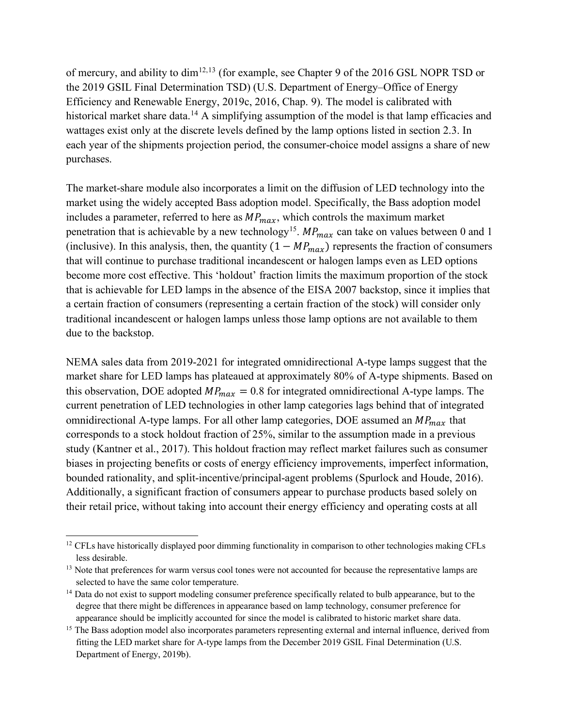of mercury, and ability to dim[12,13] (for example, see Chapter 9 of the 2016 GSL NOPR TSD or the 2019 GSIL Final Determination TSD) (U.S. Department of Energy–Office of Energy Efficiency and Renewable Energy, 2019c, 2016, Chap. 9). The model is calibrated with historical market share data.[14] A simplifying assumption of the model is that lamp efficacies and wattages exist only at the discrete levels defined by the lamp options listed in section 2.3. In each year of the shipments projection period, the consumer-choice model assigns a share of new purchases.

The market-share module also incorporates a limit on the diffusion of LED technology into the market using the widely accepted Bass adoption model. Specifically, the Bass adoption model includes a parameter, referred to here as $MP_{max}$, which controls the maximum market penetration that is achievable by a new technology[15]. $MP_{max}$ can take on values between 0 and 1 (inclusive). In this analysis, then, the quantity $(1 - MP_{max})$ represents the fraction of consumers that will continue to purchase traditional incandescent or halogen lamps even as LED options become more cost effective. This 'holdout' fraction limits the maximum proportion of the stock that is achievable for LED lamps in the absence of the EISA 2007 backstop, since it implies that a certain fraction of consumers (representing a certain fraction of the stock) will consider only traditional incandescent or halogen lamps unless those lamp options are not available to them due to the backstop.

NEMA sales data from 2019-2021 for integrated omnidirectional A-type lamps suggest that the market share for LED lamps has plateaued at approximately 80% of A-type shipments. Based on this observation, DOE adopted $MP_{max} = 0.8$ for integrated omnidirectional A-type lamps. The current penetration of LED technologies in other lamp categories lags behind that of integrated omnidirectional A-type lamps. For all other lamp categories, DOE assumed an $MP_{max}$ that corresponds to a stock holdout fraction of 25%, similar to the assumption made in a previous study (Kantner et al., 2017). This holdout fraction may reflect market failures such as consumer biases in projecting benefits or costs of energy efficiency improvements, imperfect information, bounded rationality, and split-incentive/principal-agent problems (Spurlock and Houde, 2016). Additionally, a significant fraction of consumers appear to purchase products based solely on their retail price, without taking into account their energy efficiency and operating costs at all

---

[12] CFLs have historically displayed poor dimming functionality in comparison to other technologies making CFLs less desirable.

[13] Note that preferences for warm versus cool tones were not accounted for because the representative lamps are selected to have the same color temperature.

[14] Data do not exist to support modeling consumer preference specifically related to bulb appearance, but to the degree that there might be differences in appearance based on lamp technology, consumer preference for appearance should be implicitly accounted for since the model is calibrated to historic market share data.

[15] The Bass adoption model also incorporates parameters representing external and internal influence, derived from fitting the LED market share for A-type lamps from the December 2019 GSIL Final Determination (U.S. Department of Energy, 2019b).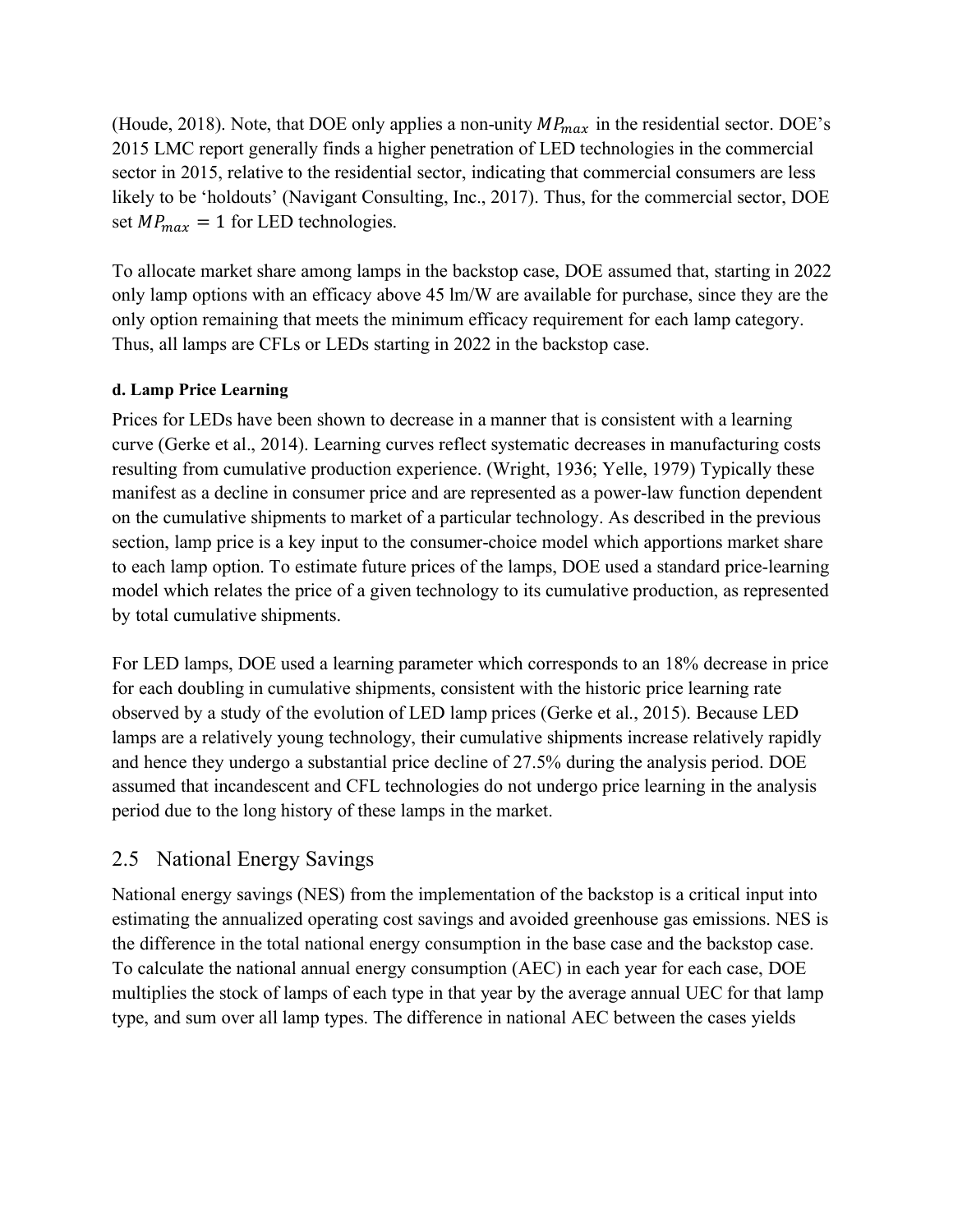(Houde, 2018). Note, that DOE only applies a non-unity $MP_{max}$ in the residential sector. DOE's 2015 LMC report generally finds a higher penetration of LED technologies in the commercial sector in 2015, relative to the residential sector, indicating that commercial consumers are less likely to be 'holdouts' (Navigant Consulting, Inc., 2017). Thus, for the commercial sector, DOE set $MP_{max} = 1$ for LED technologies.

To allocate market share among lamps in the backstop case, DOE assumed that, starting in 2022 only lamp options with an efficacy above 45 lm/W are available for purchase, since they are the only option remaining that meets the minimum efficacy requirement for each lamp category. Thus, all lamps are CFLs or LEDs starting in 2022 in the backstop case.

#### d. Lamp Price Learning

Prices for LEDs have been shown to decrease in a manner that is consistent with a learning curve (Gerke et al., 2014). Learning curves reflect systematic decreases in manufacturing costs resulting from cumulative production experience. (Wright, 1936; Yelle, 1979) Typically these manifest as a decline in consumer price and are represented as a power-law function dependent on the cumulative shipments to market of a particular technology. As described in the previous section, lamp price is a key input to the consumer-choice model which apportions market share to each lamp option. To estimate future prices of the lamps, DOE used a standard price-learning model which relates the price of a given technology to its cumulative production, as represented by total cumulative shipments.

For LED lamps, DOE used a learning parameter which corresponds to an 18% decrease in price for each doubling in cumulative shipments, consistent with the historic price learning rate observed by a study of the evolution of LED lamp prices (Gerke et al., 2015). Because LED lamps are a relatively young technology, their cumulative shipments increase relatively rapidly and hence they undergo a substantial price decline of 27.5% during the analysis period. DOE assumed that incandescent and CFL technologies do not undergo price learning in the analysis period due to the long history of these lamps in the market.

## 2.5 National Energy Savings

National energy savings (NES) from the implementation of the backstop is a critical input into estimating the annualized operating cost savings and avoided greenhouse gas emissions. NES is the difference in the total national energy consumption in the base case and the backstop case. To calculate the national annual energy consumption (AEC) in each year for each case, DOE multiplies the stock of lamps of each type in that year by the average annual UEC for that lamp type, and sum over all lamp types. The difference in national AEC between the cases yields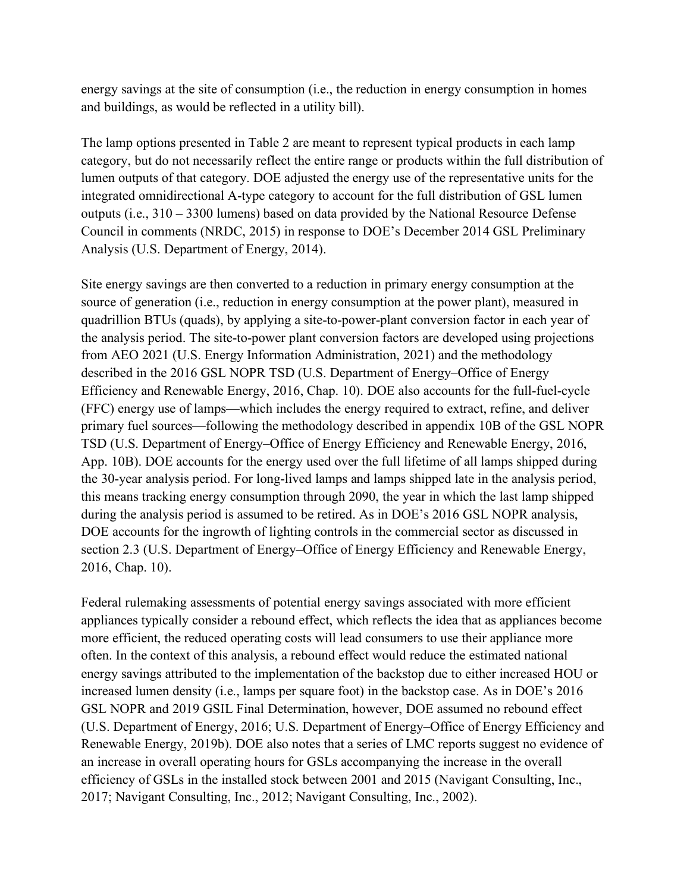energy savings at the site of consumption (i.e., the reduction in energy consumption in homes and buildings, as would be reflected in a utility bill).

The lamp options presented in Table 2 are meant to represent typical products in each lamp category, but do not necessarily reflect the entire range or products within the full distribution of lumen outputs of that category. DOE adjusted the energy use of the representative units for the integrated omnidirectional A-type category to account for the full distribution of GSL lumen outputs (i.e., 310 – 3300 lumens) based on data provided by the National Resource Defense Council in comments (NRDC, 2015) in response to DOE's December 2014 GSL Preliminary Analysis (U.S. Department of Energy, 2014).

Site energy savings are then converted to a reduction in primary energy consumption at the source of generation (i.e., reduction in energy consumption at the power plant), measured in quadrillion BTUs (quads), by applying a site-to-power-plant conversion factor in each year of the analysis period. The site-to-power plant conversion factors are developed using projections from AEO 2021 (U.S. Energy Information Administration, 2021) and the methodology described in the 2016 GSL NOPR TSD (U.S. Department of Energy–Office of Energy Efficiency and Renewable Energy, 2016, Chap. 10). DOE also accounts for the full-fuel-cycle (FFC) energy use of lamps—which includes the energy required to extract, refine, and deliver primary fuel sources—following the methodology described in appendix 10B of the GSL NOPR TSD (U.S. Department of Energy–Office of Energy Efficiency and Renewable Energy, 2016, App. 10B). DOE accounts for the energy used over the full lifetime of all lamps shipped during the 30-year analysis period. For long-lived lamps and lamps shipped late in the analysis period, this means tracking energy consumption through 2090, the year in which the last lamp shipped during the analysis period is assumed to be retired. As in DOE's 2016 GSL NOPR analysis, DOE accounts for the ingrowth of lighting controls in the commercial sector as discussed in section 2.3 (U.S. Department of Energy–Office of Energy Efficiency and Renewable Energy, 2016, Chap. 10).

Federal rulemaking assessments of potential energy savings associated with more efficient appliances typically consider a rebound effect, which reflects the idea that as appliances become more efficient, the reduced operating costs will lead consumers to use their appliance more often. In the context of this analysis, a rebound effect would reduce the estimated national energy savings attributed to the implementation of the backstop due to either increased HOU or increased lumen density (i.e., lamps per square foot) in the backstop case. As in DOE's 2016 GSL NOPR and 2019 GSIL Final Determination, however, DOE assumed no rebound effect (U.S. Department of Energy, 2016; U.S. Department of Energy–Office of Energy Efficiency and Renewable Energy, 2019b). DOE also notes that a series of LMC reports suggest no evidence of an increase in overall operating hours for GSLs accompanying the increase in the overall efficiency of GSLs in the installed stock between 2001 and 2015 (Navigant Consulting, Inc., 2017; Navigant Consulting, Inc., 2012; Navigant Consulting, Inc., 2002).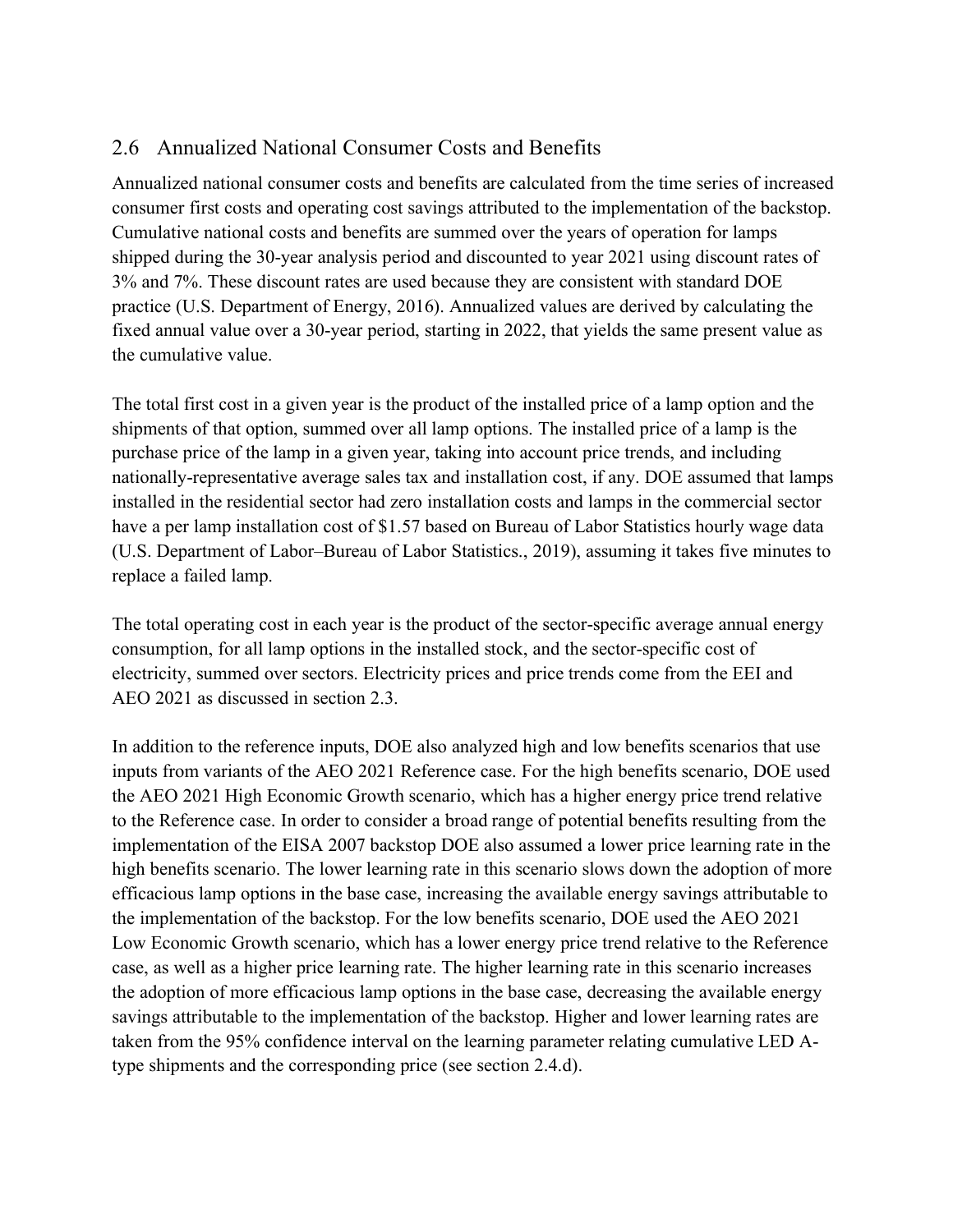## 2.6 Annualized National Consumer Costs and Benefits

Annualized national consumer costs and benefits are calculated from the time series of increased consumer first costs and operating cost savings attributed to the implementation of the backstop. Cumulative national costs and benefits are summed over the years of operation for lamps shipped during the 30-year analysis period and discounted to year 2021 using discount rates of 3% and 7%. These discount rates are used because they are consistent with standard DOE practice (U.S. Department of Energy, 2016). Annualized values are derived by calculating the fixed annual value over a 30-year period, starting in 2022, that yields the same present value as the cumulative value.

The total first cost in a given year is the product of the installed price of a lamp option and the shipments of that option, summed over all lamp options. The installed price of a lamp is the purchase price of the lamp in a given year, taking into account price trends, and including nationally-representative average sales tax and installation cost, if any. DOE assumed that lamps installed in the residential sector had zero installation costs and lamps in the commercial sector have a per lamp installation cost of $1.57 based on Bureau of Labor Statistics hourly wage data (U.S. Department of Labor–Bureau of Labor Statistics., 2019), assuming it takes five minutes to replace a failed lamp.

The total operating cost in each year is the product of the sector-specific average annual energy consumption, for all lamp options in the installed stock, and the sector-specific cost of electricity, summed over sectors. Electricity prices and price trends come from the EEI and AEO 2021 as discussed in section 2.3.

In addition to the reference inputs, DOE also analyzed high and low benefits scenarios that use inputs from variants of the AEO 2021 Reference case. For the high benefits scenario, DOE used the AEO 2021 High Economic Growth scenario, which has a higher energy price trend relative to the Reference case. In order to consider a broad range of potential benefits resulting from the implementation of the EISA 2007 backstop DOE also assumed a lower price learning rate in the high benefits scenario. The lower learning rate in this scenario slows down the adoption of more efficacious lamp options in the base case, increasing the available energy savings attributable to the implementation of the backstop. For the low benefits scenario, DOE used the AEO 2021 Low Economic Growth scenario, which has a lower energy price trend relative to the Reference case, as well as a higher price learning rate. The higher learning rate in this scenario increases the adoption of more efficacious lamp options in the base case, decreasing the available energy savings attributable to the implementation of the backstop. Higher and lower learning rates are taken from the 95% confidence interval on the learning parameter relating cumulative LED A-type shipments and the corresponding price (see section 2.4.d).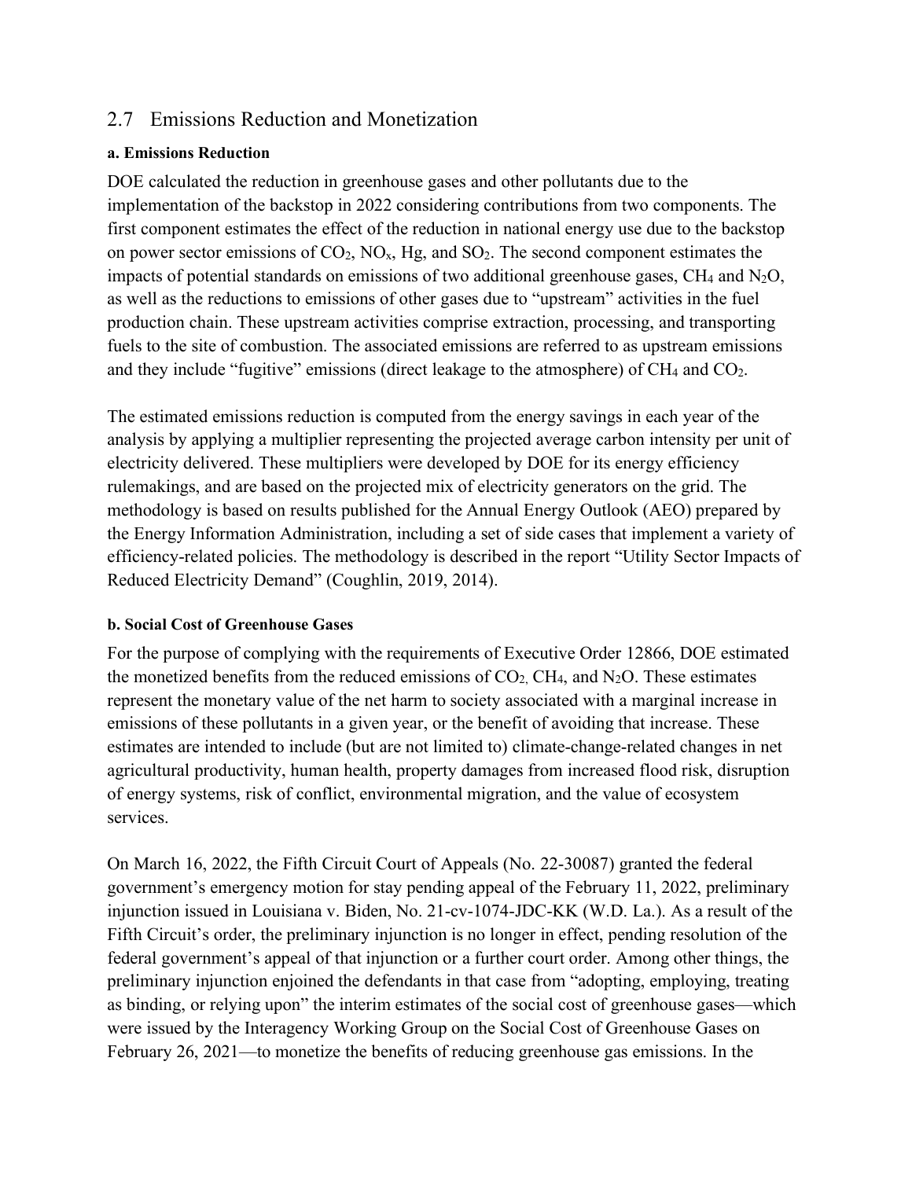## 2.7 Emissions Reduction and Monetization

**a. Emissions Reduction**

DOE calculated the reduction in greenhouse gases and other pollutants due to the implementation of the backstop in 2022 considering contributions from two components. The first component estimates the effect of the reduction in national energy use due to the backstop on power sector emissions of $CO_2$, $NO_x$, Hg, and $SO_2$. The second component estimates the impacts of potential standards on emissions of two additional greenhouse gases, $CH_4$ and $N_2O$, as well as the reductions to emissions of other gases due to "upstream" activities in the fuel production chain. These upstream activities comprise extraction, processing, and transporting fuels to the site of combustion. The associated emissions are referred to as upstream emissions and they include "fugitive" emissions (direct leakage to the atmosphere) of $CH_4$ and $CO_2$.

The estimated emissions reduction is computed from the energy savings in each year of the analysis by applying a multiplier representing the projected average carbon intensity per unit of electricity delivered. These multipliers were developed by DOE for its energy efficiency rulemakings, and are based on the projected mix of electricity generators on the grid. The methodology is based on results published for the Annual Energy Outlook (AEO) prepared by the Energy Information Administration, including a set of side cases that implement a variety of efficiency-related policies. The methodology is described in the report "Utility Sector Impacts of Reduced Electricity Demand" (Coughlin, 2019, 2014).

**b. Social Cost of Greenhouse Gases**

For the purpose of complying with the requirements of Executive Order 12866, DOE estimated the monetized benefits from the reduced emissions of $CO_2$, $CH_4$, and $N_2O$. These estimates represent the monetary value of the net harm to society associated with a marginal increase in emissions of these pollutants in a given year, or the benefit of avoiding that increase. These estimates are intended to include (but are not limited to) climate-change-related changes in net agricultural productivity, human health, property damages from increased flood risk, disruption of energy systems, risk of conflict, environmental migration, and the value of ecosystem services.

On March 16, 2022, the Fifth Circuit Court of Appeals (No. 22-30087) granted the federal government's emergency motion for stay pending appeal of the February 11, 2022, preliminary injunction issued in Louisiana v. Biden, No. 21-cv-1074-JDC-KK (W.D. La.). As a result of the Fifth Circuit's order, the preliminary injunction is no longer in effect, pending resolution of the federal government's appeal of that injunction or a further court order. Among other things, the preliminary injunction enjoined the defendants in that case from "adopting, employing, treating as binding, or relying upon" the interim estimates of the social cost of greenhouse gases—which were issued by the Interagency Working Group on the Social Cost of Greenhouse Gases on February 26, 2021—to monetize the benefits of reducing greenhouse gas emissions. In the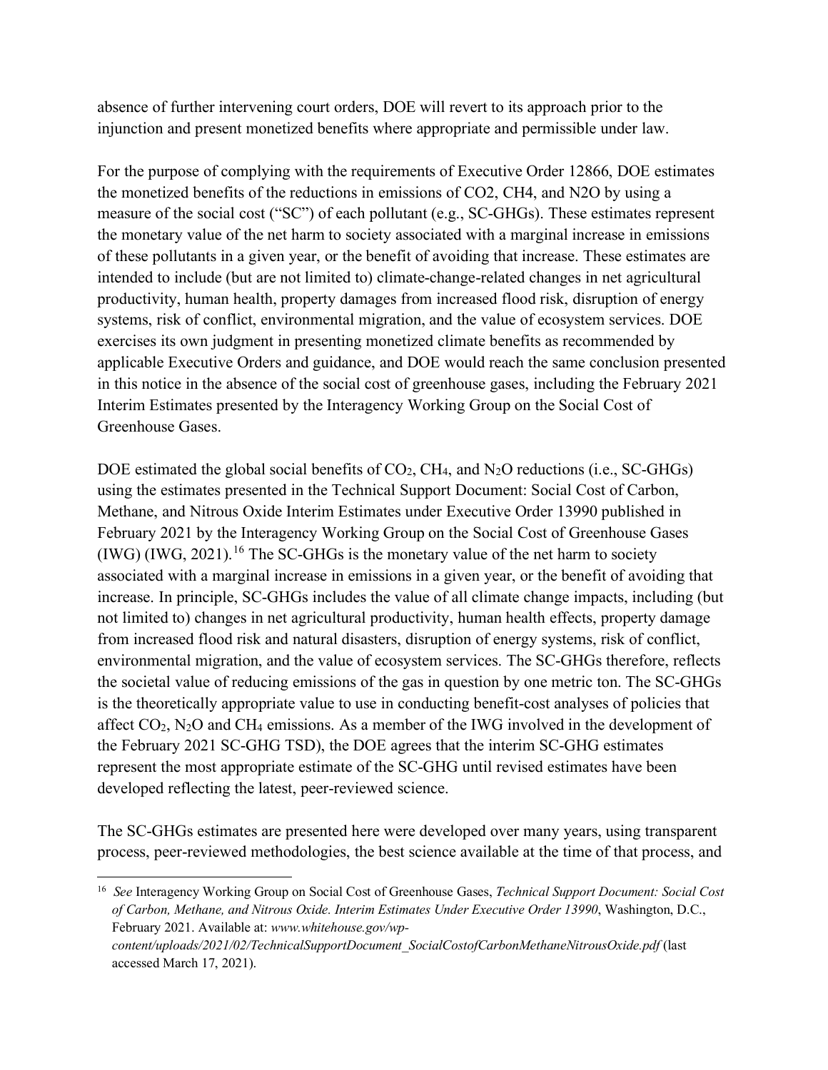absence of further intervening court orders, DOE will revert to its approach prior to the injunction and present monetized benefits where appropriate and permissible under law.

For the purpose of complying with the requirements of Executive Order 12866, DOE estimates the monetized benefits of the reductions in emissions of CO2, CH4, and N2O by using a measure of the social cost ("SC") of each pollutant (e.g., SC-GHGs). These estimates represent the monetary value of the net harm to society associated with a marginal increase in emissions of these pollutants in a given year, or the benefit of avoiding that increase. These estimates are intended to include (but are not limited to) climate-change-related changes in net agricultural productivity, human health, property damages from increased flood risk, disruption of energy systems, risk of conflict, environmental migration, and the value of ecosystem services. DOE exercises its own judgment in presenting monetized climate benefits as recommended by applicable Executive Orders and guidance, and DOE would reach the same conclusion presented in this notice in the absence of the social cost of greenhouse gases, including the February 2021 Interim Estimates presented by the Interagency Working Group on the Social Cost of Greenhouse Gases.

DOE estimated the global social benefits of $CO_2$, $CH_4$, and $N_2O$ reductions (i.e., SC-GHGs) using the estimates presented in the Technical Support Document: Social Cost of Carbon, Methane, and Nitrous Oxide Interim Estimates under Executive Order 13990 published in February 2021 by the Interagency Working Group on the Social Cost of Greenhouse Gases (IWG) (IWG, 2021).[16] The SC-GHGs is the monetary value of the net harm to society associated with a marginal increase in emissions in a given year, or the benefit of avoiding that increase. In principle, SC-GHGs includes the value of all climate change impacts, including (but not limited to) changes in net agricultural productivity, human health effects, property damage from increased flood risk and natural disasters, disruption of energy systems, risk of conflict, environmental migration, and the value of ecosystem services. The SC-GHGs therefore, reflects the societal value of reducing emissions of the gas in question by one metric ton. The SC-GHGs is the theoretically appropriate value to use in conducting benefit-cost analyses of policies that affect $CO_2$, $N_2O$ and $CH_4$ emissions. As a member of the IWG involved in the development of the February 2021 SC-GHG TSD), the DOE agrees that the interim SC-GHG estimates represent the most appropriate estimate of the SC-GHG until revised estimates have been developed reflecting the latest, peer-reviewed science.

The SC-GHGs estimates are presented here were developed over many years, using transparent process, peer-reviewed methodologies, the best science available at the time of that process, and

[16] *See* Interagency Working Group on Social Cost of Greenhouse Gases, *Technical Support Document: Social Cost of Carbon, Methane, and Nitrous Oxide. Interim Estimates Under Executive Order 13990*, Washington, D.C., February 2021. Available at: *www.whitehouse.gov/wp-content/uploads/2021/02/TechnicalSupportDocument_SocialCostofCarbonMethaneNitrousOxide.pdf* (last accessed March 17, 2021).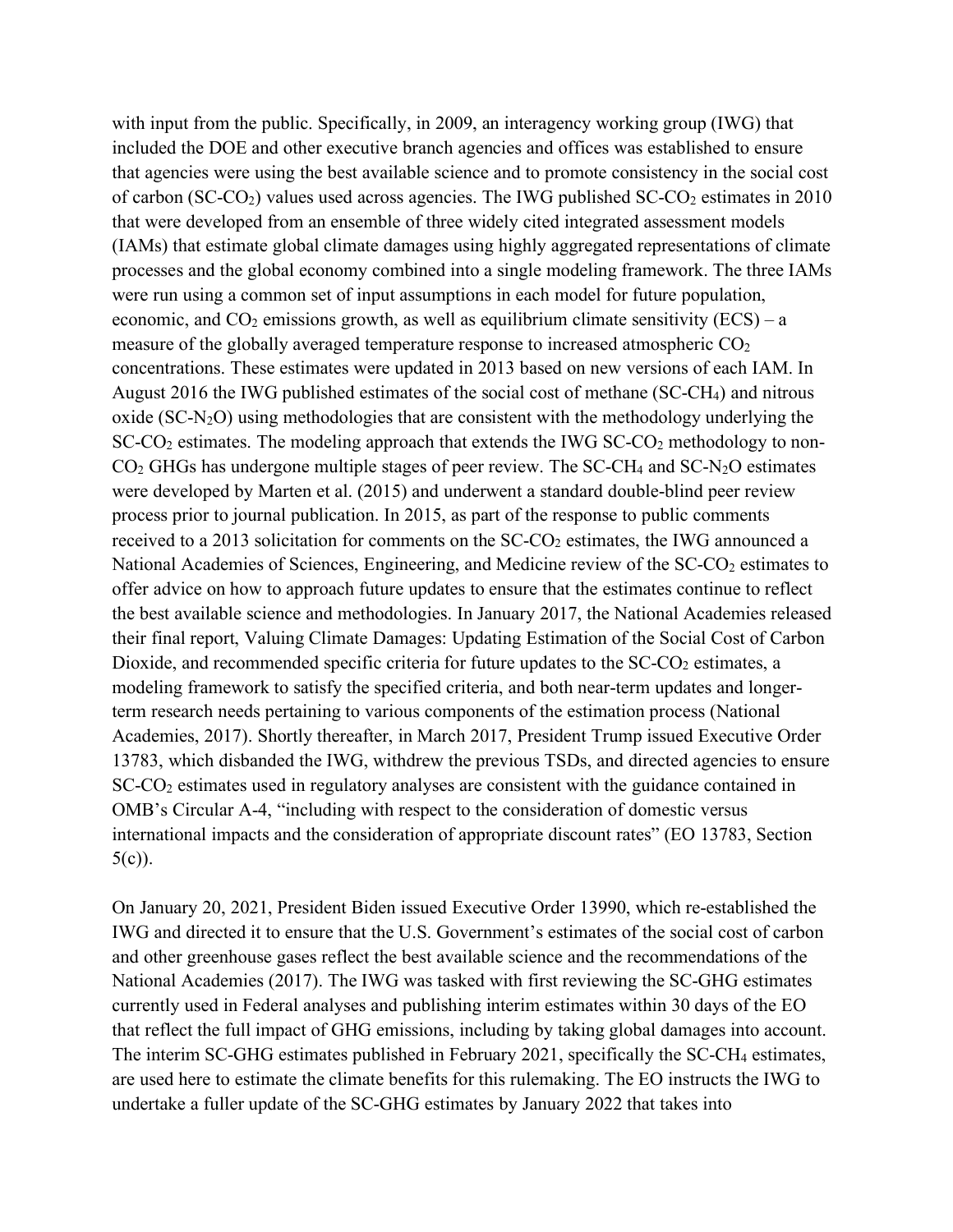with input from the public. Specifically, in 2009, an interagency working group (IWG) that included the DOE and other executive branch agencies and offices was established to ensure that agencies were using the best available science and to promote consistency in the social cost of carbon (SC-$CO_2$) values used across agencies. The IWG published SC-$CO_2$ estimates in 2010 that were developed from an ensemble of three widely cited integrated assessment models (IAMs) that estimate global climate damages using highly aggregated representations of climate processes and the global economy combined into a single modeling framework. The three IAMs were run using a common set of input assumptions in each model for future population, economic, and $CO_2$ emissions growth, as well as equilibrium climate sensitivity (ECS) – a measure of the globally averaged temperature response to increased atmospheric $CO_2$ concentrations. These estimates were updated in 2013 based on new versions of each IAM. In August 2016 the IWG published estimates of the social cost of methane (SC-$CH_4$) and nitrous oxide (SC-$N_2O$) using methodologies that are consistent with the methodology underlying the SC-$CO_2$ estimates. The modeling approach that extends the IWG SC-$CO_2$ methodology to non-$CO_2$ GHGs has undergone multiple stages of peer review. The SC-$CH_4$ and SC-$N_2O$ estimates were developed by Marten et al. (2015) and underwent a standard double-blind peer review process prior to journal publication. In 2015, as part of the response to public comments received to a 2013 solicitation for comments on the SC-$CO_2$ estimates, the IWG announced a National Academies of Sciences, Engineering, and Medicine review of the SC-$CO_2$ estimates to offer advice on how to approach future updates to ensure that the estimates continue to reflect the best available science and methodologies. In January 2017, the National Academies released their final report, Valuing Climate Damages: Updating Estimation of the Social Cost of Carbon Dioxide, and recommended specific criteria for future updates to the SC-$CO_2$ estimates, a modeling framework to satisfy the specified criteria, and both near-term updates and longer-term research needs pertaining to various components of the estimation process (National Academies, 2017). Shortly thereafter, in March 2017, President Trump issued Executive Order 13783, which disbanded the IWG, withdrew the previous TSDs, and directed agencies to ensure SC-$CO_2$ estimates used in regulatory analyses are consistent with the guidance contained in OMB's Circular A-4, "including with respect to the consideration of domestic versus international impacts and the consideration of appropriate discount rates" (EO 13783, Section 5(c)).

On January 20, 2021, President Biden issued Executive Order 13990, which re-established the IWG and directed it to ensure that the U.S. Government's estimates of the social cost of carbon and other greenhouse gases reflect the best available science and the recommendations of the National Academies (2017). The IWG was tasked with first reviewing the SC-GHG estimates currently used in Federal analyses and publishing interim estimates within 30 days of the EO that reflect the full impact of GHG emissions, including by taking global damages into account. The interim SC-GHG estimates published in February 2021, specifically the SC-$CH_4$ estimates, are used here to estimate the climate benefits for this rulemaking. The EO instructs the IWG to undertake a fuller update of the SC-GHG estimates by January 2022 that takes into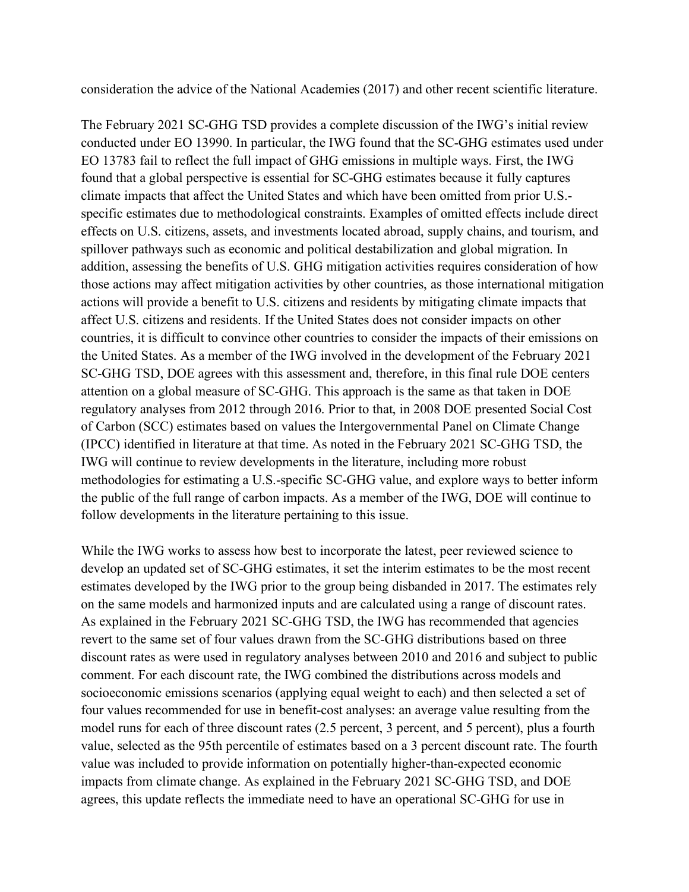consideration the advice of the National Academies (2017) and other recent scientific literature.

The February 2021 SC-GHG TSD provides a complete discussion of the IWG's initial review conducted under EO 13990. In particular, the IWG found that the SC-GHG estimates used under EO 13783 fail to reflect the full impact of GHG emissions in multiple ways. First, the IWG found that a global perspective is essential for SC-GHG estimates because it fully captures climate impacts that affect the United States and which have been omitted from prior U.S.-specific estimates due to methodological constraints. Examples of omitted effects include direct effects on U.S. citizens, assets, and investments located abroad, supply chains, and tourism, and spillover pathways such as economic and political destabilization and global migration. In addition, assessing the benefits of U.S. GHG mitigation activities requires consideration of how those actions may affect mitigation activities by other countries, as those international mitigation actions will provide a benefit to U.S. citizens and residents by mitigating climate impacts that affect U.S. citizens and residents. If the United States does not consider impacts on other countries, it is difficult to convince other countries to consider the impacts of their emissions on the United States. As a member of the IWG involved in the development of the February 2021 SC-GHG TSD, DOE agrees with this assessment and, therefore, in this final rule DOE centers attention on a global measure of SC-GHG. This approach is the same as that taken in DOE regulatory analyses from 2012 through 2016. Prior to that, in 2008 DOE presented Social Cost of Carbon (SCC) estimates based on values the Intergovernmental Panel on Climate Change (IPCC) identified in literature at that time. As noted in the February 2021 SC-GHG TSD, the IWG will continue to review developments in the literature, including more robust methodologies for estimating a U.S.-specific SC-GHG value, and explore ways to better inform the public of the full range of carbon impacts. As a member of the IWG, DOE will continue to follow developments in the literature pertaining to this issue.

While the IWG works to assess how best to incorporate the latest, peer reviewed science to develop an updated set of SC-GHG estimates, it set the interim estimates to be the most recent estimates developed by the IWG prior to the group being disbanded in 2017. The estimates rely on the same models and harmonized inputs and are calculated using a range of discount rates. As explained in the February 2021 SC-GHG TSD, the IWG has recommended that agencies revert to the same set of four values drawn from the SC-GHG distributions based on three discount rates as were used in regulatory analyses between 2010 and 2016 and subject to public comment. For each discount rate, the IWG combined the distributions across models and socioeconomic emissions scenarios (applying equal weight to each) and then selected a set of four values recommended for use in benefit-cost analyses: an average value resulting from the model runs for each of three discount rates (2.5 percent, 3 percent, and 5 percent), plus a fourth value, selected as the 95th percentile of estimates based on a 3 percent discount rate. The fourth value was included to provide information on potentially higher-than-expected economic impacts from climate change. As explained in the February 2021 SC-GHG TSD, and DOE agrees, this update reflects the immediate need to have an operational SC-GHG for use in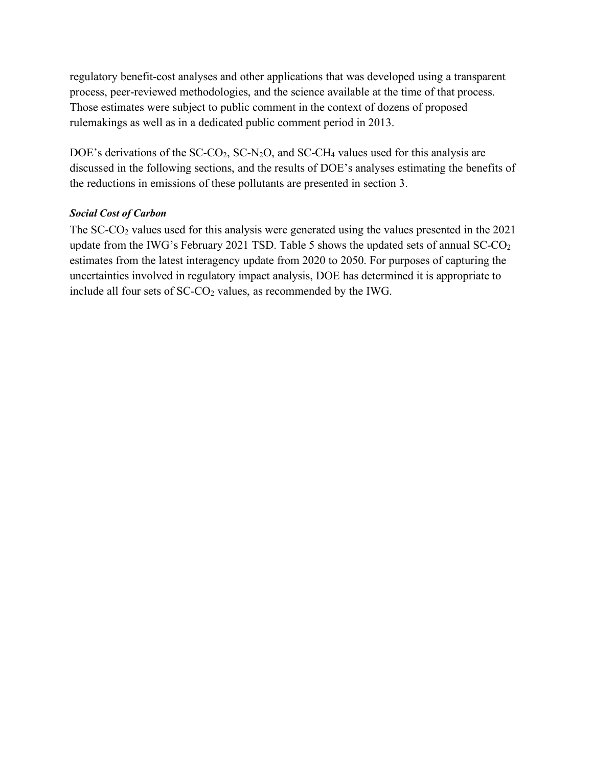regulatory benefit-cost analyses and other applications that was developed using a transparent process, peer-reviewed methodologies, and the science available at the time of that process. Those estimates were subject to public comment in the context of dozens of proposed rulemakings as well as in a dedicated public comment period in 2013.

DOE's derivations of the SC-$CO_2$, SC-$N_2O$, and SC-$CH_4$ values used for this analysis are discussed in the following sections, and the results of DOE's analyses estimating the benefits of the reductions in emissions of these pollutants are presented in section 3.

***Social Cost of Carbon***

The SC-$CO_2$ values used for this analysis were generated using the values presented in the 2021 update from the IWG's February 2021 TSD. Table 5 shows the updated sets of annual SC-$CO_2$ estimates from the latest interagency update from 2020 to 2050. For purposes of capturing the uncertainties involved in regulatory impact analysis, DOE has determined it is appropriate to include all four sets of SC-$CO_2$ values, as recommended by the IWG.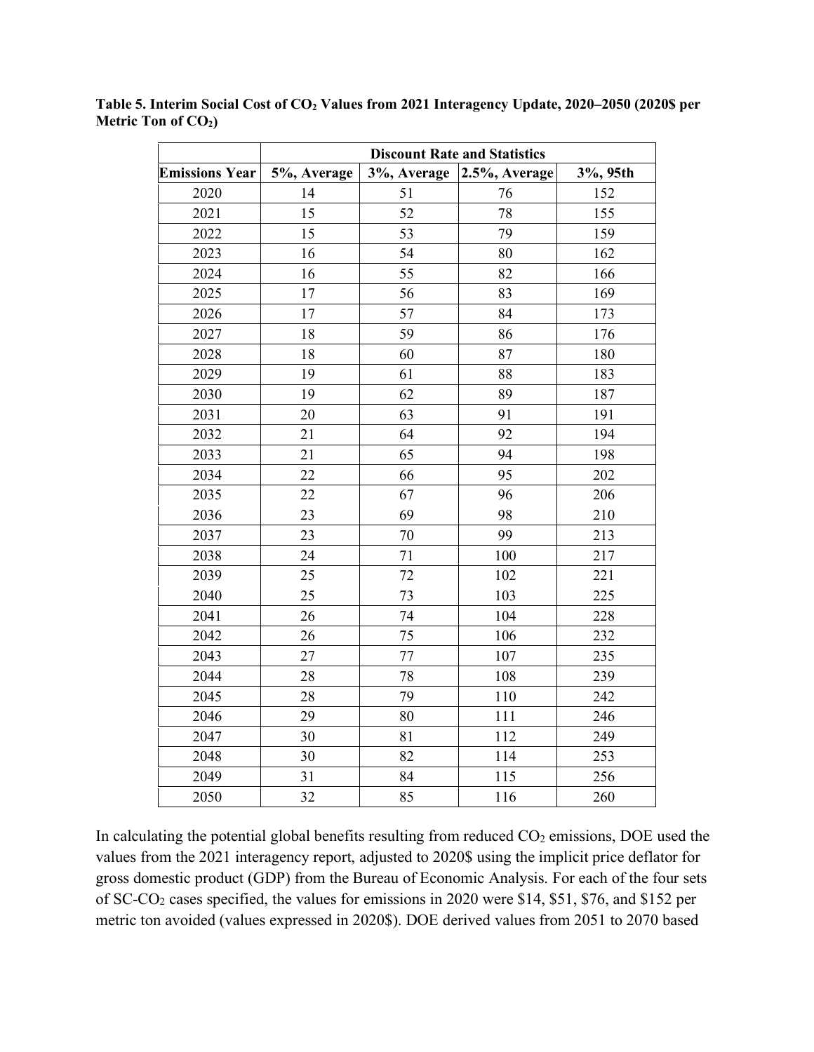**Table 5. Interim Social Cost of $CO_2$ Values from 2021 Interagency Update, 2020–2050 (2020$ per Metric Ton of $CO_2$)**

| | Discount Rate and Statistics | | | |
|---|---|---|---|---|
| **Emissions Year** | **5%, Average** | **3%, Average** | **2.5%, Average** | **3%, 95th** |
| 2020 | 14 | 51 | 76 | 152 |
| 2021 | 15 | 52 | 78 | 155 |
| 2022 | 15 | 53 | 79 | 159 |
| 2023 | 16 | 54 | 80 | 162 |
| 2024 | 16 | 55 | 82 | 166 |
| 2025 | 17 | 56 | 83 | 169 |
| 2026 | 17 | 57 | 84 | 173 |
| 2027 | 18 | 59 | 86 | 176 |
| 2028 | 18 | 60 | 87 | 180 |
| 2029 | 19 | 61 | 88 | 183 |
| 2030 | 19 | 62 | 89 | 187 |
| 2031 | 20 | 63 | 91 | 191 |
| 2032 | 21 | 64 | 92 | 194 |
| 2033 | 21 | 65 | 94 | 198 |
| 2034 | 22 | 66 | 95 | 202 |
| 2035 | 22 | 67 | 96 | 206 |
| 2036 | 23 | 69 | 98 | 210 |
| 2037 | 23 | 70 | 99 | 213 |
| 2038 | 24 | 71 | 100 | 217 |
| 2039 | 25 | 72 | 102 | 221 |
| 2040 | 25 | 73 | 103 | 225 |
| 2041 | 26 | 74 | 104 | 228 |
| 2042 | 26 | 75 | 106 | 232 |
| 2043 | 27 | 77 | 107 | 235 |
| 2044 | 28 | 78 | 108 | 239 |
| 2045 | 28 | 79 | 110 | 242 |
| 2046 | 29 | 80 | 111 | 246 |
| 2047 | 30 | 81 | 112 | 249 |
| 2048 | 30 | 82 | 114 | 253 |
| 2049 | 31 | 84 | 115 | 256 |
| 2050 | 32 | 85 | 116 | 260 |

In calculating the potential global benefits resulting from reduced $CO_2$ emissions, DOE used the values from the 2021 interagency report, adjusted to 2020$ using the implicit price deflator for gross domestic product (GDP) from the Bureau of Economic Analysis. For each of the four sets of SC-$CO_2$ cases specified, the values for emissions in 2020 were $14, $51, $76, and $152 per metric ton avoided (values expressed in 2020$). DOE derived values from 2051 to 2070 based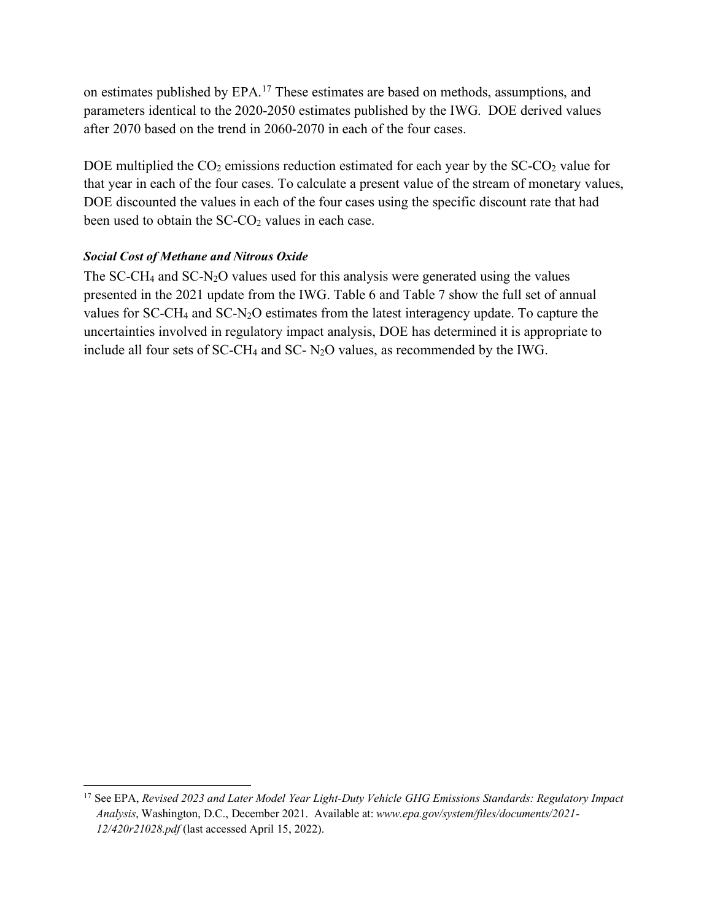on estimates published by EPA.[17] These estimates are based on methods, assumptions, and parameters identical to the 2020-2050 estimates published by the IWG. DOE derived values after 2070 based on the trend in 2060-2070 in each of the four cases.

DOE multiplied the $CO_2$ emissions reduction estimated for each year by the SC-$CO_2$ value for that year in each of the four cases. To calculate a present value of the stream of monetary values, DOE discounted the values in each of the four cases using the specific discount rate that had been used to obtain the SC-$CO_2$ values in each case.

***Social Cost of Methane and Nitrous Oxide***

The SC-$CH_4$ and SC-$N_2O$ values used for this analysis were generated using the values presented in the 2021 update from the IWG. Table 6 and Table 7 show the full set of annual values for SC-$CH_4$ and SC-$N_2O$ estimates from the latest interagency update. To capture the uncertainties involved in regulatory impact analysis, DOE has determined it is appropriate to include all four sets of SC-$CH_4$ and SC- $N_2O$ values, as recommended by the IWG.

---

[17] See EPA, *Revised 2023 and Later Model Year Light-Duty Vehicle GHG Emissions Standards: Regulatory Impact Analysis*, Washington, D.C., December 2021. Available at: *www.epa.gov/system/files/documents/2021-12/420r21028.pdf* (last accessed April 15, 2022).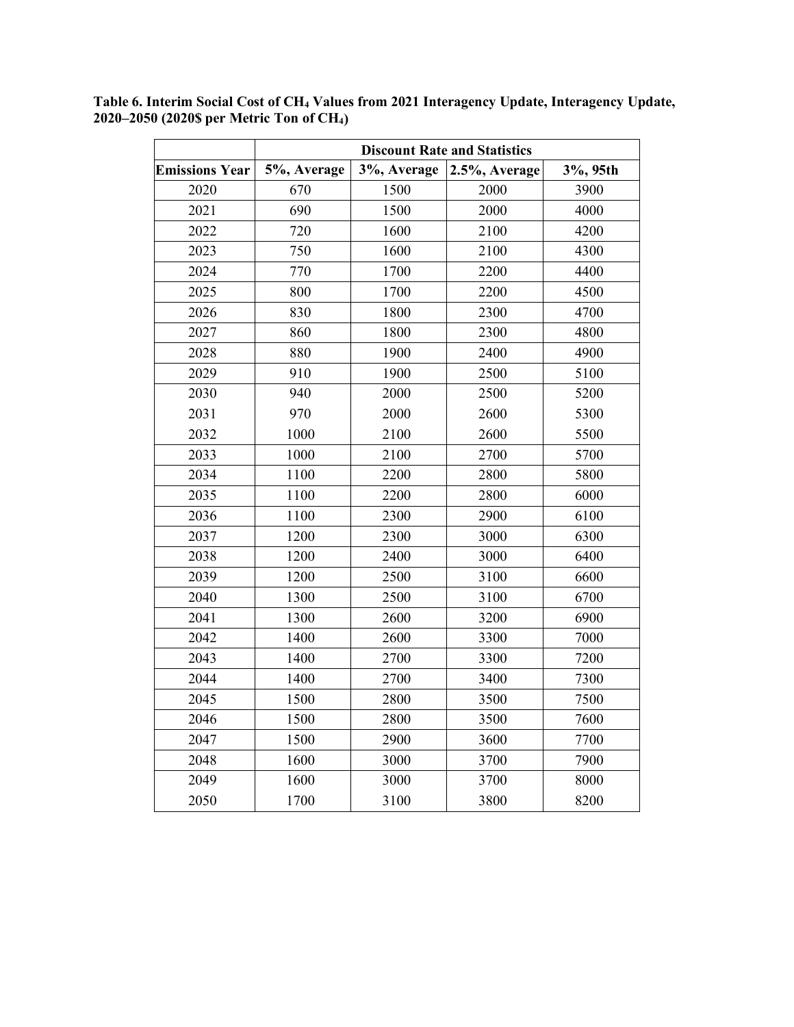**Table 6. Interim Social Cost of $CH_4$ Values from 2021 Interagency Update, Interagency Update, 2020–2050 (2020$ per Metric Ton of $CH_4$)**

| | Discount Rate and Statistics | | | |
|---|---|---|---|---|
| **Emissions Year** | **5%, Average** | **3%, Average** | **2.5%, Average** | **3%, 95th** |
| 2020 | 670 | 1500 | 2000 | 3900 |
| 2021 | 690 | 1500 | 2000 | 4000 |
| 2022 | 720 | 1600 | 2100 | 4200 |
| 2023 | 750 | 1600 | 2100 | 4300 |
| 2024 | 770 | 1700 | 2200 | 4400 |
| 2025 | 800 | 1700 | 2200 | 4500 |
| 2026 | 830 | 1800 | 2300 | 4700 |
| 2027 | 860 | 1800 | 2300 | 4800 |
| 2028 | 880 | 1900 | 2400 | 4900 |
| 2029 | 910 | 1900 | 2500 | 5100 |
| 2030 | 940 | 2000 | 2500 | 5200 |
| 2031 | 970 | 2000 | 2600 | 5300 |
| 2032 | 1000 | 2100 | 2600 | 5500 |
| 2033 | 1000 | 2100 | 2700 | 5700 |
| 2034 | 1100 | 2200 | 2800 | 5800 |
| 2035 | 1100 | 2200 | 2800 | 6000 |
| 2036 | 1100 | 2300 | 2900 | 6100 |
| 2037 | 1200 | 2300 | 3000 | 6300 |
| 2038 | 1200 | 2400 | 3000 | 6400 |
| 2039 | 1200 | 2500 | 3100 | 6600 |
| 2040 | 1300 | 2500 | 3100 | 6700 |
| 2041 | 1300 | 2600 | 3200 | 6900 |
| 2042 | 1400 | 2600 | 3300 | 7000 |
| 2043 | 1400 | 2700 | 3300 | 7200 |
| 2044 | 1400 | 2700 | 3400 | 7300 |
| 2045 | 1500 | 2800 | 3500 | 7500 |
| 2046 | 1500 | 2800 | 3500 | 7600 |
| 2047 | 1500 | 2900 | 3600 | 7700 |
| 2048 | 1600 | 3000 | 3700 | 7900 |
| 2049 | 1600 | 3000 | 3700 | 8000 |
| 2050 | 1700 | 3100 | 3800 | 8200 |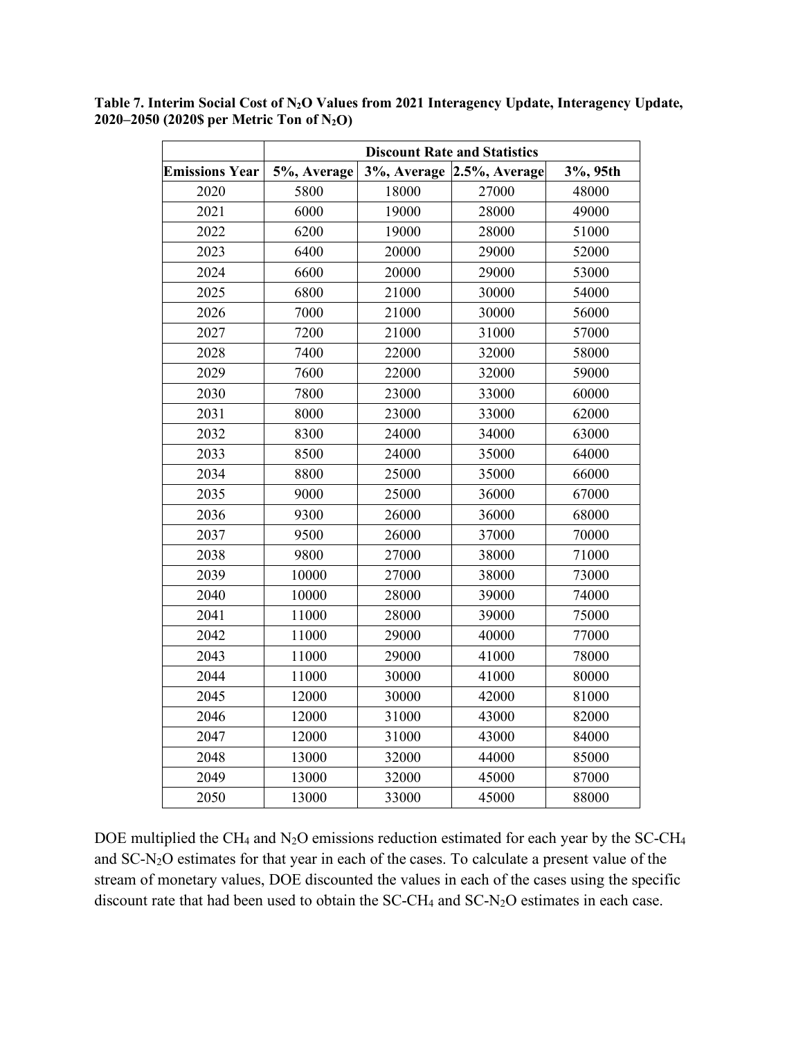**Table 7. Interim Social Cost of $N_2O$ Values from 2021 Interagency Update, Interagency Update, 2020–2050 (2020$ per Metric Ton of $N_2O$)**

| | Discount Rate and Statistics | | | |
|---|---|---|---|---|
| **Emissions Year** | **5%, Average** | **3%, Average** | **2.5%, Average** | **3%, 95th** |
| 2020 | 5800 | 18000 | 27000 | 48000 |
| 2021 | 6000 | 19000 | 28000 | 49000 |
| 2022 | 6200 | 19000 | 28000 | 51000 |
| 2023 | 6400 | 20000 | 29000 | 52000 |
| 2024 | 6600 | 20000 | 29000 | 53000 |
| 2025 | 6800 | 21000 | 30000 | 54000 |
| 2026 | 7000 | 21000 | 30000 | 56000 |
| 2027 | 7200 | 21000 | 31000 | 57000 |
| 2028 | 7400 | 22000 | 32000 | 58000 |
| 2029 | 7600 | 22000 | 32000 | 59000 |
| 2030 | 7800 | 23000 | 33000 | 60000 |
| 2031 | 8000 | 23000 | 33000 | 62000 |
| 2032 | 8300 | 24000 | 34000 | 63000 |
| 2033 | 8500 | 24000 | 35000 | 64000 |
| 2034 | 8800 | 25000 | 35000 | 66000 |
| 2035 | 9000 | 25000 | 36000 | 67000 |
| 2036 | 9300 | 26000 | 36000 | 68000 |
| 2037 | 9500 | 26000 | 37000 | 70000 |
| 2038 | 9800 | 27000 | 38000 | 71000 |
| 2039 | 10000 | 27000 | 38000 | 73000 |
| 2040 | 10000 | 28000 | 39000 | 74000 |
| 2041 | 11000 | 28000 | 39000 | 75000 |
| 2042 | 11000 | 29000 | 40000 | 77000 |
| 2043 | 11000 | 29000 | 41000 | 78000 |
| 2044 | 11000 | 30000 | 41000 | 80000 |
| 2045 | 12000 | 30000 | 42000 | 81000 |
| 2046 | 12000 | 31000 | 43000 | 82000 |
| 2047 | 12000 | 31000 | 43000 | 84000 |
| 2048 | 13000 | 32000 | 44000 | 85000 |
| 2049 | 13000 | 32000 | 45000 | 87000 |
| 2050 | 13000 | 33000 | 45000 | 88000 |

DOE multiplied the $CH_4$ and $N_2O$ emissions reduction estimated for each year by the SC-$CH_4$ and SC-$N_2O$ estimates for that year in each of the cases. To calculate a present value of the stream of monetary values, DOE discounted the values in each of the cases using the specific discount rate that had been used to obtain the SC-$CH_4$ and SC-$N_2O$ estimates in each case.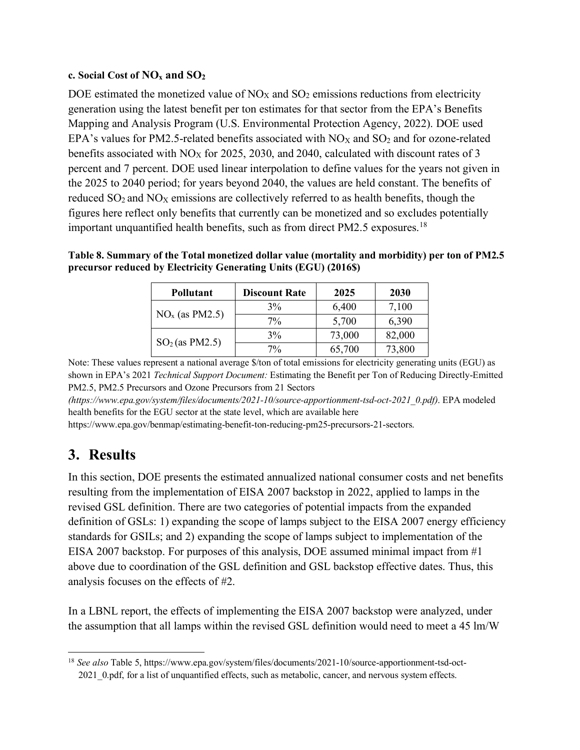**c. Social Cost of $NO_x$ and $SO_2$**

DOE estimated the monetized value of $NO_X$ and $SO_2$ emissions reductions from electricity generation using the latest benefit per ton estimates for that sector from the EPA's Benefits Mapping and Analysis Program (U.S. Environmental Protection Agency, 2022). DOE used EPA's values for PM2.5-related benefits associated with $NO_X$ and $SO_2$ and for ozone-related benefits associated with $NO_X$ for 2025, 2030, and 2040, calculated with discount rates of 3 percent and 7 percent. DOE used linear interpolation to define values for the years not given in the 2025 to 2040 period; for years beyond 2040, the values are held constant. The benefits of reduced $SO_2$ and $NO_X$ emissions are collectively referred to as health benefits, though the figures here reflect only benefits that currently can be monetized and so excludes potentially important unquantified health benefits, such as from direct PM2.5 exposures.[18]

**Table 8. Summary of the Total monetized dollar value (mortality and morbidity) per ton of PM2.5 precursor reduced by Electricity Generating Units (EGU) (2016$)**

| Pollutant | Discount Rate | 2025 | 2030 |
|---|---|---|---|
| $NO_x$ (as PM2.5) | 3% | 6,400 | 7,100 |
| | 7% | 5,700 | 6,390 |
| $SO_2$ (as PM2.5) | 3% | 73,000 | 82,000 |
| | 7% | 65,700 | 73,800 |

Note: These values represent a national average $/ton of total emissions for electricity generating units (EGU) as shown in EPA's 2021 *Technical Support Document:* Estimating the Benefit per Ton of Reducing Directly-Emitted PM2.5, PM2.5 Precursors and Ozone Precursors from 21 Sectors *(https://www.epa.gov/system/files/documents/2021-10/source-apportionment-tsd-oct-2021_0.pdf)*. EPA modeled health benefits for the EGU sector at the state level, which are available here https://www.epa.gov/benmap/estimating-benefit-ton-reducing-pm25-precursors-21-sectors.

## 3. Results

In this section, DOE presents the estimated annualized national consumer costs and net benefits resulting from the implementation of EISA 2007 backstop in 2022, applied to lamps in the revised GSL definition. There are two categories of potential impacts from the expanded definition of GSLs: 1) expanding the scope of lamps subject to the EISA 2007 energy efficiency standards for GSILs; and 2) expanding the scope of lamps subject to implementation of the EISA 2007 backstop. For purposes of this analysis, DOE assumed minimal impact from #1 above due to coordination of the GSL definition and GSL backstop effective dates. Thus, this analysis focuses on the effects of #2.

In a LBNL report, the effects of implementing the EISA 2007 backstop were analyzed, under the assumption that all lamps within the revised GSL definition would need to meet a 45 lm/W

[18] *See also* Table 5, https://www.epa.gov/system/files/documents/2021-10/source-apportionment-tsd-oct-2021_0.pdf, for a list of unquantified effects, such as metabolic, cancer, and nervous system effects.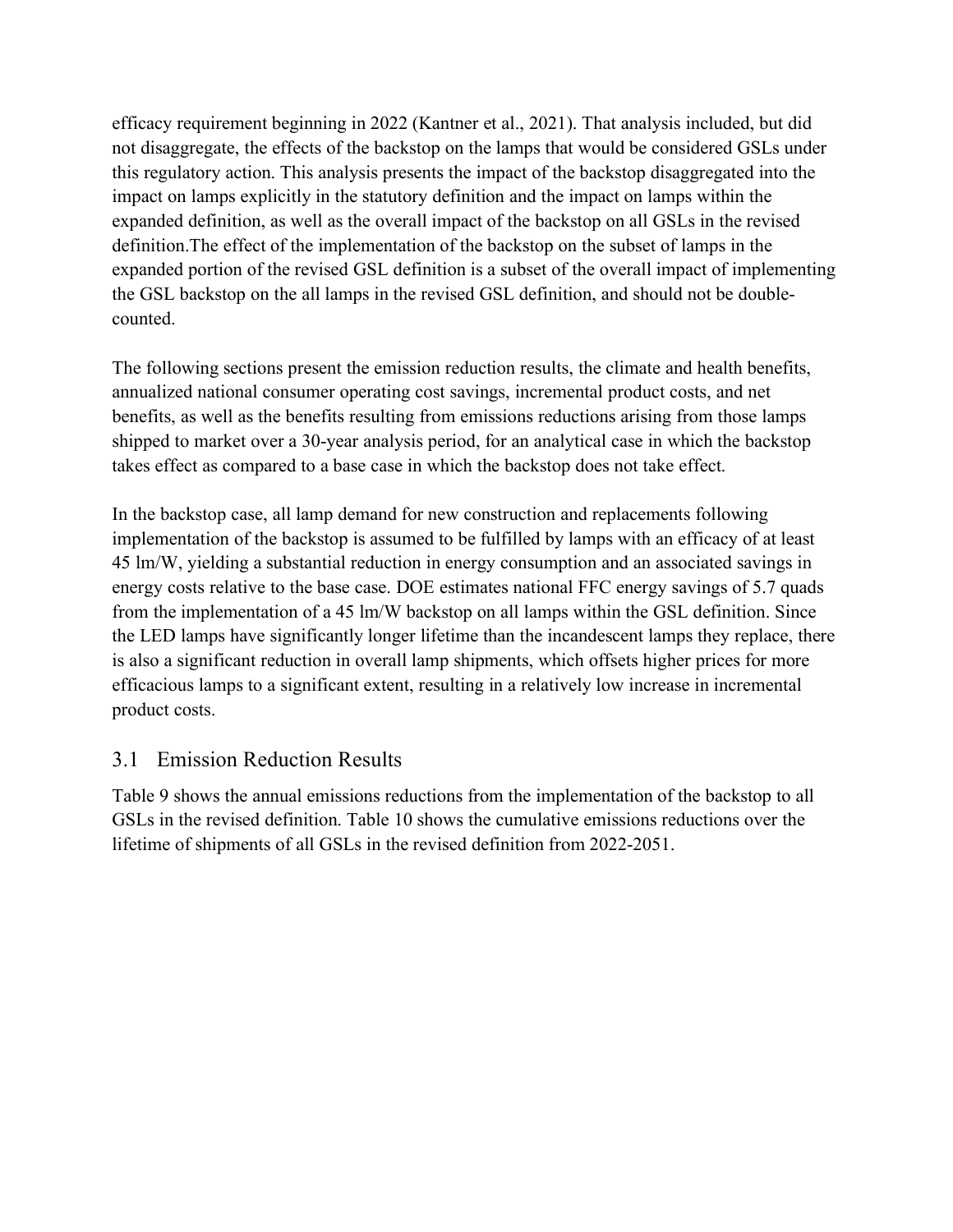efficacy requirement beginning in 2022 (Kantner et al., 2021). That analysis included, but did not disaggregate, the effects of the backstop on the lamps that would be considered GSLs under this regulatory action. This analysis presents the impact of the backstop disaggregated into the impact on lamps explicitly in the statutory definition and the impact on lamps within the expanded definition, as well as the overall impact of the backstop on all GSLs in the revised definition.The effect of the implementation of the backstop on the subset of lamps in the expanded portion of the revised GSL definition is a subset of the overall impact of implementing the GSL backstop on the all lamps in the revised GSL definition, and should not be double-counted.

The following sections present the emission reduction results, the climate and health benefits, annualized national consumer operating cost savings, incremental product costs, and net benefits, as well as the benefits resulting from emissions reductions arising from those lamps shipped to market over a 30-year analysis period, for an analytical case in which the backstop takes effect as compared to a base case in which the backstop does not take effect.

In the backstop case, all lamp demand for new construction and replacements following implementation of the backstop is assumed to be fulfilled by lamps with an efficacy of at least 45 lm/W, yielding a substantial reduction in energy consumption and an associated savings in energy costs relative to the base case. DOE estimates national FFC energy savings of 5.7 quads from the implementation of a 45 lm/W backstop on all lamps within the GSL definition. Since the LED lamps have significantly longer lifetime than the incandescent lamps they replace, there is also a significant reduction in overall lamp shipments, which offsets higher prices for more efficacious lamps to a significant extent, resulting in a relatively low increase in incremental product costs.

## 3.1 Emission Reduction Results

Table 9 shows the annual emissions reductions from the implementation of the backstop to all GSLs in the revised definition. Table 10 shows the cumulative emissions reductions over the lifetime of shipments of all GSLs in the revised definition from 2022-2051.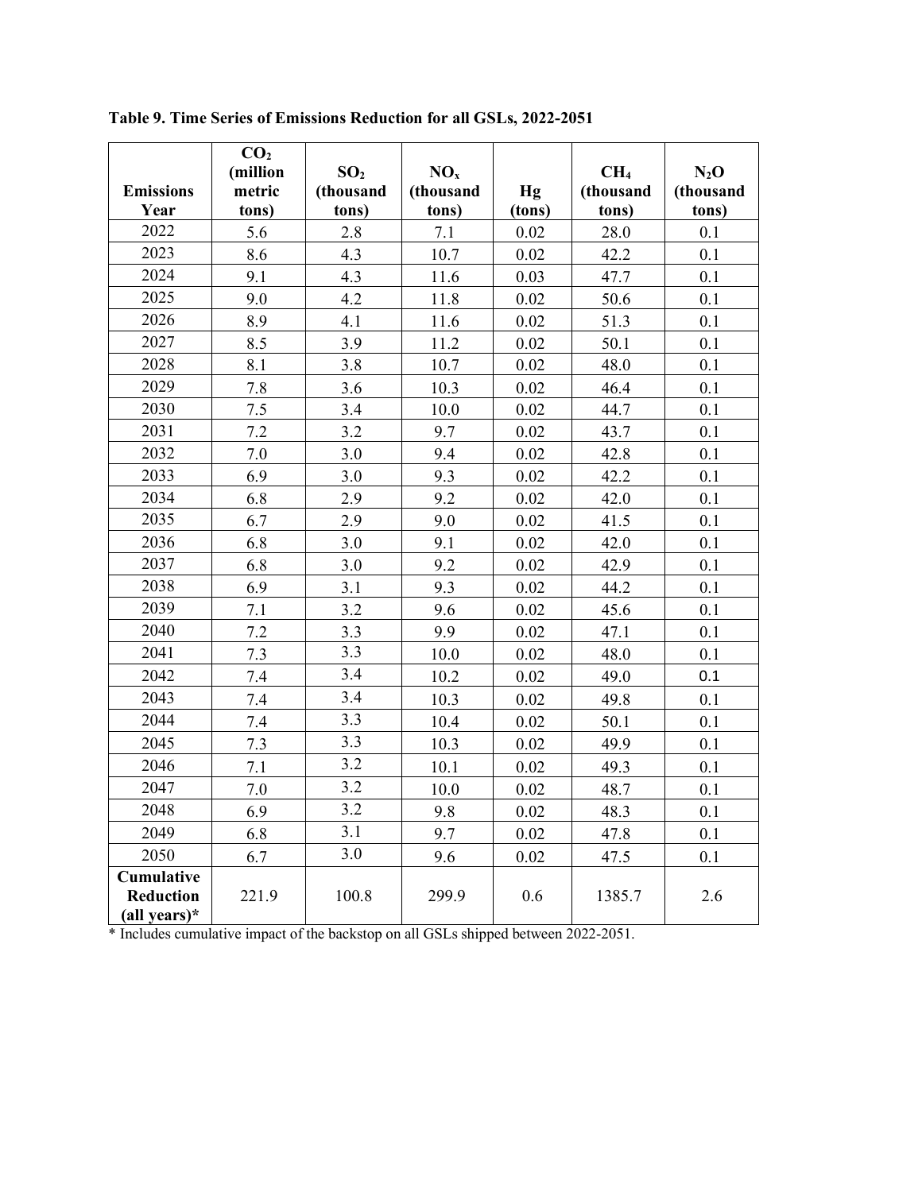**Table 9. Time Series of Emissions Reduction for all GSLs, 2022-2051**

| Emissions Year | $CO_2$ (million metric tons) | $SO_2$ (thousand tons) | $NO_x$ (thousand tons) | Hg (tons) | $CH_4$ (thousand tons) | $N_2O$ (thousand tons) |
|---|---|---|---|---|---|---|
| 2022 | 5.6 | 2.8 | 7.1 | 0.02 | 28.0 | 0.1 |
| 2023 | 8.6 | 4.3 | 10.7 | 0.02 | 42.2 | 0.1 |
| 2024 | 9.1 | 4.3 | 11.6 | 0.03 | 47.7 | 0.1 |
| 2025 | 9.0 | 4.2 | 11.8 | 0.02 | 50.6 | 0.1 |
| 2026 | 8.9 | 4.1 | 11.6 | 0.02 | 51.3 | 0.1 |
| 2027 | 8.5 | 3.9 | 11.2 | 0.02 | 50.1 | 0.1 |
| 2028 | 8.1 | 3.8 | 10.7 | 0.02 | 48.0 | 0.1 |
| 2029 | 7.8 | 3.6 | 10.3 | 0.02 | 46.4 | 0.1 |
| 2030 | 7.5 | 3.4 | 10.0 | 0.02 | 44.7 | 0.1 |
| 2031 | 7.2 | 3.2 | 9.7 | 0.02 | 43.7 | 0.1 |
| 2032 | 7.0 | 3.0 | 9.4 | 0.02 | 42.8 | 0.1 |
| 2033 | 6.9 | 3.0 | 9.3 | 0.02 | 42.2 | 0.1 |
| 2034 | 6.8 | 2.9 | 9.2 | 0.02 | 42.0 | 0.1 |
| 2035 | 6.7 | 2.9 | 9.0 | 0.02 | 41.5 | 0.1 |
| 2036 | 6.8 | 3.0 | 9.1 | 0.02 | 42.0 | 0.1 |
| 2037 | 6.8 | 3.0 | 9.2 | 0.02 | 42.9 | 0.1 |
| 2038 | 6.9 | 3.1 | 9.3 | 0.02 | 44.2 | 0.1 |
| 2039 | 7.1 | 3.2 | 9.6 | 0.02 | 45.6 | 0.1 |
| 2040 | 7.2 | 3.3 | 9.9 | 0.02 | 47.1 | 0.1 |
| 2041 | 7.3 | 3.3 | 10.0 | 0.02 | 48.0 | 0.1 |
| 2042 | 7.4 | 3.4 | 10.2 | 0.02 | 49.0 | 0.1 |
| 2043 | 7.4 | 3.4 | 10.3 | 0.02 | 49.8 | 0.1 |
| 2044 | 7.4 | 3.3 | 10.4 | 0.02 | 50.1 | 0.1 |
| 2045 | 7.3 | 3.3 | 10.3 | 0.02 | 49.9 | 0.1 |
| 2046 | 7.1 | 3.2 | 10.1 | 0.02 | 49.3 | 0.1 |
| 2047 | 7.0 | 3.2 | 10.0 | 0.02 | 48.7 | 0.1 |
| 2048 | 6.9 | 3.2 | 9.8 | 0.02 | 48.3 | 0.1 |
| 2049 | 6.8 | 3.1 | 9.7 | 0.02 | 47.8 | 0.1 |
| 2050 | 6.7 | 3.0 | 9.6 | 0.02 | 47.5 | 0.1 |
| **Cumulative Reduction (all years)*** | 221.9 | 100.8 | 299.9 | 0.6 | 1385.7 | 2.6 |

* Includes cumulative impact of the backstop on all GSLs shipped between 2022-2051.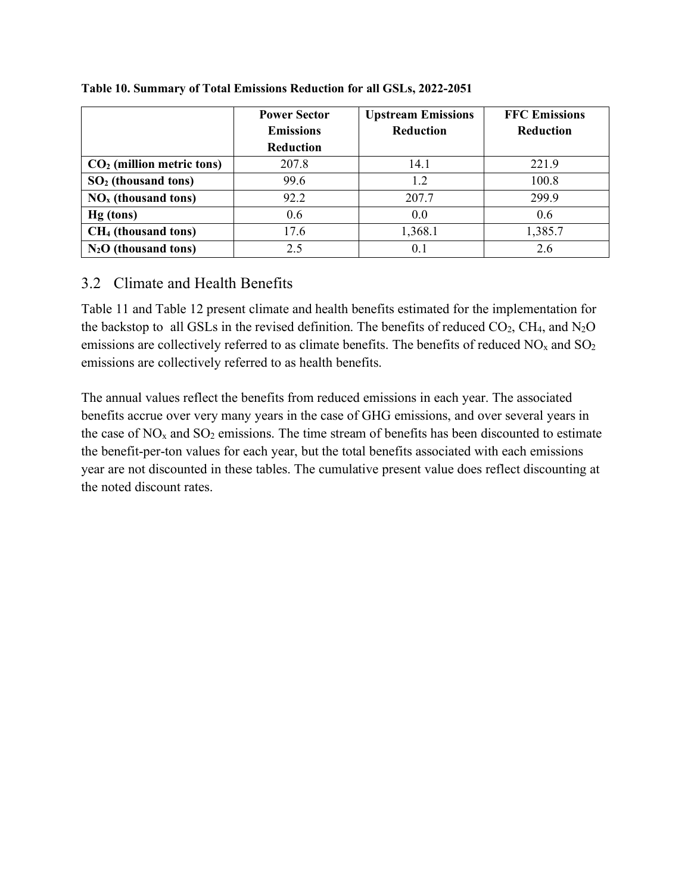**Table 10. Summary of Total Emissions Reduction for all GSLs, 2022-2051**

| | Power Sector Emissions Reduction | Upstream Emissions Reduction | FFC Emissions Reduction |
|---|---|---|---|
| **$CO_2$ (million metric tons)** | 207.8 | 14.1 | 221.9 |
| **$SO_2$ (thousand tons)** | 99.6 | 1.2 | 100.8 |
| **$NO_x$ (thousand tons)** | 92.2 | 207.7 | 299.9 |
| **Hg (tons)** | 0.6 | 0.0 | 0.6 |
| **$CH_4$ (thousand tons)** | 17.6 | 1,368.1 | 1,385.7 |
| **$N_2O$ (thousand tons)** | 2.5 | 0.1 | 2.6 |

## 3.2 Climate and Health Benefits

Table 11 and Table 12 present climate and health benefits estimated for the implementation for the backstop to all GSLs in the revised definition. The benefits of reduced $CO_2$, $CH_4$, and $N_2O$ emissions are collectively referred to as climate benefits. The benefits of reduced $NO_x$ and $SO_2$ emissions are collectively referred to as health benefits.

The annual values reflect the benefits from reduced emissions in each year. The associated benefits accrue over very many years in the case of GHG emissions, and over several years in the case of $NO_x$ and $SO_2$ emissions. The time stream of benefits has been discounted to estimate the benefit-per-ton values for each year, but the total benefits associated with each emissions year are not discounted in these tables. The cumulative present value does reflect discounting at the noted discount rates.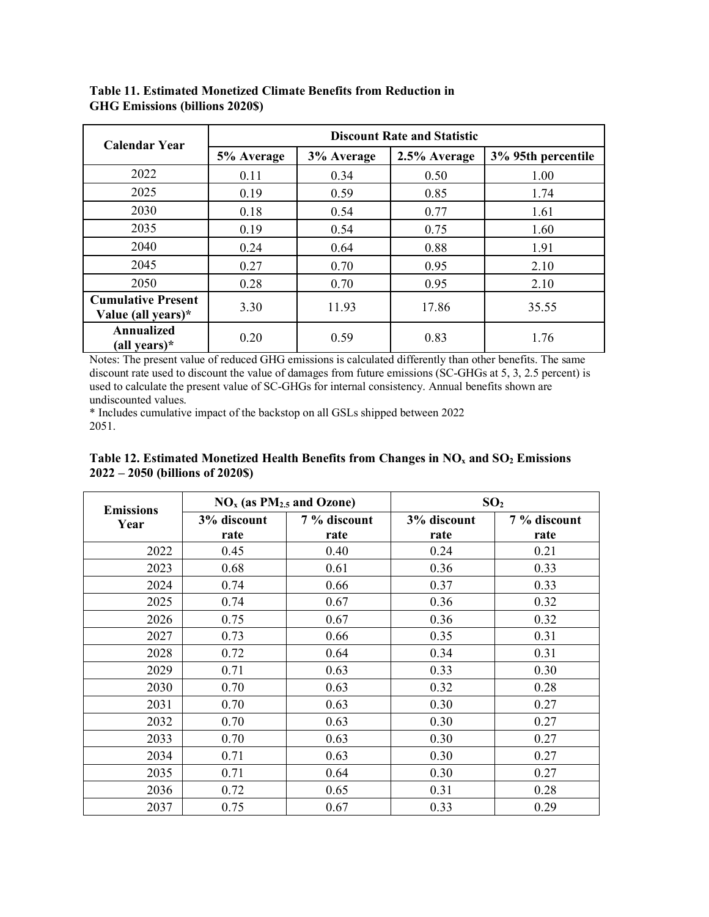**Table 11. Estimated Monetized Climate Benefits from Reduction in GHG Emissions (billions 2020$)**

| Calendar Year | Discount Rate and Statistic | | | |
|---|---|---|---|---|
| | 5% Average | 3% Average | 2.5% Average | 3% 95th percentile |
| 2022 | 0.11 | 0.34 | 0.50 | 1.00 |
| 2025 | 0.19 | 0.59 | 0.85 | 1.74 |
| 2030 | 0.18 | 0.54 | 0.77 | 1.61 |
| 2035 | 0.19 | 0.54 | 0.75 | 1.60 |
| 2040 | 0.24 | 0.64 | 0.88 | 1.91 |
| 2045 | 0.27 | 0.70 | 0.95 | 2.10 |
| 2050 | 0.28 | 0.70 | 0.95 | 2.10 |
| **Cumulative Present Value (all years)*** | 3.30 | 11.93 | 17.86 | 35.55 |
| **Annualized (all years)*** | 0.20 | 0.59 | 0.83 | 1.76 |

Notes: The present value of reduced GHG emissions is calculated differently than other benefits. The same discount rate used to discount the value of damages from future emissions (SC-GHGs at 5, 3, 2.5 percent) is used to calculate the present value of SC-GHGs for internal consistency. Annual benefits shown are undiscounted values.

* Includes cumulative impact of the backstop on all GSLs shipped between 2022 2051.

**Table 12. Estimated Monetized Health Benefits from Changes in $NO_x$ and $SO_2$ Emissions 2022 – 2050 (billions of 2020$)**

| Emissions Year | $NO_x$ (as $PM_{2.5}$ and Ozone) | | $SO_2$ | |
|---|---|---|---|---|
| | 3% discount rate | 7 % discount rate | 3% discount rate | 7 % discount rate |
| 2022 | 0.45 | 0.40 | 0.24 | 0.21 |
| 2023 | 0.68 | 0.61 | 0.36 | 0.33 |
| 2024 | 0.74 | 0.66 | 0.37 | 0.33 |
| 2025 | 0.74 | 0.67 | 0.36 | 0.32 |
| 2026 | 0.75 | 0.67 | 0.36 | 0.32 |
| 2027 | 0.73 | 0.66 | 0.35 | 0.31 |
| 2028 | 0.72 | 0.64 | 0.34 | 0.31 |
| 2029 | 0.71 | 0.63 | 0.33 | 0.30 |
| 2030 | 0.70 | 0.63 | 0.32 | 0.28 |
| 2031 | 0.70 | 0.63 | 0.30 | 0.27 |
| 2032 | 0.70 | 0.63 | 0.30 | 0.27 |
| 2033 | 0.70 | 0.63 | 0.30 | 0.27 |
| 2034 | 0.71 | 0.63 | 0.30 | 0.27 |
| 2035 | 0.71 | 0.64 | 0.30 | 0.27 |
| 2036 | 0.72 | 0.65 | 0.31 | 0.28 |
| 2037 | 0.75 | 0.67 | 0.33 | 0.29 |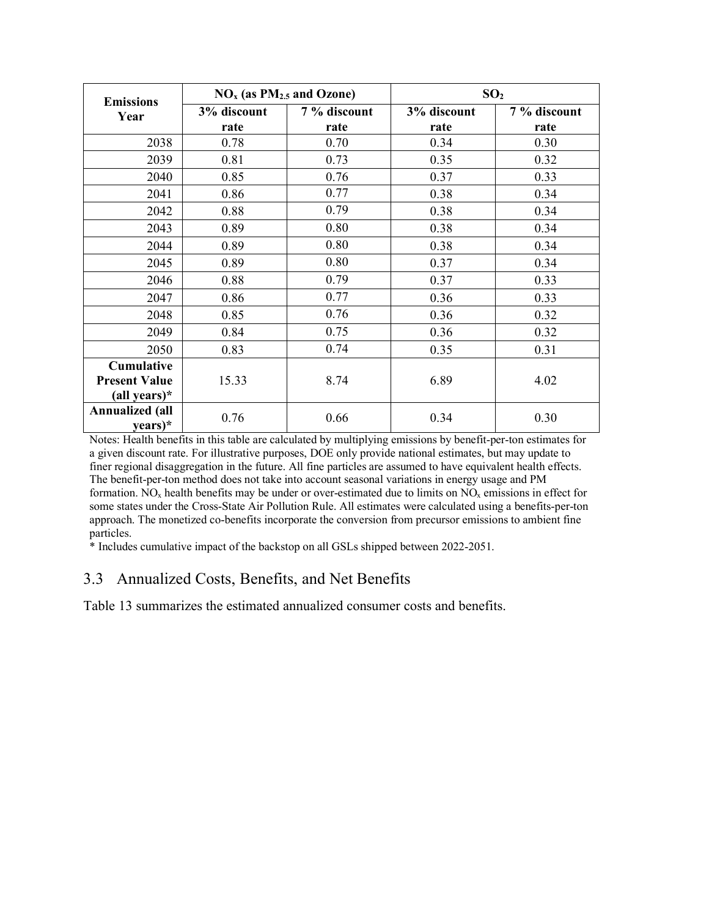| Emissions Year | $NO_x$ (as $PM_{2.5}$ and Ozone) | | $SO_2$ | |
|---|---|---|---|---|
| | 3% discount rate | 7 % discount rate | 3% discount rate | 7 % discount rate |
| 2038 | 0.78 | 0.70 | 0.34 | 0.30 |
| 2039 | 0.81 | 0.73 | 0.35 | 0.32 |
| 2040 | 0.85 | 0.76 | 0.37 | 0.33 |
| 2041 | 0.86 | 0.77 | 0.38 | 0.34 |
| 2042 | 0.88 | 0.79 | 0.38 | 0.34 |
| 2043 | 0.89 | 0.80 | 0.38 | 0.34 |
| 2044 | 0.89 | 0.80 | 0.38 | 0.34 |
| 2045 | 0.89 | 0.80 | 0.37 | 0.34 |
| 2046 | 0.88 | 0.79 | 0.37 | 0.33 |
| 2047 | 0.86 | 0.77 | 0.36 | 0.33 |
| 2048 | 0.85 | 0.76 | 0.36 | 0.32 |
| 2049 | 0.84 | 0.75 | 0.36 | 0.32 |
| 2050 | 0.83 | 0.74 | 0.35 | 0.31 |
| **Cumulative Present Value (all years)*** | 15.33 | 8.74 | 6.89 | 4.02 |
| **Annualized (all years)*** | 0.76 | 0.66 | 0.34 | 0.30 |

Notes: Health benefits in this table are calculated by multiplying emissions by benefit-per-ton estimates for a given discount rate. For illustrative purposes, DOE only provide national estimates, but may update to finer regional disaggregation in the future. All fine particles are assumed to have equivalent health effects. The benefit-per-ton method does not take into account seasonal variations in energy usage and PM formation. $NO_x$ health benefits may be under or over-estimated due to limits on $NO_x$ emissions in effect for some states under the Cross-State Air Pollution Rule. All estimates were calculated using a benefits-per-ton approach. The monetized co-benefits incorporate the conversion from precursor emissions to ambient fine particles.

* Includes cumulative impact of the backstop on all GSLs shipped between 2022-2051.

## 3.3 Annualized Costs, Benefits, and Net Benefits

Table 13 summarizes the estimated annualized consumer costs and benefits.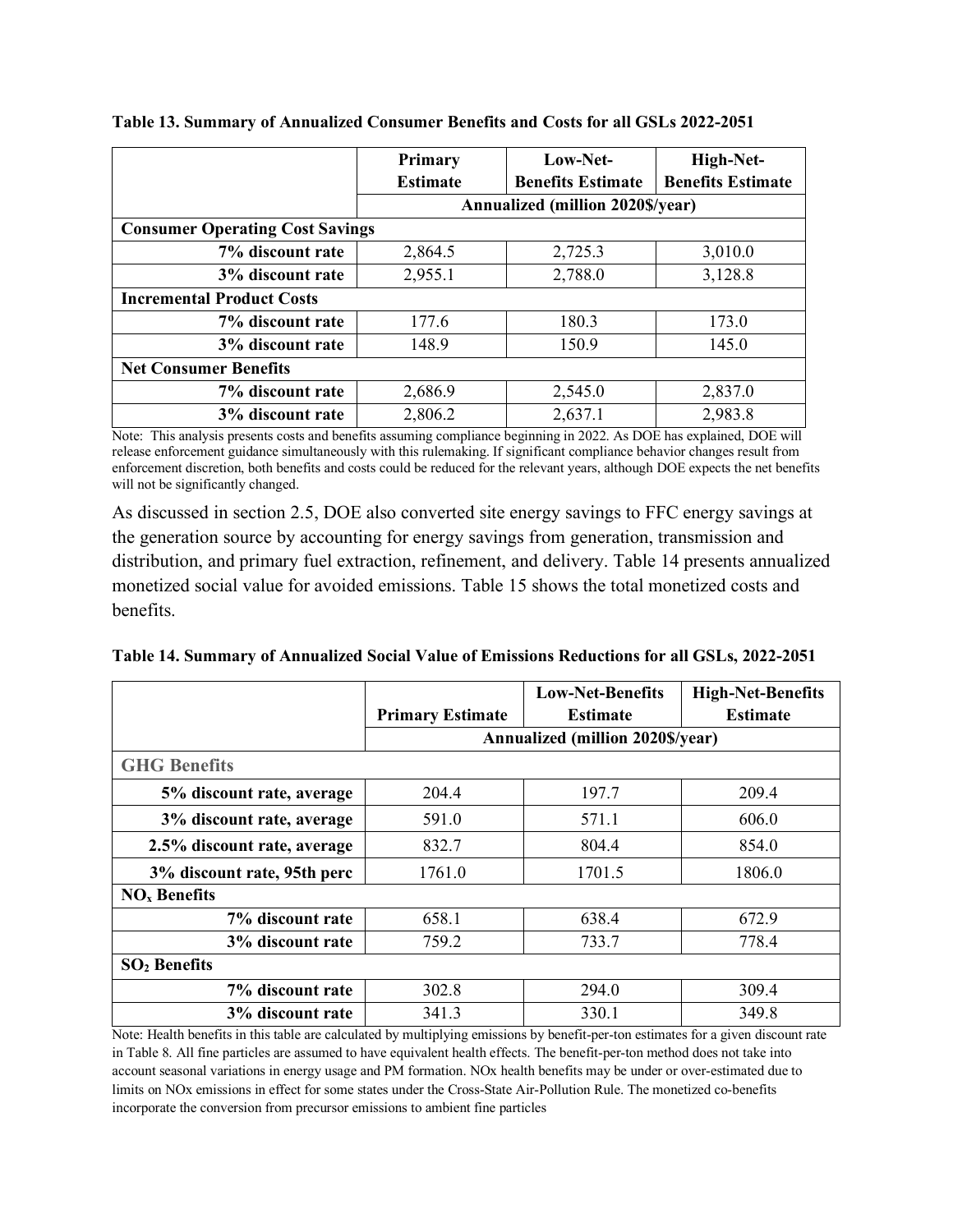**Table 13. Summary of Annualized Consumer Benefits and Costs for all GSLs 2022-2051**

| | Primary Estimate | Low-Net-Benefits Estimate | High-Net-Benefits Estimate |
|---|---|---|---|
| | Annualized (million 2020$/year) | | |
| **Consumer Operating Cost Savings** | | | |
| **7% discount rate** | 2,864.5 | 2,725.3 | 3,010.0 |
| **3% discount rate** | 2,955.1 | 2,788.0 | 3,128.8 |
| **Incremental Product Costs** | | | |
| **7% discount rate** | 177.6 | 180.3 | 173.0 |
| **3% discount rate** | 148.9 | 150.9 | 145.0 |
| **Net Consumer Benefits** | | | |
| **7% discount rate** | 2,686.9 | 2,545.0 | 2,837.0 |
| **3% discount rate** | 2,806.2 | 2,637.1 | 2,983.8 |

Note: This analysis presents costs and benefits assuming compliance beginning in 2022. As DOE has explained, DOE will release enforcement guidance simultaneously with this rulemaking. If significant compliance behavior changes result from enforcement discretion, both benefits and costs could be reduced for the relevant years, although DOE expects the net benefits will not be significantly changed.

As discussed in section 2.5, DOE also converted site energy savings to FFC energy savings at the generation source by accounting for energy savings from generation, transmission and distribution, and primary fuel extraction, refinement, and delivery. Table 14 presents annualized monetized social value for avoided emissions. Table 15 shows the total monetized costs and benefits.

**Table 14. Summary of Annualized Social Value of Emissions Reductions for all GSLs, 2022-2051**

| | Primary Estimate | Low-Net-Benefits Estimate | High-Net-Benefits Estimate |
|---|---|---|---|
| | Annualized (million 2020$/year) | | |
| **GHG Benefits** | | | |
| **5% discount rate, average** | 204.4 | 197.7 | 209.4 |
| **3% discount rate, average** | 591.0 | 571.1 | 606.0 |
| **2.5% discount rate, average** | 832.7 | 804.4 | 854.0 |
| **3% discount rate, 95th perc** | 1761.0 | 1701.5 | 1806.0 |
| **$NO_x$ Benefits** | | | |
| **7% discount rate** | 658.1 | 638.4 | 672.9 |
| **3% discount rate** | 759.2 | 733.7 | 778.4 |
| **$SO_2$ Benefits** | | | |
| **7% discount rate** | 302.8 | 294.0 | 309.4 |
| **3% discount rate** | 341.3 | 330.1 | 349.8 |

Note: Health benefits in this table are calculated by multiplying emissions by benefit-per-ton estimates for a given discount rate in Table 8. All fine particles are assumed to have equivalent health effects. The benefit-per-ton method does not take into account seasonal variations in energy usage and PM formation. NOx health benefits may be under or over-estimated due to limits on NOx emissions in effect for some states under the Cross-State Air-Pollution Rule. The monetized co-benefits incorporate the conversion from precursor emissions to ambient fine particles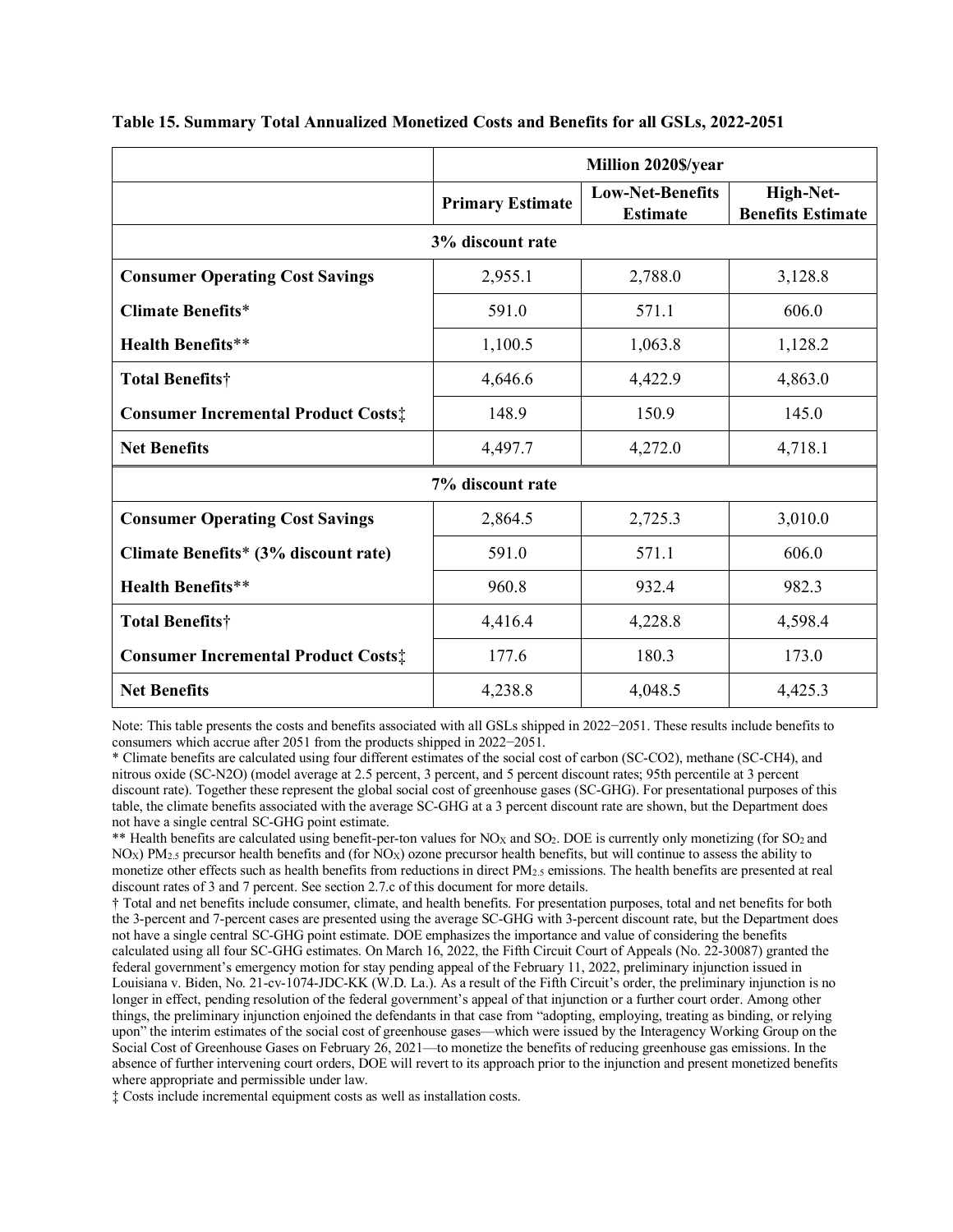**Table 15. Summary Total Annualized Monetized Costs and Benefits for all GSLs, 2022-2051**

| | Million 2020$/year | | |
|---|---|---|---|
| | **Primary Estimate** | **Low-Net-Benefits Estimate** | **High-Net-Benefits Estimate** |
| **3% discount rate** | | | |
| **Consumer Operating Cost Savings** | 2,955.1 | 2,788.0 | 3,128.8 |
| **Climate Benefits*** | 591.0 | 571.1 | 606.0 |
| **Health Benefits**** | 1,100.5 | 1,063.8 | 1,128.2 |
| **Total Benefits†** | 4,646.6 | 4,422.9 | 4,863.0 |
| **Consumer Incremental Product Costs‡** | 148.9 | 150.9 | 145.0 |
| **Net Benefits** | 4,497.7 | 4,272.0 | 4,718.1 |
| **7% discount rate** | | | |
| **Consumer Operating Cost Savings** | 2,864.5 | 2,725.3 | 3,010.0 |
| **Climate Benefits* (3% discount rate)** | 591.0 | 571.1 | 606.0 |
| **Health Benefits**** | 960.8 | 932.4 | 982.3 |
| **Total Benefits†** | 4,416.4 | 4,228.8 | 4,598.4 |
| **Consumer Incremental Product Costs‡** | 177.6 | 180.3 | 173.0 |
| **Net Benefits** | 4,238.8 | 4,048.5 | 4,425.3 |

Note: This table presents the costs and benefits associated with all GSLs shipped in 2022−2051. These results include benefits to consumers which accrue after 2051 from the products shipped in 2022−2051.

* Climate benefits are calculated using four different estimates of the social cost of carbon (SC-CO2), methane (SC-CH4), and nitrous oxide (SC-N2O) (model average at 2.5 percent, 3 percent, and 5 percent discount rates; 95th percentile at 3 percent discount rate). Together these represent the global social cost of greenhouse gases (SC-GHG). For presentational purposes of this table, the climate benefits associated with the average SC-GHG at a 3 percent discount rate are shown, but the Department does not have a single central SC-GHG point estimate.

** Health benefits are calculated using benefit-per-ton values for $NO_X$ and $SO_2$. DOE is currently only monetizing (for $SO_2$ and $NO_X$) $PM_{2.5}$ precursor health benefits and (for $NO_X$) ozone precursor health benefits, but will continue to assess the ability to monetize other effects such as health benefits from reductions in direct $PM_{2.5}$ emissions. The health benefits are presented at real discount rates of 3 and 7 percent. See section 2.7.c of this document for more details.

† Total and net benefits include consumer, climate, and health benefits. For presentation purposes, total and net benefits for both the 3-percent and 7-percent cases are presented using the average SC-GHG with 3-percent discount rate, but the Department does not have a single central SC-GHG point estimate. DOE emphasizes the importance and value of considering the benefits calculated using all four SC-GHG estimates. On March 16, 2022, the Fifth Circuit Court of Appeals (No. 22-30087) granted the federal government's emergency motion for stay pending appeal of the February 11, 2022, preliminary injunction issued in Louisiana v. Biden, No. 21-cv-1074-JDC-KK (W.D. La.). As a result of the Fifth Circuit's order, the preliminary injunction is no longer in effect, pending resolution of the federal government's appeal of that injunction or a further court order. Among other things, the preliminary injunction enjoined the defendants in that case from "adopting, employing, treating as binding, or relying upon" the interim estimates of the social cost of greenhouse gases—which were issued by the Interagency Working Group on the Social Cost of Greenhouse Gases on February 26, 2021—to monetize the benefits of reducing greenhouse gas emissions. In the absence of further intervening court orders, DOE will revert to its approach prior to the injunction and present monetized benefits where appropriate and permissible under law.

‡ Costs include incremental equipment costs as well as installation costs.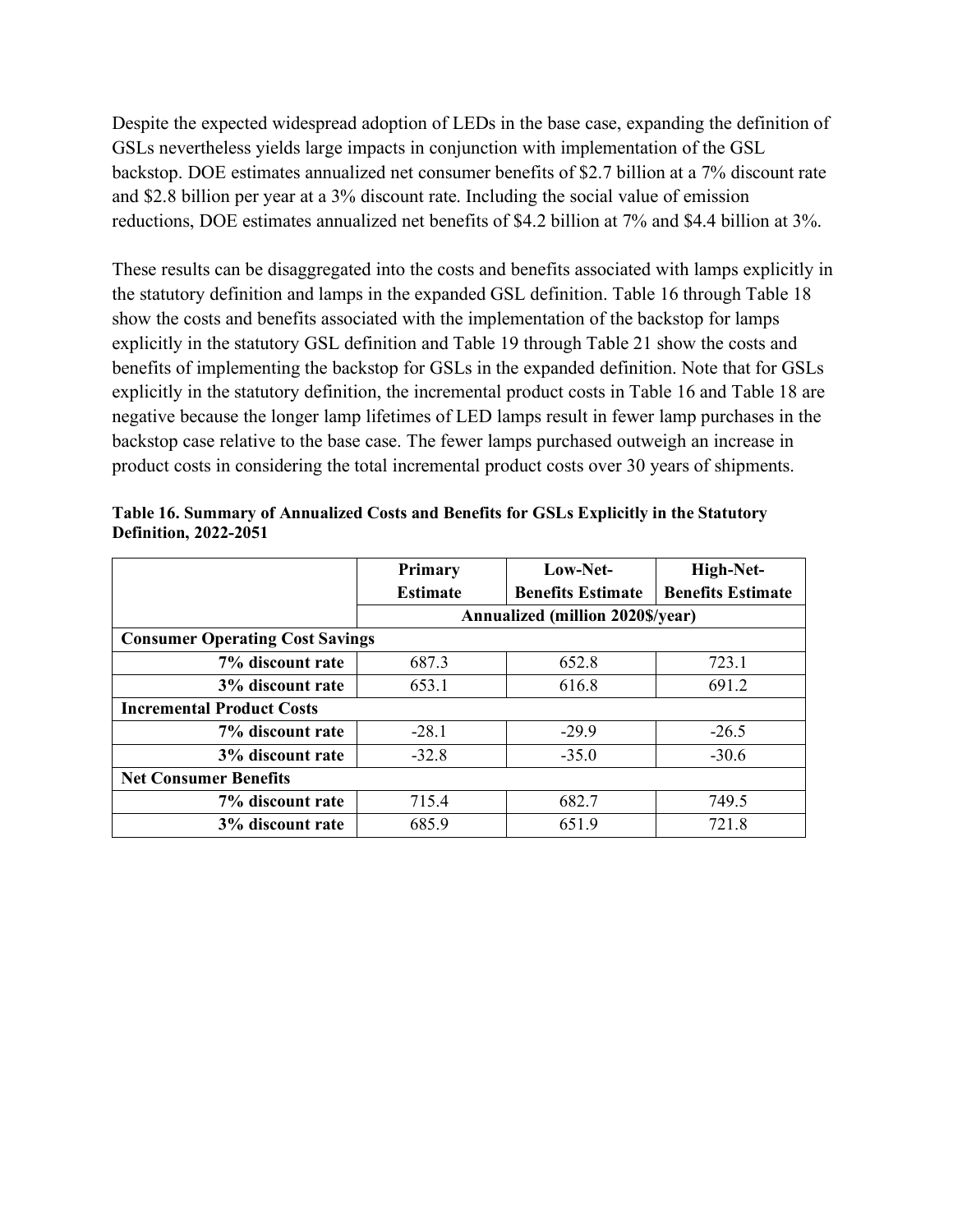Despite the expected widespread adoption of LEDs in the base case, expanding the definition of GSLs nevertheless yields large impacts in conjunction with implementation of the GSL backstop. DOE estimates annualized net consumer benefits of $2.7 billion at a 7% discount rate and $2.8 billion per year at a 3% discount rate. Including the social value of emission reductions, DOE estimates annualized net benefits of $4.2 billion at 7% and $4.4 billion at 3%.

These results can be disaggregated into the costs and benefits associated with lamps explicitly in the statutory definition and lamps in the expanded GSL definition. Table 16 through Table 18 show the costs and benefits associated with the implementation of the backstop for lamps explicitly in the statutory GSL definition and Table 19 through Table 21 show the costs and benefits of implementing the backstop for GSLs in the expanded definition. Note that for GSLs explicitly in the statutory definition, the incremental product costs in Table 16 and Table 18 are negative because the longer lamp lifetimes of LED lamps result in fewer lamp purchases in the backstop case relative to the base case. The fewer lamps purchased outweigh an increase in product costs in considering the total incremental product costs over 30 years of shipments.

**Table 16. Summary of Annualized Costs and Benefits for GSLs Explicitly in the Statutory Definition, 2022-2051**

| | Primary Estimate | Low-Net-Benefits Estimate | High-Net-Benefits Estimate |
|---|---|---|---|
| | Annualized (million 2020$/year) | | |
| **Consumer Operating Cost Savings** | | | |
| **7% discount rate** | 687.3 | 652.8 | 723.1 |
| **3% discount rate** | 653.1 | 616.8 | 691.2 |
| **Incremental Product Costs** | | | |
| **7% discount rate** | -28.1 | -29.9 | -26.5 |
| **3% discount rate** | -32.8 | -35.0 | -30.6 |
| **Net Consumer Benefits** | | | |
| **7% discount rate** | 715.4 | 682.7 | 749.5 |
| **3% discount rate** | 685.9 | 651.9 | 721.8 |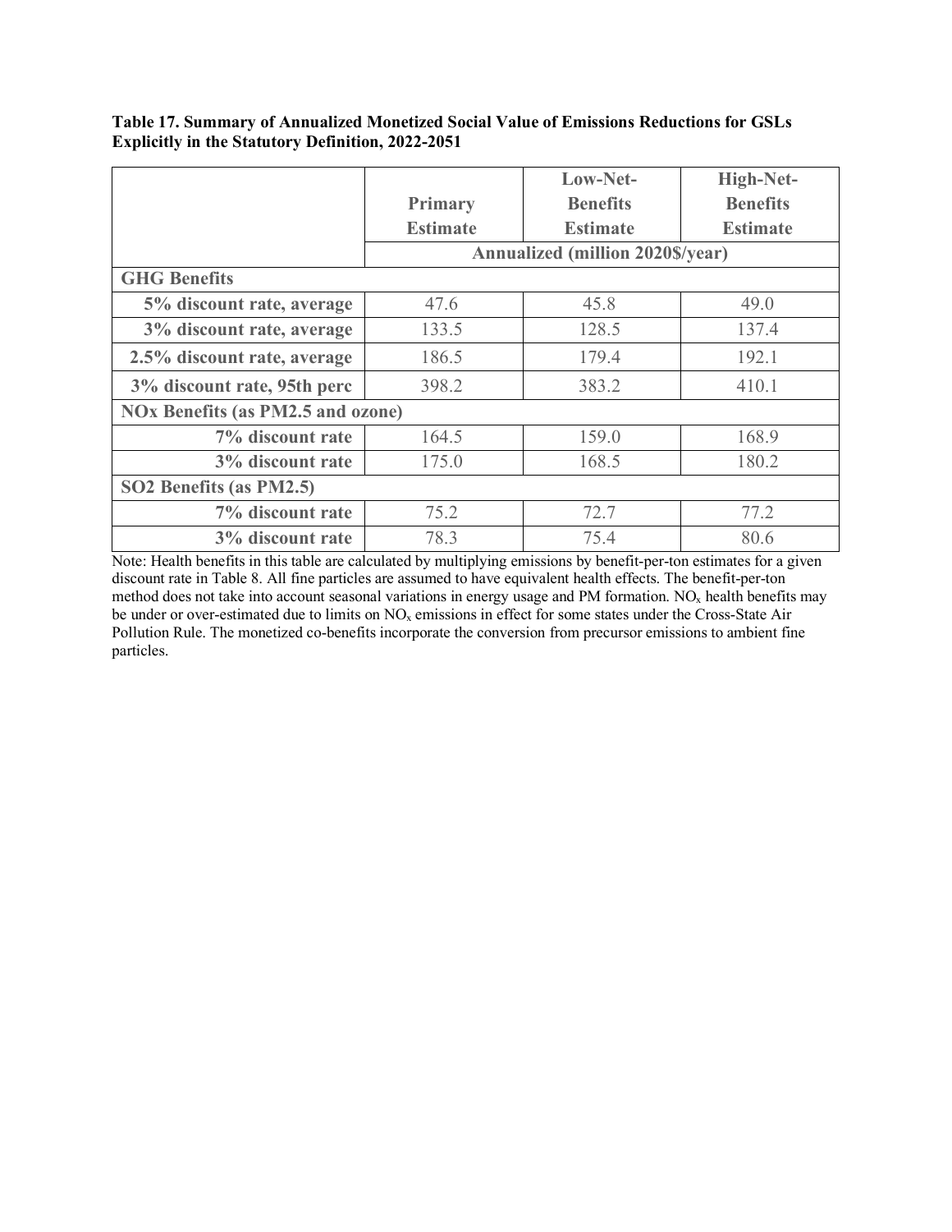**Table 17. Summary of Annualized Monetized Social Value of Emissions Reductions for GSLs Explicitly in the Statutory Definition, 2022-2051**

| | Primary Estimate | Low-Net-Benefits Estimate | High-Net-Benefits Estimate |
|---|---|---|---|
| | Annualized (million 2020$/year) | | |
| **GHG Benefits** | | | |
| 5% discount rate, average | 47.6 | 45.8 | 49.0 |
| 3% discount rate, average | 133.5 | 128.5 | 137.4 |
| 2.5% discount rate, average | 186.5 | 179.4 | 192.1 |
| 3% discount rate, 95th perc | 398.2 | 383.2 | 410.1 |
| **NOx Benefits (as PM2.5 and ozone)** | | | |
| 7% discount rate | 164.5 | 159.0 | 168.9 |
| 3% discount rate | 175.0 | 168.5 | 180.2 |
| **SO2 Benefits (as PM2.5)** | | | |
| 7% discount rate | 75.2 | 72.7 | 77.2 |
| 3% discount rate | 78.3 | 75.4 | 80.6 |

Note: Health benefits in this table are calculated by multiplying emissions by benefit-per-ton estimates for a given discount rate in Table 8. All fine particles are assumed to have equivalent health effects. The benefit-per-ton method does not take into account seasonal variations in energy usage and PM formation. $NO_x$ health benefits may be under or over-estimated due to limits on $NO_x$ emissions in effect for some states under the Cross-State Air Pollution Rule. The monetized co-benefits incorporate the conversion from precursor emissions to ambient fine particles.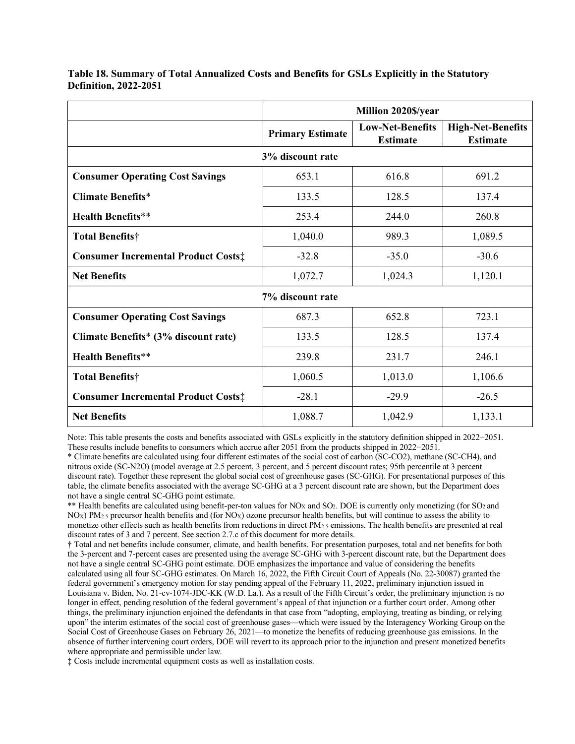**Table 18. Summary of Total Annualized Costs and Benefits for GSLs Explicitly in the Statutory Definition, 2022-2051**

| | Million 2020$/year | | |
|---|---|---|---|
| | **Primary Estimate** | **Low-Net-Benefits Estimate** | **High-Net-Benefits Estimate** |
| **3% discount rate** | | | |
| **Consumer Operating Cost Savings** | 653.1 | 616.8 | 691.2 |
| **Climate Benefits*** | 133.5 | 128.5 | 137.4 |
| **Health Benefits**** | 253.4 | 244.0 | 260.8 |
| **Total Benefits†** | 1,040.0 | 989.3 | 1,089.5 |
| **Consumer Incremental Product Costs‡** | -32.8 | -35.0 | -30.6 |
| **Net Benefits** | 1,072.7 | 1,024.3 | 1,120.1 |
| **7% discount rate** | | | |
| **Consumer Operating Cost Savings** | 687.3 | 652.8 | 723.1 |
| **Climate Benefits* (3% discount rate)** | 133.5 | 128.5 | 137.4 |
| **Health Benefits**** | 239.8 | 231.7 | 246.1 |
| **Total Benefits†** | 1,060.5 | 1,013.0 | 1,106.6 |
| **Consumer Incremental Product Costs‡** | -28.1 | -29.9 | -26.5 |
| **Net Benefits** | 1,088.7 | 1,042.9 | 1,133.1 |

Note: This table presents the costs and benefits associated with GSLs explicitly in the statutory definition shipped in 2022−2051. These results include benefits to consumers which accrue after 2051 from the products shipped in 2022−2051.

* Climate benefits are calculated using four different estimates of the social cost of carbon (SC-CO2), methane (SC-CH4), and nitrous oxide (SC-N2O) (model average at 2.5 percent, 3 percent, and 5 percent discount rates; 95th percentile at 3 percent discount rate). Together these represent the global social cost of greenhouse gases (SC-GHG). For presentational purposes of this table, the climate benefits associated with the average SC-GHG at a 3 percent discount rate are shown, but the Department does not have a single central SC-GHG point estimate.

** Health benefits are calculated using benefit-per-ton values for $NO_X$ and $SO_2$. DOE is currently only monetizing (for $SO_2$ and $NO_X$) $PM_{2.5}$ precursor health benefits and (for $NO_X$) ozone precursor health benefits, but will continue to assess the ability to monetize other effects such as health benefits from reductions in direct $PM_{2.5}$ emissions. The health benefits are presented at real discount rates of 3 and 7 percent. See section 2.7.c of this document for more details.

† Total and net benefits include consumer, climate, and health benefits. For presentation purposes, total and net benefits for both the 3-percent and 7-percent cases are presented using the average SC-GHG with 3-percent discount rate, but the Department does not have a single central SC-GHG point estimate. DOE emphasizes the importance and value of considering the benefits calculated using all four SC-GHG estimates. On March 16, 2022, the Fifth Circuit Court of Appeals (No. 22-30087) granted the federal government's emergency motion for stay pending appeal of the February 11, 2022, preliminary injunction issued in Louisiana v. Biden, No. 21-cv-1074-JDC-KK (W.D. La.). As a result of the Fifth Circuit's order, the preliminary injunction is no longer in effect, pending resolution of the federal government's appeal of that injunction or a further court order. Among other things, the preliminary injunction enjoined the defendants in that case from "adopting, employing, treating as binding, or relying upon" the interim estimates of the social cost of greenhouse gases—which were issued by the Interagency Working Group on the Social Cost of Greenhouse Gases on February 26, 2021—to monetize the benefits of reducing greenhouse gas emissions. In the absence of further intervening court orders, DOE will revert to its approach prior to the injunction and present monetized benefits where appropriate and permissible under law.

‡ Costs include incremental equipment costs as well as installation costs.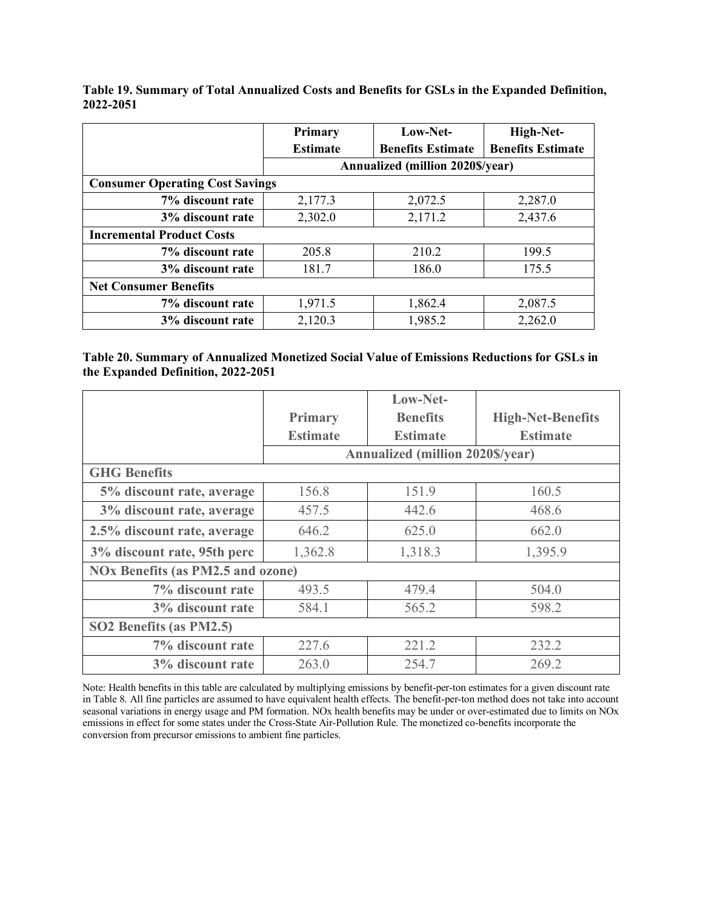**Table 19. Summary of Total Annualized Costs and Benefits for GSLs in the Expanded Definition, 2022-2051**

| | Primary Estimate | Low-Net-Benefits Estimate | High-Net-Benefits Estimate |
|---|---|---|---|
| | Annualized (million 2020$/year) | | |
| **Consumer Operating Cost Savings** | | | |
| 7% discount rate | 2,177.3 | 2,072.5 | 2,287.0 |
| 3% discount rate | 2,302.0 | 2,171.2 | 2,437.6 |
| **Incremental Product Costs** | | | |
| 7% discount rate | 205.8 | 210.2 | 199.5 |
| 3% discount rate | 181.7 | 186.0 | 175.5 |
| **Net Consumer Benefits** | | | |
| 7% discount rate | 1,971.5 | 1,862.4 | 2,087.5 |
| 3% discount rate | 2,120.3 | 1,985.2 | 2,262.0 |

**Table 20. Summary of Annualized Monetized Social Value of Emissions Reductions for GSLs in the Expanded Definition, 2022-2051**

| | Primary Estimate | Low-Net-Benefits Estimate | High-Net-Benefits Estimate |
|---|---|---|---|
| | Annualized (million 2020$/year) | | |
| **GHG Benefits** | | | |
| 5% discount rate, average | 156.8 | 151.9 | 160.5 |
| 3% discount rate, average | 457.5 | 442.6 | 468.6 |
| 2.5% discount rate, average | 646.2 | 625.0 | 662.0 |
| 3% discount rate, 95th perc | 1,362.8 | 1,318.3 | 1,395.9 |
| **NOx Benefits (as PM2.5 and ozone)** | | | |
| 7% discount rate | 493.5 | 479.4 | 504.0 |
| 3% discount rate | 584.1 | 565.2 | 598.2 |
| **SO2 Benefits (as PM2.5)** | | | |
| 7% discount rate | 227.6 | 221.2 | 232.2 |
| 3% discount rate | 263.0 | 254.7 | 269.2 |

Note: Health benefits in this table are calculated by multiplying emissions by benefit-per-ton estimates for a given discount rate in Table 8. All fine particles are assumed to have equivalent health effects. The benefit-per-ton method does not take into account seasonal variations in energy usage and PM formation. NOx health benefits may be under or over-estimated due to limits on NOx emissions in effect for some states under the Cross-State Air-Pollution Rule. The monetized co-benefits incorporate the conversion from precursor emissions to ambient fine particles.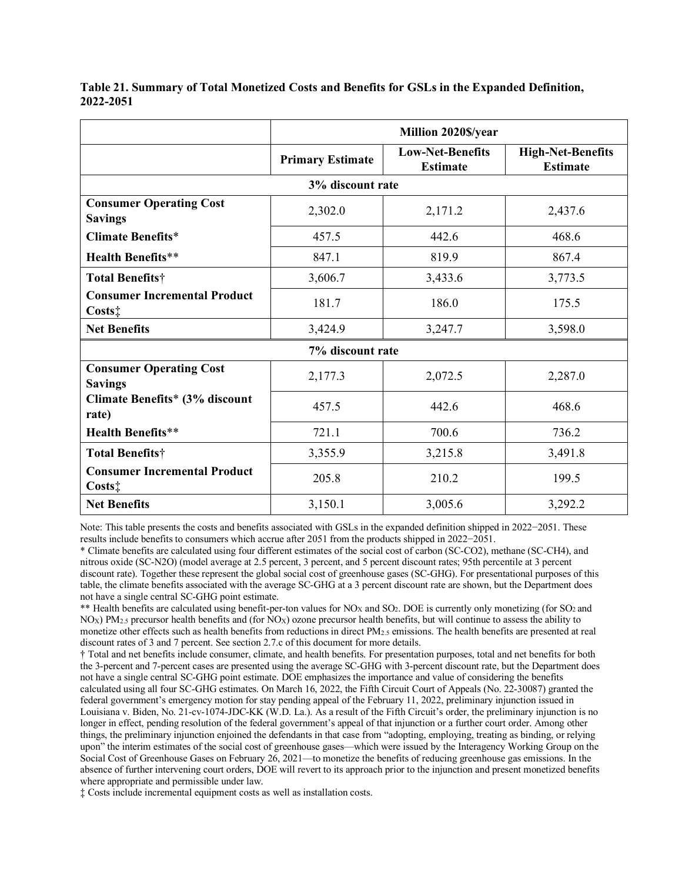**Table 21. Summary of Total Monetized Costs and Benefits for GSLs in the Expanded Definition, 2022-2051**

| | Million 2020$/year | | |
|---|---|---|---|
| | **Primary Estimate** | **Low-Net-Benefits Estimate** | **High-Net-Benefits Estimate** |
| **3% discount rate** | | | |
| **Consumer Operating Cost Savings** | 2,302.0 | 2,171.2 | 2,437.6 |
| **Climate Benefits*** | 457.5 | 442.6 | 468.6 |
| **Health Benefits**** | 847.1 | 819.9 | 867.4 |
| **Total Benefits†** | 3,606.7 | 3,433.6 | 3,773.5 |
| **Consumer Incremental Product Costs‡** | 181.7 | 186.0 | 175.5 |
| **Net Benefits** | 3,424.9 | 3,247.7 | 3,598.0 |
| **7% discount rate** | | | |
| **Consumer Operating Cost Savings** | 2,177.3 | 2,072.5 | 2,287.0 |
| **Climate Benefits* (3% discount rate)** | 457.5 | 442.6 | 468.6 |
| **Health Benefits**** | 721.1 | 700.6 | 736.2 |
| **Total Benefits†** | 3,355.9 | 3,215.8 | 3,491.8 |
| **Consumer Incremental Product Costs‡** | 205.8 | 210.2 | 199.5 |
| **Net Benefits** | 3,150.1 | 3,005.6 | 3,292.2 |

Note: This table presents the costs and benefits associated with GSLs in the expanded definition shipped in 2022−2051. These results include benefits to consumers which accrue after 2051 from the products shipped in 2022−2051.

* Climate benefits are calculated using four different estimates of the social cost of carbon (SC-CO2), methane (SC-CH4), and nitrous oxide (SC-N2O) (model average at 2.5 percent, 3 percent, and 5 percent discount rates; 95th percentile at 3 percent discount rate). Together these represent the global social cost of greenhouse gases (SC-GHG). For presentational purposes of this table, the climate benefits associated with the average SC-GHG at a 3 percent discount rate are shown, but the Department does not have a single central SC-GHG point estimate.

** Health benefits are calculated using benefit-per-ton values for $NO_X$ and $SO_2$. DOE is currently only monetizing (for $SO_2$ and $NO_X$) $PM_{2.5}$ precursor health benefits and (for $NO_X$) ozone precursor health benefits, but will continue to assess the ability to monetize other effects such as health benefits from reductions in direct $PM_{2.5}$ emissions. The health benefits are presented at real discount rates of 3 and 7 percent. See section 2.7.c of this document for more details.

† Total and net benefits include consumer, climate, and health benefits. For presentation purposes, total and net benefits for both the 3-percent and 7-percent cases are presented using the average SC-GHG with 3-percent discount rate, but the Department does not have a single central SC-GHG point estimate. DOE emphasizes the importance and value of considering the benefits calculated using all four SC-GHG estimates. On March 16, 2022, the Fifth Circuit Court of Appeals (No. 22-30087) granted the federal government's emergency motion for stay pending appeal of the February 11, 2022, preliminary injunction issued in Louisiana v. Biden, No. 21-cv-1074-JDC-KK (W.D. La.). As a result of the Fifth Circuit's order, the preliminary injunction is no longer in effect, pending resolution of the federal government's appeal of that injunction or a further court order. Among other things, the preliminary injunction enjoined the defendants in that case from "adopting, employing, treating as binding, or relying upon" the interim estimates of the social cost of greenhouse gases—which were issued by the Interagency Working Group on the Social Cost of Greenhouse Gases on February 26, 2021—to monetize the benefits of reducing greenhouse gas emissions. In the absence of further intervening court orders, DOE will revert to its approach prior to the injunction and present monetized benefits where appropriate and permissible under law.

‡ Costs include incremental equipment costs as well as installation costs.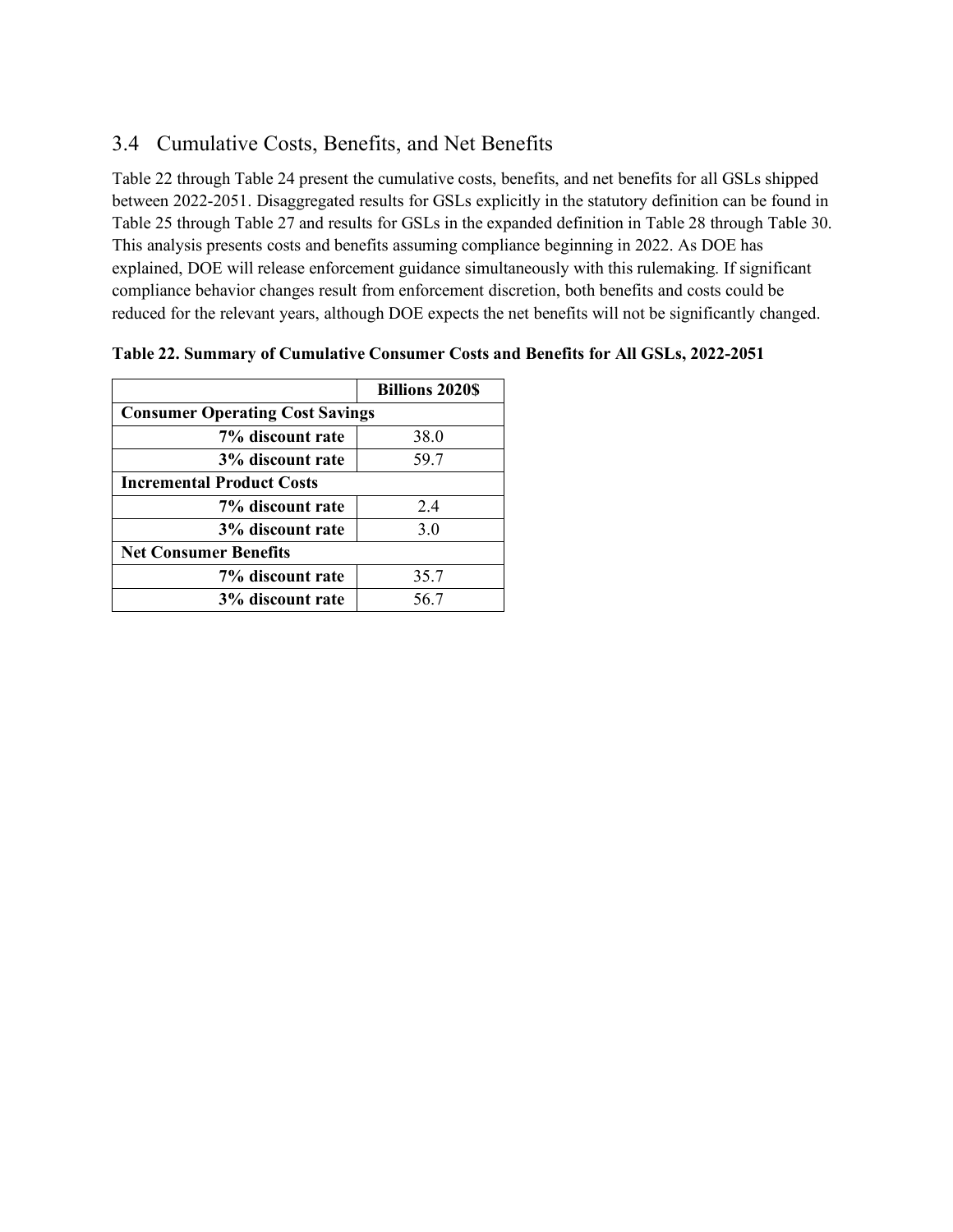## 3.4 Cumulative Costs, Benefits, and Net Benefits

Table 22 through Table 24 present the cumulative costs, benefits, and net benefits for all GSLs shipped between 2022-2051. Disaggregated results for GSLs explicitly in the statutory definition can be found in Table 25 through Table 27 and results for GSLs in the expanded definition in Table 28 through Table 30. This analysis presents costs and benefits assuming compliance beginning in 2022. As DOE has explained, DOE will release enforcement guidance simultaneously with this rulemaking. If significant compliance behavior changes result from enforcement discretion, both benefits and costs could be reduced for the relevant years, although DOE expects the net benefits will not be significantly changed.

**Table 22. Summary of Cumulative Consumer Costs and Benefits for All GSLs, 2022-2051**

| | **Billions 2020$** |
|---|---|
| **Consumer Operating Cost Savings** | |
| **7% discount rate** | 38.0 |
| **3% discount rate** | 59.7 |
| **Incremental Product Costs** | |
| **7% discount rate** | 2.4 |
| **3% discount rate** | 3.0 |
| **Net Consumer Benefits** | |
| **7% discount rate** | 35.7 |
| **3% discount rate** | 56.7 |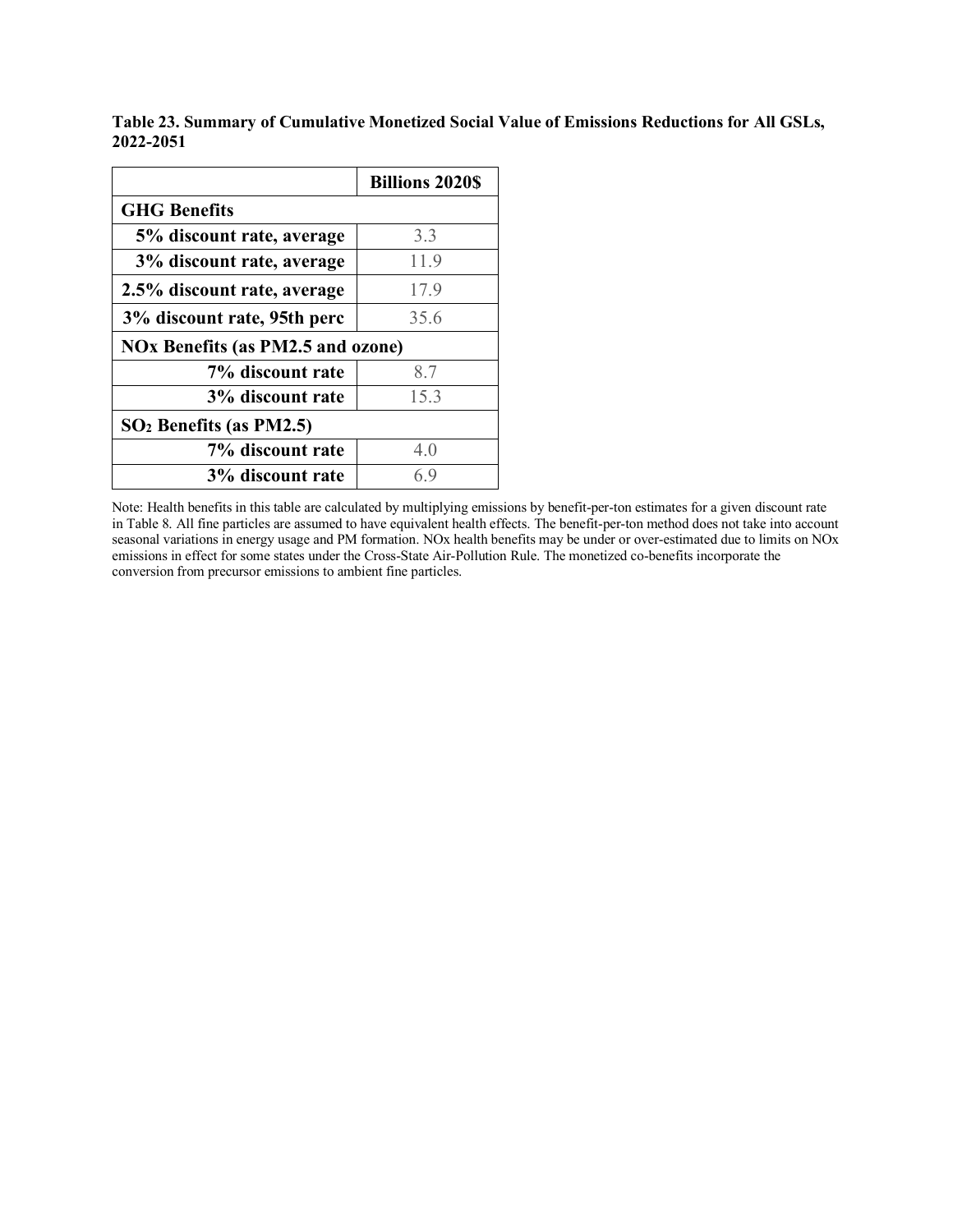**Table 23. Summary of Cumulative Monetized Social Value of Emissions Reductions for All GSLs, 2022-2051**

| | **Billions 2020$** |
|---|---|
| **GHG Benefits** | |
| **5% discount rate, average** | 3.3 |
| **3% discount rate, average** | 11.9 |
| **2.5% discount rate, average** | 17.9 |
| **3% discount rate, 95th perc** | 35.6 |
| **NOx Benefits (as PM2.5 and ozone)** | |
| **7% discount rate** | 8.7 |
| **3% discount rate** | 15.3 |
| **$SO_2$ Benefits (as PM2.5)** | |
| **7% discount rate** | 4.0 |
| **3% discount rate** | 6.9 |

Note: Health benefits in this table are calculated by multiplying emissions by benefit-per-ton estimates for a given discount rate in Table 8. All fine particles are assumed to have equivalent health effects. The benefit-per-ton method does not take into account seasonal variations in energy usage and PM formation. NOx health benefits may be under or over-estimated due to limits on NOx emissions in effect for some states under the Cross-State Air-Pollution Rule. The monetized co-benefits incorporate the conversion from precursor emissions to ambient fine particles.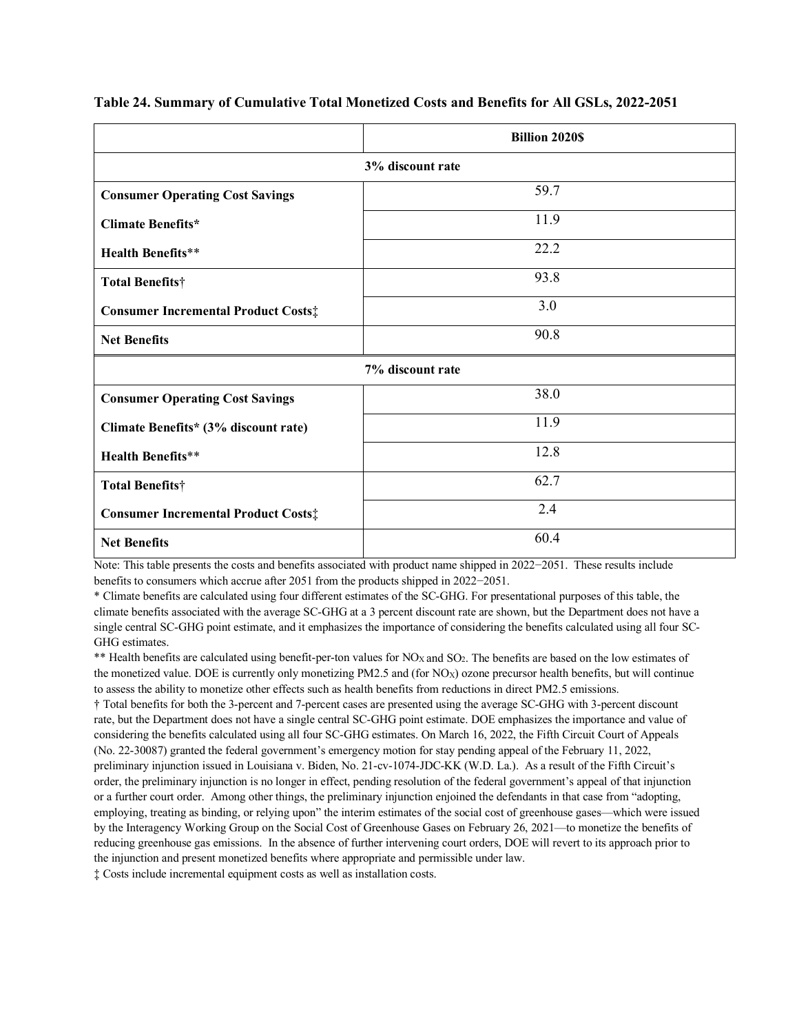**Table 24. Summary of Cumulative Total Monetized Costs and Benefits for All GSLs, 2022-2051**

| | **Billion 2020$** |
|---|---|
| **3% discount rate** | |
| **Consumer Operating Cost Savings** | 59.7 |
| **Climate Benefits*** | 11.9 |
| **Health Benefits**** | 22.2 |
| **Total Benefits†** | 93.8 |
| **Consumer Incremental Product Costs‡** | 3.0 |
| **Net Benefits** | 90.8 |
| **7% discount rate** | |
| **Consumer Operating Cost Savings** | 38.0 |
| **Climate Benefits* (3% discount rate)** | 11.9 |
| **Health Benefits**** | 12.8 |
| **Total Benefits†** | 62.7 |
| **Consumer Incremental Product Costs‡** | 2.4 |
| **Net Benefits** | 60.4 |

Note: This table presents the costs and benefits associated with product name shipped in 2022−2051. These results include benefits to consumers which accrue after 2051 from the products shipped in 2022−2051.

* Climate benefits are calculated using four different estimates of the SC-GHG. For presentational purposes of this table, the climate benefits associated with the average SC-GHG at a 3 percent discount rate are shown, but the Department does not have a single central SC-GHG point estimate, and it emphasizes the importance of considering the benefits calculated using all four SC-GHG estimates.

** Health benefits are calculated using benefit-per-ton values for $NO_X$ and $SO_2$. The benefits are based on the low estimates of the monetized value. DOE is currently only monetizing PM2.5 and (for $NO_X$) ozone precursor health benefits, but will continue to assess the ability to monetize other effects such as health benefits from reductions in direct PM2.5 emissions.

† Total benefits for both the 3-percent and 7-percent cases are presented using the average SC-GHG with 3-percent discount rate, but the Department does not have a single central SC-GHG point estimate. DOE emphasizes the importance and value of considering the benefits calculated using all four SC-GHG estimates. On March 16, 2022, the Fifth Circuit Court of Appeals (No. 22-30087) granted the federal government's emergency motion for stay pending appeal of the February 11, 2022, preliminary injunction issued in Louisiana v. Biden, No. 21-cv-1074-JDC-KK (W.D. La.). As a result of the Fifth Circuit's order, the preliminary injunction is no longer in effect, pending resolution of the federal government's appeal of that injunction or a further court order. Among other things, the preliminary injunction enjoined the defendants in that case from "adopting, employing, treating as binding, or relying upon" the interim estimates of the social cost of greenhouse gases—which were issued by the Interagency Working Group on the Social Cost of Greenhouse Gases on February 26, 2021—to monetize the benefits of reducing greenhouse gas emissions. In the absence of further intervening court orders, DOE will revert to its approach prior to the injunction and present monetized benefits where appropriate and permissible under law.

‡ Costs include incremental equipment costs as well as installation costs.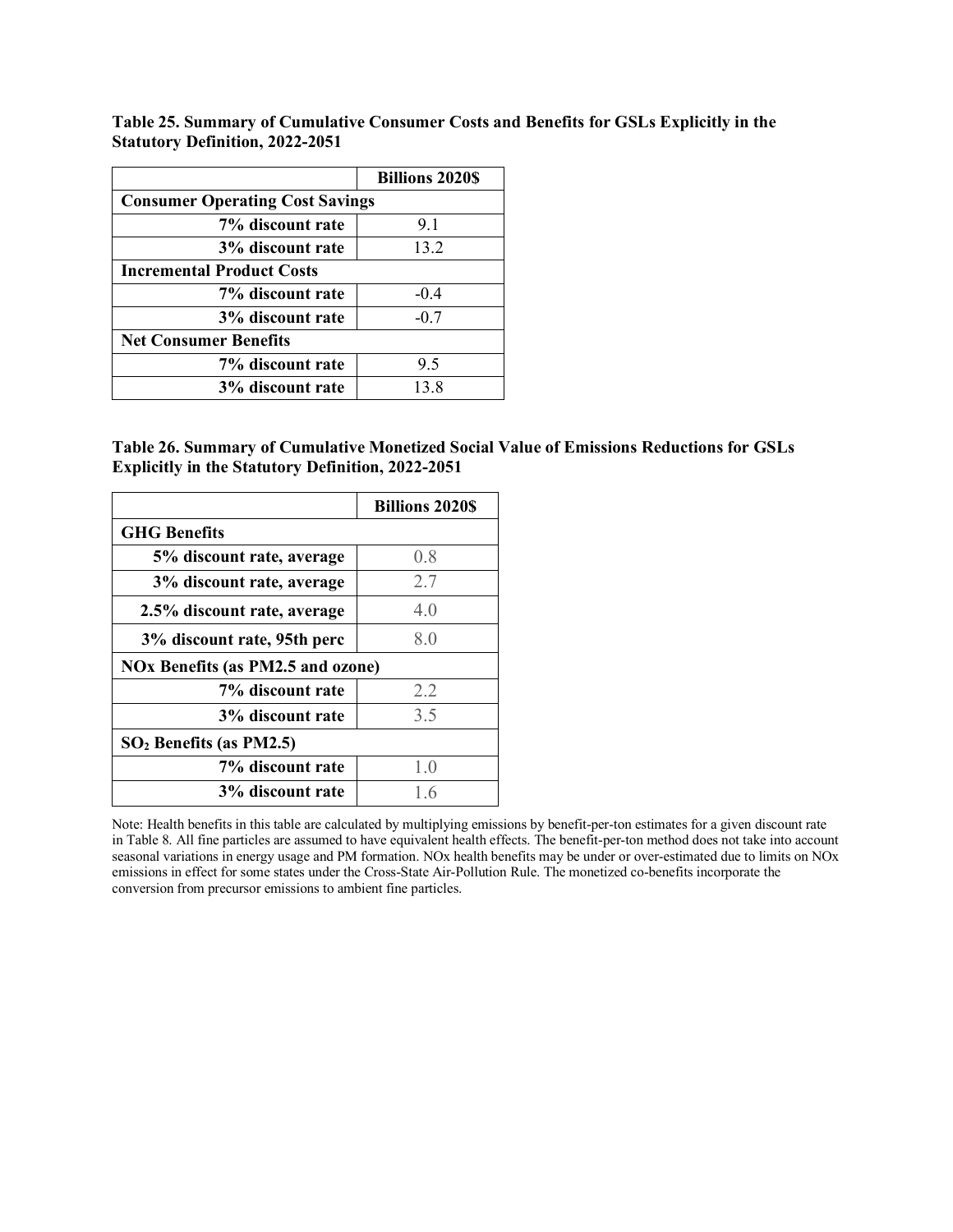**Table 25. Summary of Cumulative Consumer Costs and Benefits for GSLs Explicitly in the Statutory Definition, 2022-2051**

| | Billions 2020$ |
|---|---|
| **Consumer Operating Cost Savings** | |
| **7% discount rate** | 9.1 |
| **3% discount rate** | 13.2 |
| **Incremental Product Costs** | |
| **7% discount rate** | -0.4 |
| **3% discount rate** | -0.7 |
| **Net Consumer Benefits** | |
| **7% discount rate** | 9.5 |
| **3% discount rate** | 13.8 |

**Table 26. Summary of Cumulative Monetized Social Value of Emissions Reductions for GSLs Explicitly in the Statutory Definition, 2022-2051**

| | Billions 2020$ |
|---|---|
| **GHG Benefits** | |
| **5% discount rate, average** | 0.8 |
| **3% discount rate, average** | 2.7 |
| **2.5% discount rate, average** | 4.0 |
| **3% discount rate, 95th perc** | 8.0 |
| **NOx Benefits (as PM2.5 and ozone)** | |
| **7% discount rate** | 2.2 |
| **3% discount rate** | 3.5 |
| **$SO_2$ Benefits (as PM2.5)** | |
| **7% discount rate** | 1.0 |
| **3% discount rate** | 1.6 |

Note: Health benefits in this table are calculated by multiplying emissions by benefit-per-ton estimates for a given discount rate in Table 8. All fine particles are assumed to have equivalent health effects. The benefit-per-ton method does not take into account seasonal variations in energy usage and PM formation. NOx health benefits may be under or over-estimated due to limits on NOx emissions in effect for some states under the Cross-State Air-Pollution Rule. The monetized co-benefits incorporate the conversion from precursor emissions to ambient fine particles.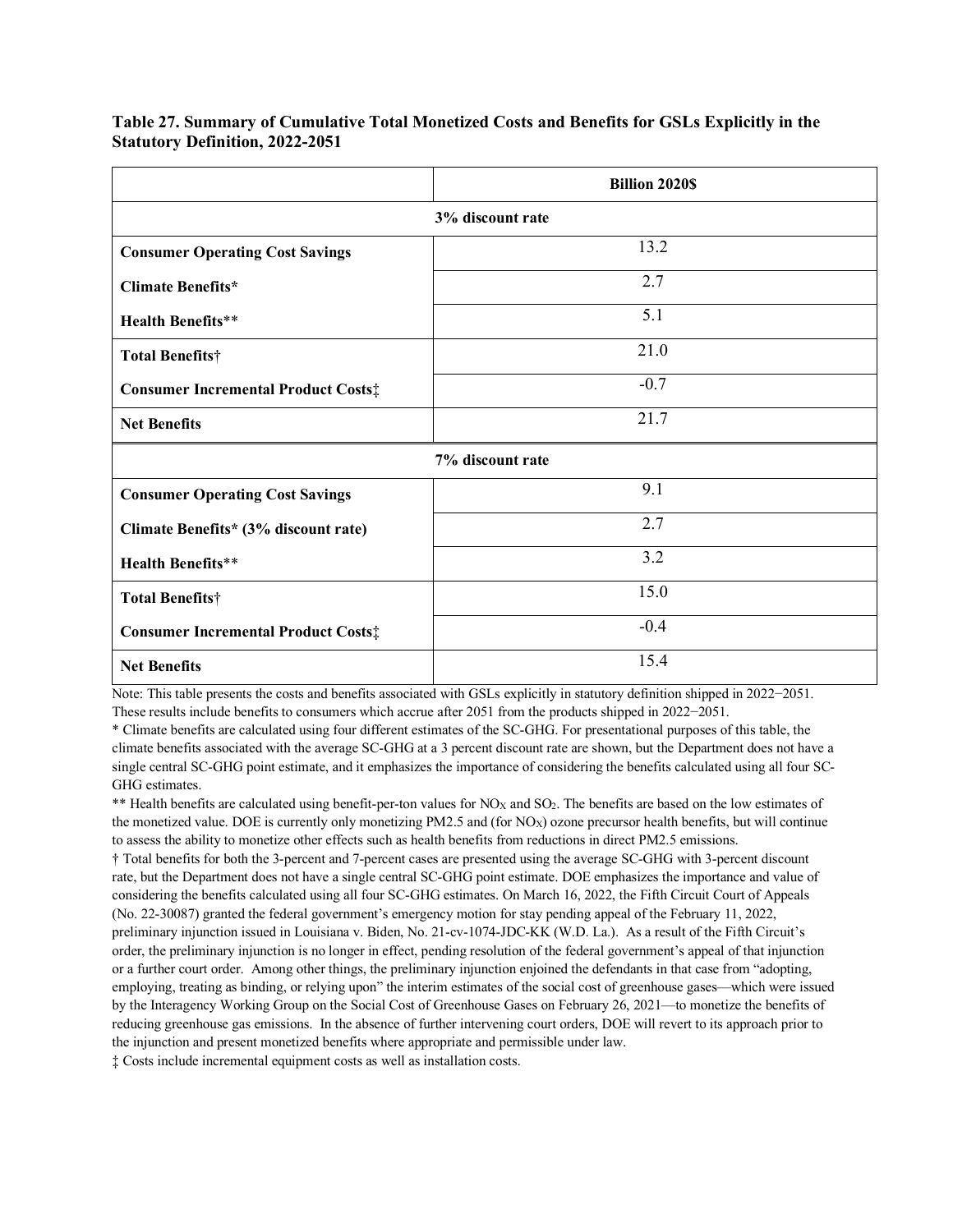**Table 27. Summary of Cumulative Total Monetized Costs and Benefits for GSLs Explicitly in the Statutory Definition, 2022-2051**

| | Billion 2020$ |
|---|---|
| **3% discount rate** | |
| **Consumer Operating Cost Savings** | 13.2 |
| **Climate Benefits*** | 2.7 |
| **Health Benefits**** | 5.1 |
| **Total Benefits†** | 21.0 |
| **Consumer Incremental Product Costs‡** | -0.7 |
| **Net Benefits** | 21.7 |
| **7% discount rate** | |
| **Consumer Operating Cost Savings** | 9.1 |
| **Climate Benefits* (3% discount rate)** | 2.7 |
| **Health Benefits**** | 3.2 |
| **Total Benefits†** | 15.0 |
| **Consumer Incremental Product Costs‡** | -0.4 |
| **Net Benefits** | 15.4 |

Note: This table presents the costs and benefits associated with GSLs explicitly in statutory definition shipped in 2022−2051. These results include benefits to consumers which accrue after 2051 from the products shipped in 2022−2051.

* Climate benefits are calculated using four different estimates of the SC-GHG. For presentational purposes of this table, the climate benefits associated with the average SC-GHG at a 3 percent discount rate are shown, but the Department does not have a single central SC-GHG point estimate, and it emphasizes the importance of considering the benefits calculated using all four SC-GHG estimates.

** Health benefits are calculated using benefit-per-ton values for $NO_X$ and $SO_2$. The benefits are based on the low estimates of the monetized value. DOE is currently only monetizing PM2.5 and (for $NO_X$) ozone precursor health benefits, but will continue to assess the ability to monetize other effects such as health benefits from reductions in direct PM2.5 emissions.

† Total benefits for both the 3-percent and 7-percent cases are presented using the average SC-GHG with 3-percent discount rate, but the Department does not have a single central SC-GHG point estimate. DOE emphasizes the importance and value of considering the benefits calculated using all four SC-GHG estimates. On March 16, 2022, the Fifth Circuit Court of Appeals (No. 22-30087) granted the federal government's emergency motion for stay pending appeal of the February 11, 2022, preliminary injunction issued in Louisiana v. Biden, No. 21-cv-1074-JDC-KK (W.D. La.). As a result of the Fifth Circuit's order, the preliminary injunction is no longer in effect, pending resolution of the federal government's appeal of that injunction or a further court order. Among other things, the preliminary injunction enjoined the defendants in that case from "adopting, employing, treating as binding, or relying upon" the interim estimates of the social cost of greenhouse gases—which were issued by the Interagency Working Group on the Social Cost of Greenhouse Gases on February 26, 2021—to monetize the benefits of reducing greenhouse gas emissions. In the absence of further intervening court orders, DOE will revert to its approach prior to the injunction and present monetized benefits where appropriate and permissible under law.

‡ Costs include incremental equipment costs as well as installation costs.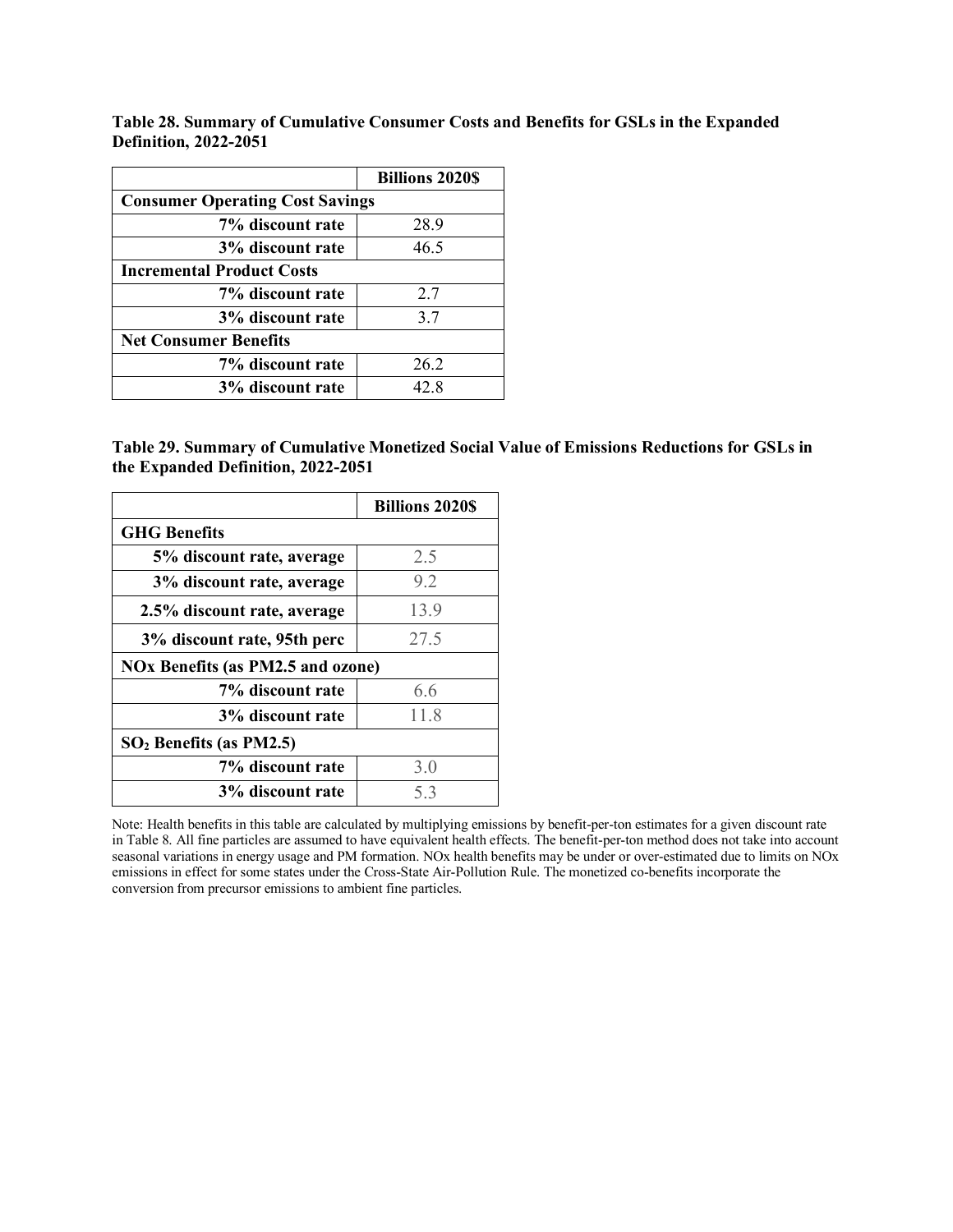**Table 28. Summary of Cumulative Consumer Costs and Benefits for GSLs in the Expanded Definition, 2022-2051**

| | Billions 2020$ |
|---|---|
| **Consumer Operating Cost Savings** | |
| **7% discount rate** | 28.9 |
| **3% discount rate** | 46.5 |
| **Incremental Product Costs** | |
| **7% discount rate** | 2.7 |
| **3% discount rate** | 3.7 |
| **Net Consumer Benefits** | |
| **7% discount rate** | 26.2 |
| **3% discount rate** | 42.8 |

**Table 29. Summary of Cumulative Monetized Social Value of Emissions Reductions for GSLs in the Expanded Definition, 2022-2051**

| | Billions 2020$ |
|---|---|
| **GHG Benefits** | |
| **5% discount rate, average** | 2.5 |
| **3% discount rate, average** | 9.2 |
| **2.5% discount rate, average** | 13.9 |
| **3% discount rate, 95th perc** | 27.5 |
| **NOx Benefits (as PM2.5 and ozone)** | |
| **7% discount rate** | 6.6 |
| **3% discount rate** | 11.8 |
| **$SO_2$ Benefits (as PM2.5)** | |
| **7% discount rate** | 3.0 |
| **3% discount rate** | 5.3 |

Note: Health benefits in this table are calculated by multiplying emissions by benefit-per-ton estimates for a given discount rate in Table 8. All fine particles are assumed to have equivalent health effects. The benefit-per-ton method does not take into account seasonal variations in energy usage and PM formation. NOx health benefits may be under or over-estimated due to limits on NOx emissions in effect for some states under the Cross-State Air-Pollution Rule. The monetized co-benefits incorporate the conversion from precursor emissions to ambient fine particles.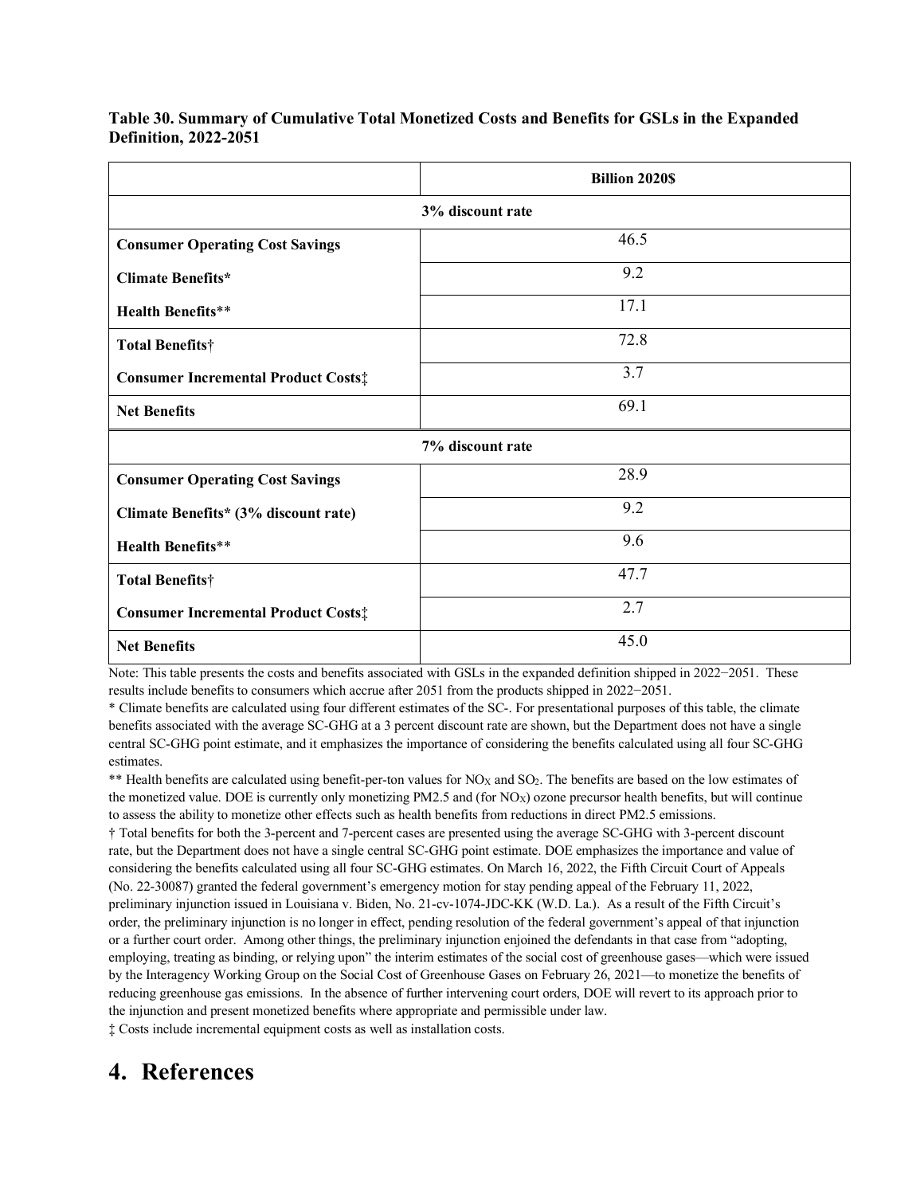**Table 30. Summary of Cumulative Total Monetized Costs and Benefits for GSLs in the Expanded Definition, 2022-2051**

| | Billion 2020$ |
|---|---|
| **3% discount rate** | |
| **Consumer Operating Cost Savings** | 46.5 |
| **Climate Benefits*** | 9.2 |
| **Health Benefits**** | 17.1 |
| **Total Benefits†** | 72.8 |
| **Consumer Incremental Product Costs‡** | 3.7 |
| **Net Benefits** | 69.1 |
| **7% discount rate** | |
| **Consumer Operating Cost Savings** | 28.9 |
| **Climate Benefits* (3% discount rate)** | 9.2 |
| **Health Benefits**** | 9.6 |
| **Total Benefits†** | 47.7 |
| **Consumer Incremental Product Costs‡** | 2.7 |
| **Net Benefits** | 45.0 |

Note: This table presents the costs and benefits associated with GSLs in the expanded definition shipped in 2022−2051. These results include benefits to consumers which accrue after 2051 from the products shipped in 2022−2051.

* Climate benefits are calculated using four different estimates of the SC-. For presentational purposes of this table, the climate benefits associated with the average SC-GHG at a 3 percent discount rate are shown, but the Department does not have a single central SC-GHG point estimate, and it emphasizes the importance of considering the benefits calculated using all four SC-GHG estimates.

** Health benefits are calculated using benefit-per-ton values for $NO_X$ and $SO_2$. The benefits are based on the low estimates of the monetized value. DOE is currently only monetizing PM2.5 and (for $NO_X$) ozone precursor health benefits, but will continue to assess the ability to monetize other effects such as health benefits from reductions in direct PM2.5 emissions.

† Total benefits for both the 3-percent and 7-percent cases are presented using the average SC-GHG with 3-percent discount rate, but the Department does not have a single central SC-GHG point estimate. DOE emphasizes the importance and value of considering the benefits calculated using all four SC-GHG estimates. On March 16, 2022, the Fifth Circuit Court of Appeals (No. 22-30087) granted the federal government's emergency motion for stay pending appeal of the February 11, 2022, preliminary injunction issued in Louisiana v. Biden, No. 21-cv-1074-JDC-KK (W.D. La.). As a result of the Fifth Circuit's order, the preliminary injunction is no longer in effect, pending resolution of the federal government's appeal of that injunction or a further court order. Among other things, the preliminary injunction enjoined the defendants in that case from "adopting, employing, treating as binding, or relying upon" the interim estimates of the social cost of greenhouse gases—which were issued by the Interagency Working Group on the Social Cost of Greenhouse Gases on February 26, 2021—to monetize the benefits of reducing greenhouse gas emissions. In the absence of further intervening court orders, DOE will revert to its approach prior to the injunction and present monetized benefits where appropriate and permissible under law.

‡ Costs include incremental equipment costs as well as installation costs.

# 4. References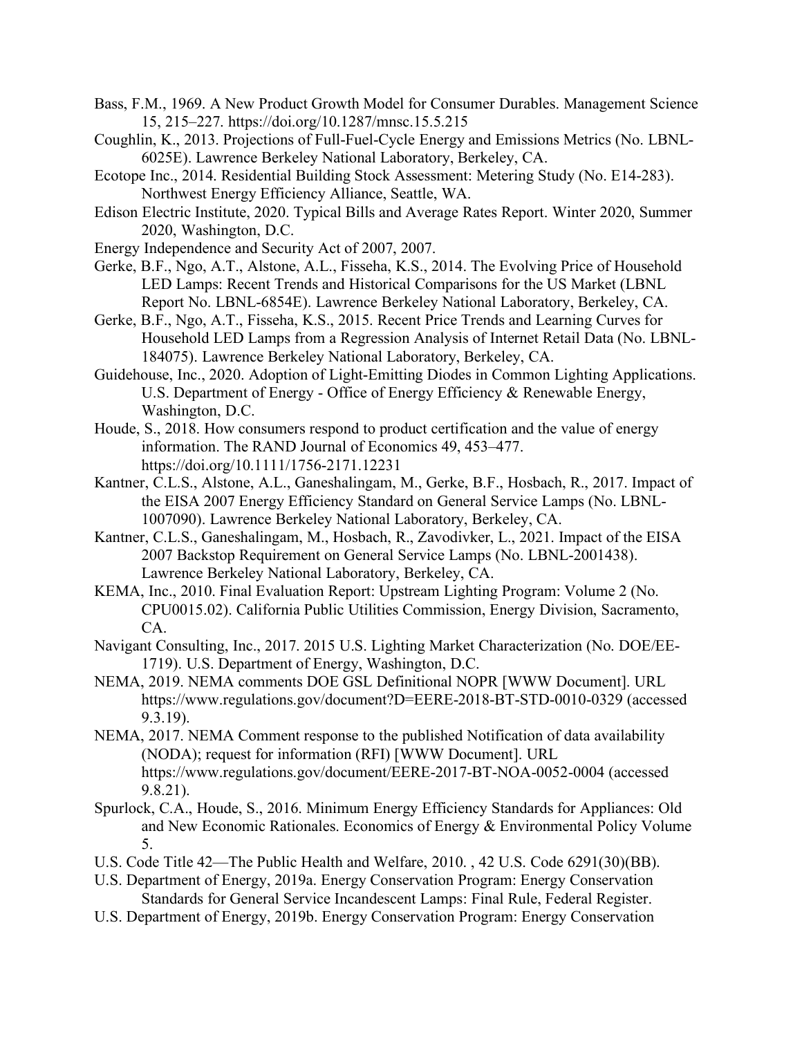Bass, F.M., 1969. A New Product Growth Model for Consumer Durables. Management Science 15, 215–227. https://doi.org/10.1287/mnsc.15.5.215

Coughlin, K., 2013. Projections of Full-Fuel-Cycle Energy and Emissions Metrics (No. LBNL-6025E). Lawrence Berkeley National Laboratory, Berkeley, CA.

Ecotope Inc., 2014. Residential Building Stock Assessment: Metering Study (No. E14-283). Northwest Energy Efficiency Alliance, Seattle, WA.

Edison Electric Institute, 2020. Typical Bills and Average Rates Report. Winter 2020, Summer 2020, Washington, D.C.

Energy Independence and Security Act of 2007, 2007.

Gerke, B.F., Ngo, A.T., Alstone, A.L., Fisseha, K.S., 2014. The Evolving Price of Household LED Lamps: Recent Trends and Historical Comparisons for the US Market (LBNL Report No. LBNL-6854E). Lawrence Berkeley National Laboratory, Berkeley, CA.

Gerke, B.F., Ngo, A.T., Fisseha, K.S., 2015. Recent Price Trends and Learning Curves for Household LED Lamps from a Regression Analysis of Internet Retail Data (No. LBNL-184075). Lawrence Berkeley National Laboratory, Berkeley, CA.

Guidehouse, Inc., 2020. Adoption of Light-Emitting Diodes in Common Lighting Applications. U.S. Department of Energy - Office of Energy Efficiency & Renewable Energy, Washington, D.C.

Houde, S., 2018. How consumers respond to product certification and the value of energy information. The RAND Journal of Economics 49, 453–477. https://doi.org/10.1111/1756-2171.12231

Kantner, C.L.S., Alstone, A.L., Ganeshalingam, M., Gerke, B.F., Hosbach, R., 2017. Impact of the EISA 2007 Energy Efficiency Standard on General Service Lamps (No. LBNL-1007090). Lawrence Berkeley National Laboratory, Berkeley, CA.

Kantner, C.L.S., Ganeshalingam, M., Hosbach, R., Zavodivker, L., 2021. Impact of the EISA 2007 Backstop Requirement on General Service Lamps (No. LBNL-2001438). Lawrence Berkeley National Laboratory, Berkeley, CA.

KEMA, Inc., 2010. Final Evaluation Report: Upstream Lighting Program: Volume 2 (No. CPU0015.02). California Public Utilities Commission, Energy Division, Sacramento, CA.

Navigant Consulting, Inc., 2017. 2015 U.S. Lighting Market Characterization (No. DOE/EE-1719). U.S. Department of Energy, Washington, D.C.

NEMA, 2019. NEMA comments DOE GSL Definitional NOPR [WWW Document]. URL https://www.regulations.gov/document?D=EERE-2018-BT-STD-0010-0329 (accessed 9.3.19).

NEMA, 2017. NEMA Comment response to the published Notification of data availability (NODA); request for information (RFI) [WWW Document]. URL https://www.regulations.gov/document/EERE-2017-BT-NOA-0052-0004 (accessed 9.8.21).

Spurlock, C.A., Houde, S., 2016. Minimum Energy Efficiency Standards for Appliances: Old and New Economic Rationales. Economics of Energy & Environmental Policy Volume 5.

U.S. Code Title 42—The Public Health and Welfare, 2010. , 42 U.S. Code 6291(30)(BB).

U.S. Department of Energy, 2019a. Energy Conservation Program: Energy Conservation Standards for General Service Incandescent Lamps: Final Rule, Federal Register.

U.S. Department of Energy, 2019b. Energy Conservation Program: Energy Conservation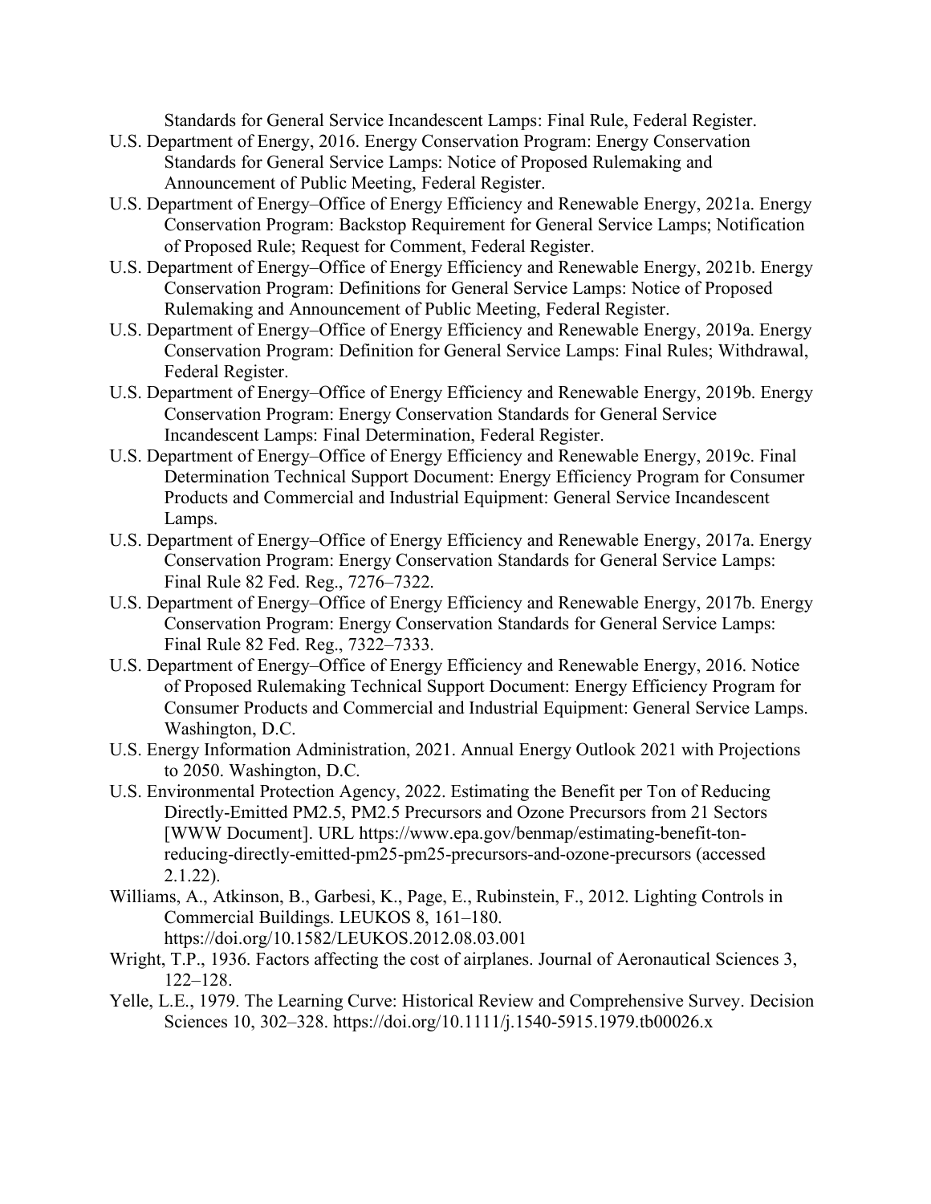Standards for General Service Incandescent Lamps: Final Rule, Federal Register.

U.S. Department of Energy, 2016. Energy Conservation Program: Energy Conservation Standards for General Service Lamps: Notice of Proposed Rulemaking and Announcement of Public Meeting, Federal Register.

U.S. Department of Energy–Office of Energy Efficiency and Renewable Energy, 2021a. Energy Conservation Program: Backstop Requirement for General Service Lamps; Notification of Proposed Rule; Request for Comment, Federal Register.

U.S. Department of Energy–Office of Energy Efficiency and Renewable Energy, 2021b. Energy Conservation Program: Definitions for General Service Lamps: Notice of Proposed Rulemaking and Announcement of Public Meeting, Federal Register.

U.S. Department of Energy–Office of Energy Efficiency and Renewable Energy, 2019a. Energy Conservation Program: Definition for General Service Lamps: Final Rules; Withdrawal, Federal Register.

U.S. Department of Energy–Office of Energy Efficiency and Renewable Energy, 2019b. Energy Conservation Program: Energy Conservation Standards for General Service Incandescent Lamps: Final Determination, Federal Register.

U.S. Department of Energy–Office of Energy Efficiency and Renewable Energy, 2019c. Final Determination Technical Support Document: Energy Efficiency Program for Consumer Products and Commercial and Industrial Equipment: General Service Incandescent Lamps.

U.S. Department of Energy–Office of Energy Efficiency and Renewable Energy, 2017a. Energy Conservation Program: Energy Conservation Standards for General Service Lamps: Final Rule 82 Fed. Reg., 7276–7322.

U.S. Department of Energy–Office of Energy Efficiency and Renewable Energy, 2017b. Energy Conservation Program: Energy Conservation Standards for General Service Lamps: Final Rule 82 Fed. Reg., 7322–7333.

U.S. Department of Energy–Office of Energy Efficiency and Renewable Energy, 2016. Notice of Proposed Rulemaking Technical Support Document: Energy Efficiency Program for Consumer Products and Commercial and Industrial Equipment: General Service Lamps. Washington, D.C.

U.S. Energy Information Administration, 2021. Annual Energy Outlook 2021 with Projections to 2050. Washington, D.C.

U.S. Environmental Protection Agency, 2022. Estimating the Benefit per Ton of Reducing Directly-Emitted PM2.5, PM2.5 Precursors and Ozone Precursors from 21 Sectors [WWW Document]. URL https://www.epa.gov/benmap/estimating-benefit-ton-reducing-directly-emitted-pm25-pm25-precursors-and-ozone-precursors (accessed 2.1.22).

Williams, A., Atkinson, B., Garbesi, K., Page, E., Rubinstein, F., 2012. Lighting Controls in Commercial Buildings. LEUKOS 8, 161–180. https://doi.org/10.1582/LEUKOS.2012.08.03.001

Wright, T.P., 1936. Factors affecting the cost of airplanes. Journal of Aeronautical Sciences 3, 122–128.

Yelle, L.E., 1979. The Learning Curve: Historical Review and Comprehensive Survey. Decision Sciences 10, 302–328. https://doi.org/10.1111/j.1540-5915.1979.tb00026.x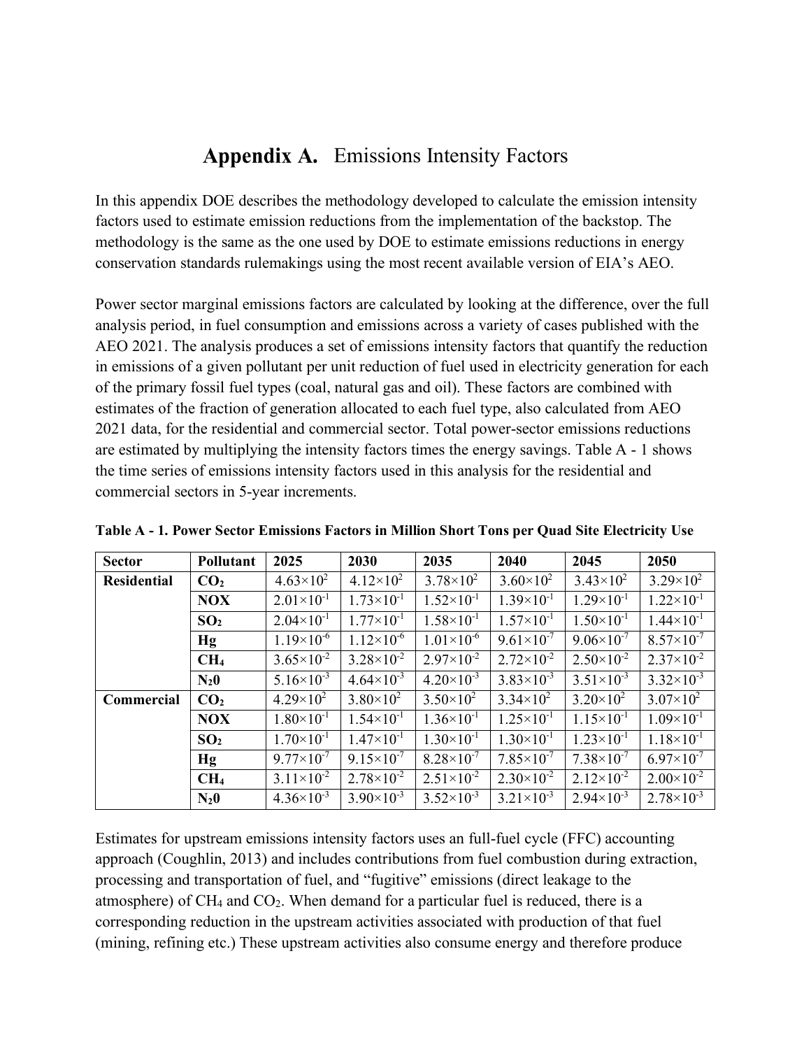# Appendix A. Emissions Intensity Factors

In this appendix DOE describes the methodology developed to calculate the emission intensity factors used to estimate emission reductions from the implementation of the backstop. The methodology is the same as the one used by DOE to estimate emissions reductions in energy conservation standards rulemakings using the most recent available version of EIA's AEO.

Power sector marginal emissions factors are calculated by looking at the difference, over the full analysis period, in fuel consumption and emissions across a variety of cases published with the AEO 2021. The analysis produces a set of emissions intensity factors that quantify the reduction in emissions of a given pollutant per unit reduction of fuel used in electricity generation for each of the primary fossil fuel types (coal, natural gas and oil). These factors are combined with estimates of the fraction of generation allocated to each fuel type, also calculated from AEO 2021 data, for the residential and commercial sector. Total power-sector emissions reductions are estimated by multiplying the intensity factors times the energy savings. Table A - 1 shows the time series of emissions intensity factors used in this analysis for the residential and commercial sectors in 5-year increments.

**Table A - 1. Power Sector Emissions Factors in Million Short Tons per Quad Site Electricity Use**

| Sector | Pollutant | 2025 | 2030 | 2035 | 2040 | 2045 | 2050 |
|---|---|---|---|---|---|---|---|
| **Residential** | $CO_2$ | $4.63\times10^{2}$ | $4.12\times10^{2}$ | $3.78\times10^{2}$ | $3.60\times10^{2}$ | $3.43\times10^{2}$ | $3.29\times10^{2}$ |
| | NOX | $2.01\times10^{-1}$ | $1.73\times10^{-1}$ | $1.52\times10^{-1}$ | $1.39\times10^{-1}$ | $1.29\times10^{-1}$ | $1.22\times10^{-1}$ |
| | $SO_2$ | $2.04\times10^{-1}$ | $1.77\times10^{-1}$ | $1.58\times10^{-1}$ | $1.57\times10^{-1}$ | $1.50\times10^{-1}$ | $1.44\times10^{-1}$ |
| | Hg | $1.19\times10^{-6}$ | $1.12\times10^{-6}$ | $1.01\times10^{-6}$ | $9.61\times10^{-7}$ | $9.06\times10^{-7}$ | $8.57\times10^{-7}$ |
| | $CH_4$ | $3.65\times10^{-2}$ | $3.28\times10^{-2}$ | $2.97\times10^{-2}$ | $2.72\times10^{-2}$ | $2.50\times10^{-2}$ | $2.37\times10^{-2}$ |
| | $N_20$ | $5.16\times10^{-3}$ | $4.64\times10^{-3}$ | $4.20\times10^{-3}$ | $3.83\times10^{-3}$ | $3.51\times10^{-3}$ | $3.32\times10^{-3}$ |
| **Commercial** | $CO_2$ | $4.29\times10^{2}$ | $3.80\times10^{2}$ | $3.50\times10^{2}$ | $3.34\times10^{2}$ | $3.20\times10^{2}$ | $3.07\times10^{2}$ |
| | NOX | $1.80\times10^{-1}$ | $1.54\times10^{-1}$ | $1.36\times10^{-1}$ | $1.25\times10^{-1}$ | $1.15\times10^{-1}$ | $1.09\times10^{-1}$ |
| | $SO_2$ | $1.70\times10^{-1}$ | $1.47\times10^{-1}$ | $1.30\times10^{-1}$ | $1.30\times10^{-1}$ | $1.23\times10^{-1}$ | $1.18\times10^{-1}$ |
| | Hg | $9.77\times10^{-7}$ | $9.15\times10^{-7}$ | $8.28\times10^{-7}$ | $7.85\times10^{-7}$ | $7.38\times10^{-7}$ | $6.97\times10^{-7}$ |
| | $CH_4$ | $3.11\times10^{-2}$ | $2.78\times10^{-2}$ | $2.51\times10^{-2}$ | $2.30\times10^{-2}$ | $2.12\times10^{-2}$ | $2.00\times10^{-2}$ |
| | $N_20$ | $4.36\times10^{-3}$ | $3.90\times10^{-3}$ | $3.52\times10^{-3}$ | $3.21\times10^{-3}$ | $2.94\times10^{-3}$ | $2.78\times10^{-3}$ |

Estimates for upstream emissions intensity factors uses an full-fuel cycle (FFC) accounting approach (Coughlin, 2013) and includes contributions from fuel combustion during extraction, processing and transportation of fuel, and "fugitive" emissions (direct leakage to the atmosphere) of $CH_4$ and $CO_2$. When demand for a particular fuel is reduced, there is a corresponding reduction in the upstream activities associated with production of that fuel (mining, refining etc.) These upstream activities also consume energy and therefore produce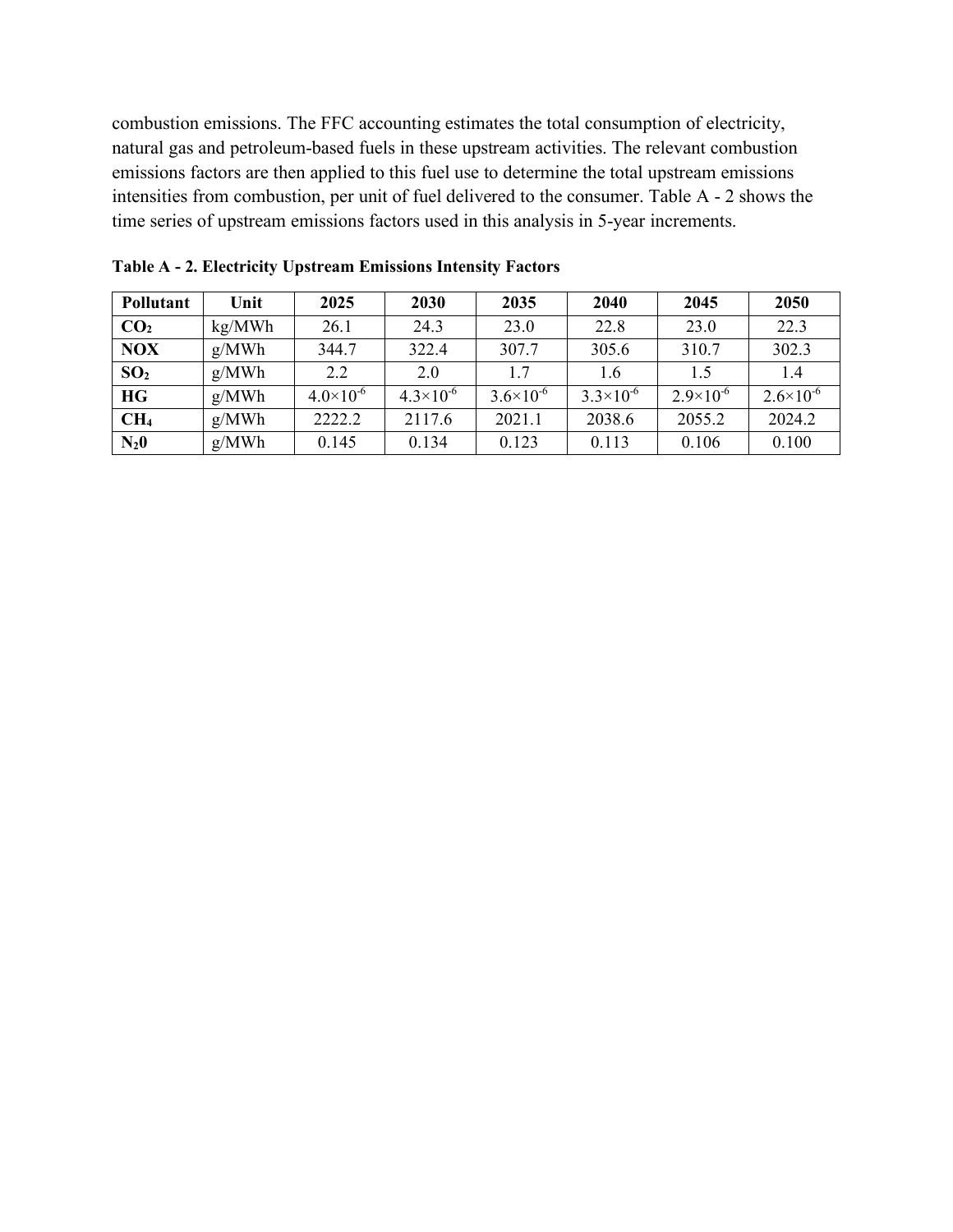combustion emissions. The FFC accounting estimates the total consumption of electricity, natural gas and petroleum-based fuels in these upstream activities. The relevant combustion emissions factors are then applied to this fuel use to determine the total upstream emissions intensities from combustion, per unit of fuel delivered to the consumer. Table A - 2 shows the time series of upstream emissions factors used in this analysis in 5-year increments.

**Table A - 2. Electricity Upstream Emissions Intensity Factors**

| Pollutant | Unit | 2025 | 2030 | 2035 | 2040 | 2045 | 2050 |
|---|---|---|---|---|---|---|---|
| **$CO_2$** | kg/MWh | 26.1 | 24.3 | 23.0 | 22.8 | 23.0 | 22.3 |
| **NOX** | g/MWh | 344.7 | 322.4 | 307.7 | 305.6 | 310.7 | 302.3 |
| **$SO_2$** | g/MWh | 2.2 | 2.0 | 1.7 | 1.6 | 1.5 | 1.4 |
| **HG** | g/MWh | $4.0 \times 10^{-6}$ | $4.3 \times 10^{-6}$ | $3.6 \times 10^{-6}$ | $3.3 \times 10^{-6}$ | $2.9 \times 10^{-6}$ | $2.6 \times 10^{-6}$ |
| **$CH_4$** | g/MWh | 2222.2 | 2117.6 | 2021.1 | 2038.6 | 2055.2 | 2024.2 |
| **$N_20$** | g/MWh | 0.145 | 0.134 | 0.123 | 0.113 | 0.106 | 0.100 |